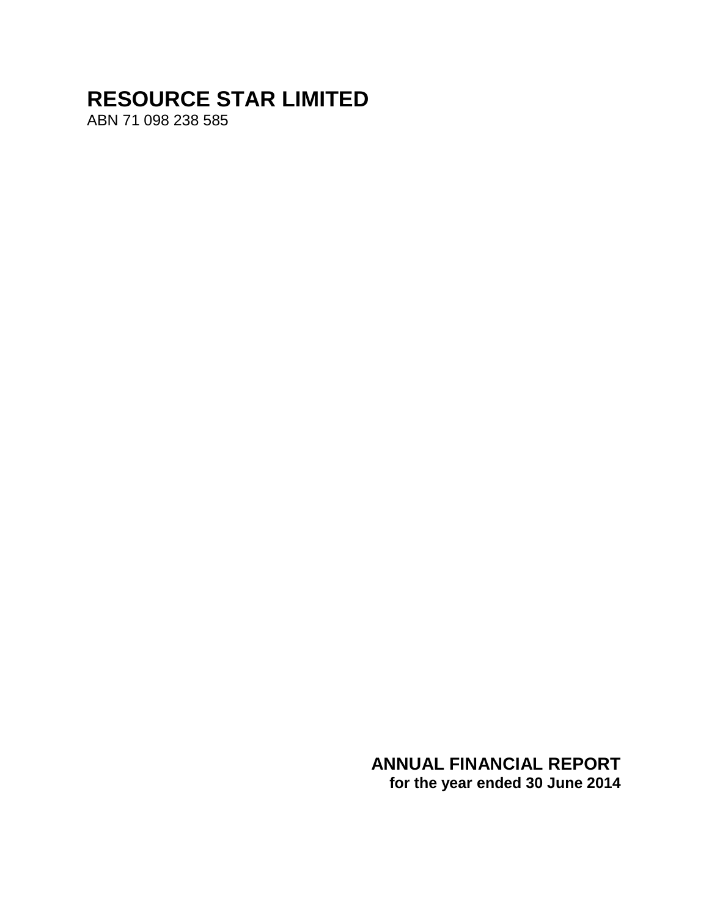# RESOURCE STAR LIMITED

ABN 71 098 238 585

## ANNUAL FINANCIAL REPORT

**for the year ended 30 June 2014**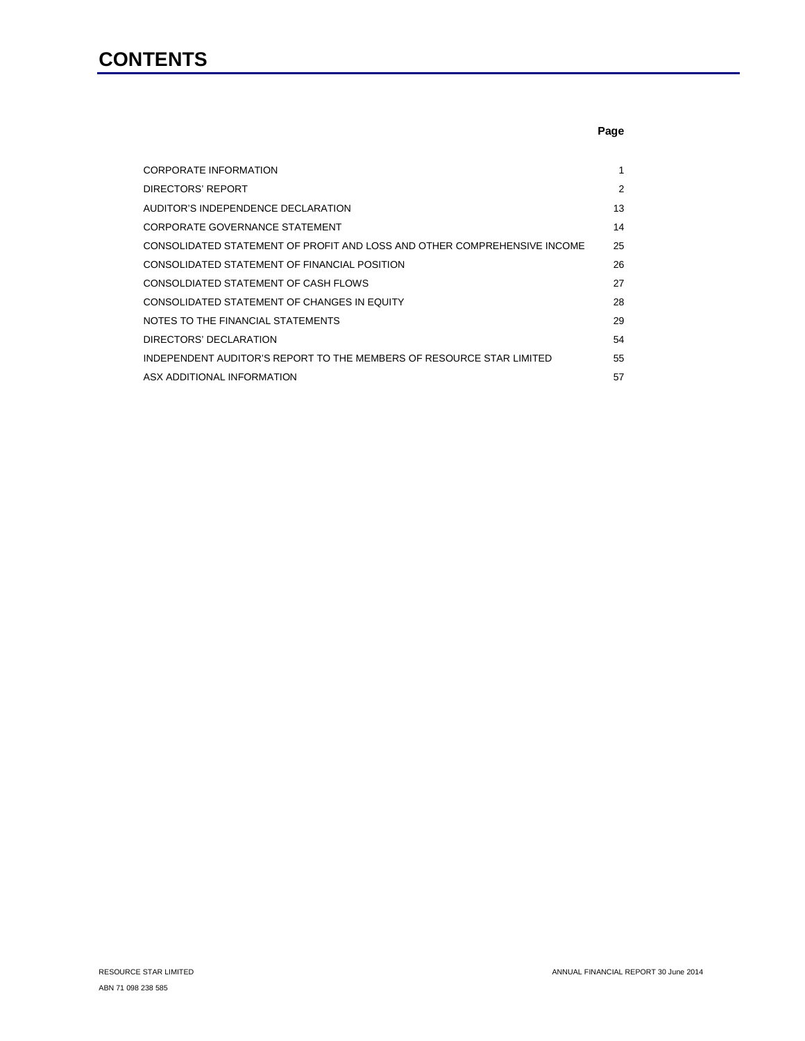# CONTENTS

| | Page |
|---|---|
| CORPORATE INFORMATION | 1 |
| DIRECTORS' REPORT | 2 |
| AUDITOR'S INDEPENDENCE DECLARATION | 13 |
| CORPORATE GOVERNANCE STATEMENT | 14 |
| CONSOLIDATED STATEMENT OF PROFIT AND LOSS AND OTHER COMPREHENSIVE INCOME | 25 |
| CONSOLIDATED STATEMENT OF FINANCIAL POSITION | 26 |
| CONSOLDIDATED STATEMENT OF CASH FLOWS | 27 |
| CONSOLIDATED STATEMENT OF CHANGES IN EQUITY | 28 |
| NOTES TO THE FINANCIAL STATEMENTS | 29 |
| DIRECTORS' DECLARATION | 54 |
| INDEPENDENT AUDITOR'S REPORT TO THE MEMBERS OF RESOURCE STAR LIMITED | 55 |
| ASX ADDITIONAL INFORMATION | 57 |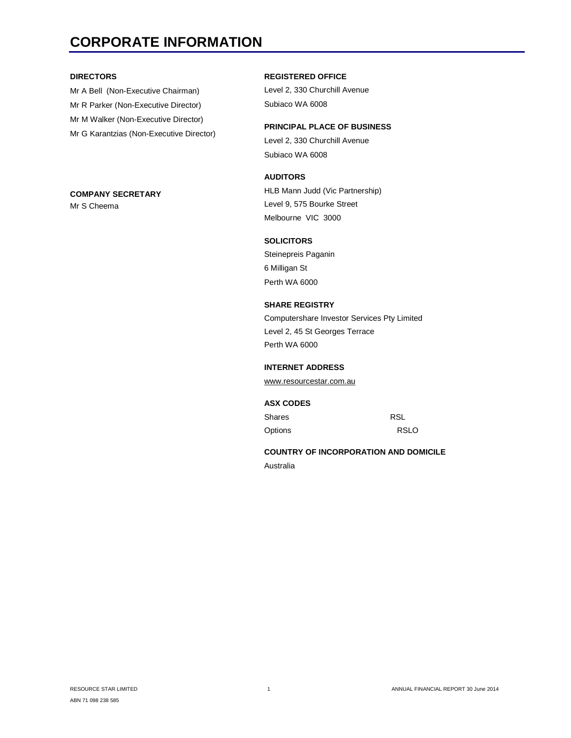# CORPORATE INFORMATION

**DIRECTORS**

Mr A Bell (Non-Executive Chairman)
Mr R Parker (Non-Executive Director)
Mr M Walker (Non-Executive Director)
Mr G Karantzias (Non-Executive Director)

**COMPANY SECRETARY**

Mr S Cheema

**REGISTERED OFFICE**

Level 2, 330 Churchill Avenue
Subiaco WA 6008

**PRINCIPAL PLACE OF BUSINESS**

Level 2, 330 Churchill Avenue
Subiaco WA 6008

**AUDITORS**

HLB Mann Judd (Vic Partnership)
Level 9, 575 Bourke Street
Melbourne VIC 3000

**SOLICITORS**

Steinepreis Paganin
6 Milligan St
Perth WA 6000

**SHARE REGISTRY**

Computershare Investor Services Pty Limited
Level 2, 45 St Georges Terrace
Perth WA 6000

**INTERNET ADDRESS**

www.resourcestar.com.au

**ASX CODES**

| | |
|---|---|
| Shares | RSL |
| Options | RSLO |

**COUNTRY OF INCORPORATION AND DOMICILE**

Australia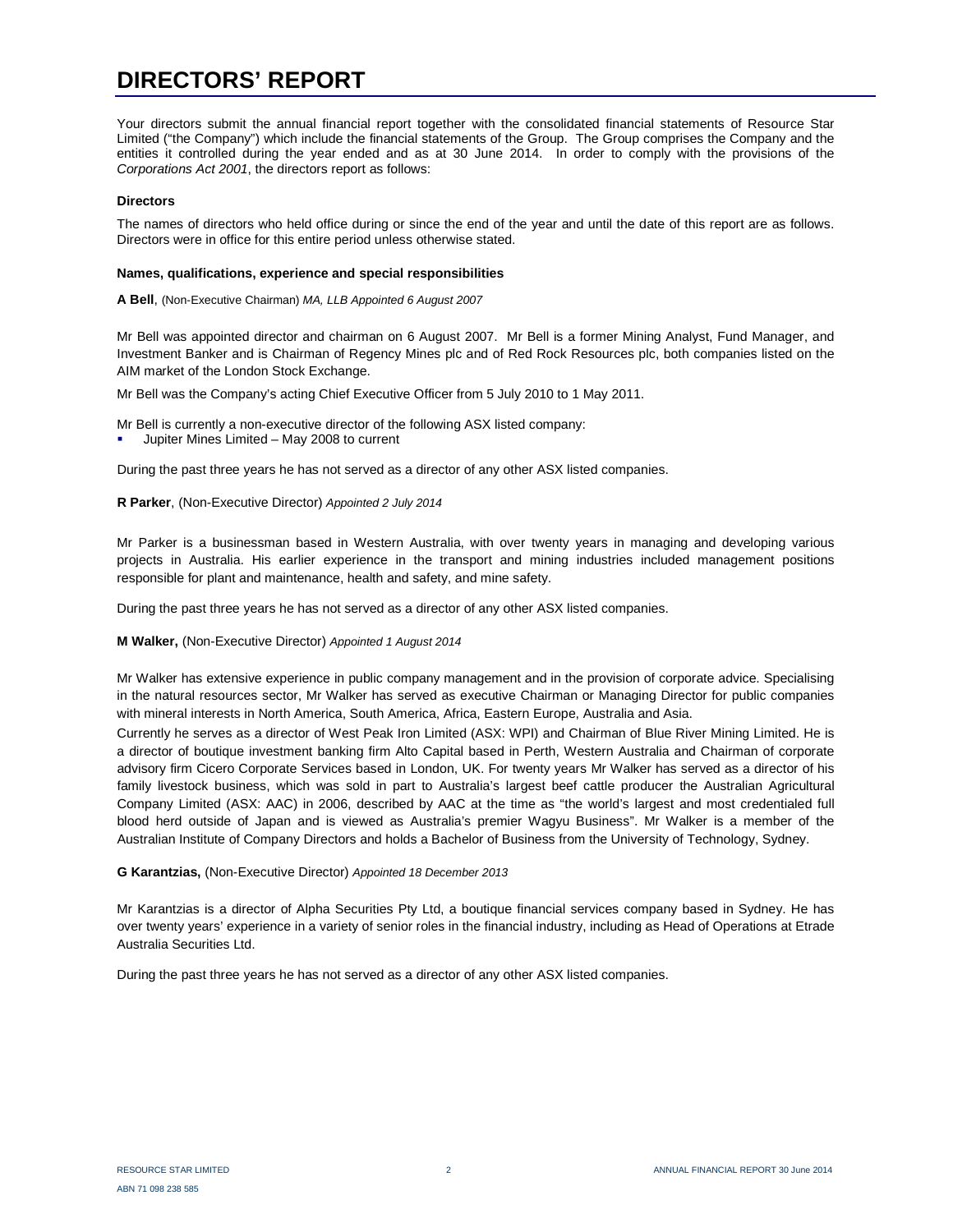# DIRECTORS' REPORT

Your directors submit the annual financial report together with the consolidated financial statements of Resource Star Limited ("the Company") which include the financial statements of the Group. The Group comprises the Company and the entities it controlled during the year ended and as at 30 June 2014. In order to comply with the provisions of the *Corporations Act 2001*, the directors report as follows:

**Directors**

The names of directors who held office during or since the end of the year and until the date of this report are as follows. Directors were in office for this entire period unless otherwise stated.

**Names, qualifications, experience and special responsibilities**

**A Bell**, (Non-Executive Chairman) *MA, LLB Appointed 6 August 2007*

Mr Bell was appointed director and chairman on 6 August 2007. Mr Bell is a former Mining Analyst, Fund Manager, and Investment Banker and is Chairman of Regency Mines plc and of Red Rock Resources plc, both companies listed on the AIM market of the London Stock Exchange.

Mr Bell was the Company's acting Chief Executive Officer from 5 July 2010 to 1 May 2011.

Mr Bell is currently a non-executive director of the following ASX listed company:

- Jupiter Mines Limited – May 2008 to current

During the past three years he has not served as a director of any other ASX listed companies.

**R Parker**, (Non-Executive Director) *Appointed 2 July 2014*

Mr Parker is a businessman based in Western Australia, with over twenty years in managing and developing various projects in Australia. His earlier experience in the transport and mining industries included management positions responsible for plant and maintenance, health and safety, and mine safety.

During the past three years he has not served as a director of any other ASX listed companies.

**M Walker,** (Non-Executive Director) *Appointed 1 August 2014*

Mr Walker has extensive experience in public company management and in the provision of corporate advice. Specialising in the natural resources sector, Mr Walker has served as executive Chairman or Managing Director for public companies with mineral interests in North America, South America, Africa, Eastern Europe, Australia and Asia.

Currently he serves as a director of West Peak Iron Limited (ASX: WPI) and Chairman of Blue River Mining Limited. He is a director of boutique investment banking firm Alto Capital based in Perth, Western Australia and Chairman of corporate advisory firm Cicero Corporate Services based in London, UK. For twenty years Mr Walker has served as a director of his family livestock business, which was sold in part to Australia's largest beef cattle producer the Australian Agricultural Company Limited (ASX: AAC) in 2006, described by AAC at the time as "the world's largest and most credentialed full blood herd outside of Japan and is viewed as Australia's premier Wagyu Business". Mr Walker is a member of the Australian Institute of Company Directors and holds a Bachelor of Business from the University of Technology, Sydney.

**G Karantzias,** (Non-Executive Director) *Appointed 18 December 2013*

Mr Karantzias is a director of Alpha Securities Pty Ltd, a boutique financial services company based in Sydney. He has over twenty years' experience in a variety of senior roles in the financial industry, including as Head of Operations at Etrade Australia Securities Ltd.

During the past three years he has not served as a director of any other ASX listed companies.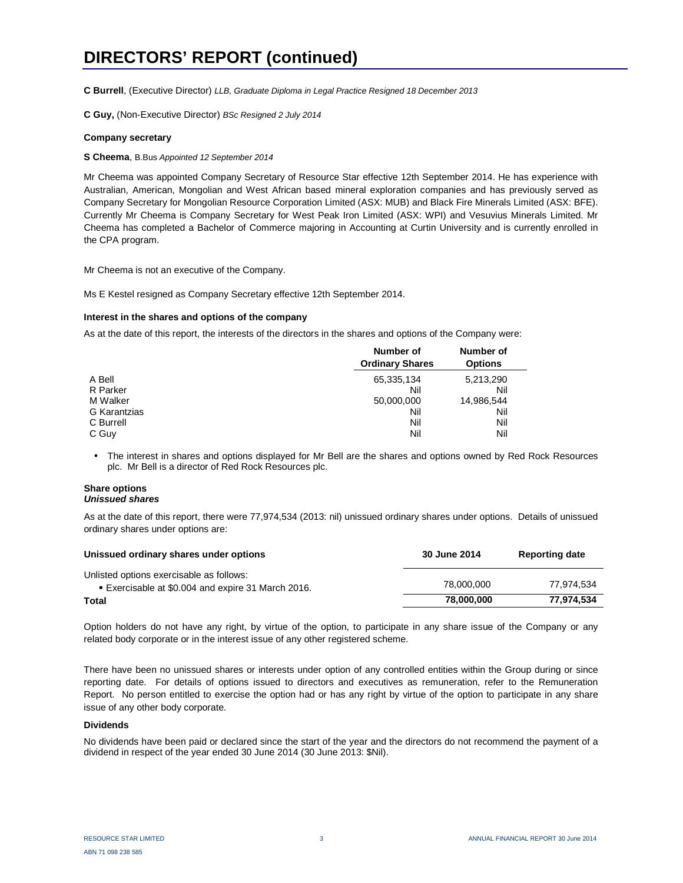# DIRECTORS' REPORT (continued)

**C Burrell**, (Executive Director) *LLB, Graduate Diploma in Legal Practice Resigned 18 December 2013*

**C Guy,** (Non-Executive Director) *BSc Resigned 2 July 2014*

**Company secretary**

**S Cheema**, B.Bus *Appointed 12 September 2014*

Mr Cheema was appointed Company Secretary of Resource Star effective 12th September 2014. He has experience with Australian, American, Mongolian and West African based mineral exploration companies and has previously served as Company Secretary for Mongolian Resource Corporation Limited (ASX: MUB) and Black Fire Minerals Limited (ASX: BFE). Currently Mr Cheema is Company Secretary for West Peak Iron Limited (ASX: WPI) and Vesuvius Minerals Limited. Mr Cheema has completed a Bachelor of Commerce majoring in Accounting at Curtin University and is currently enrolled in the CPA program.

Mr Cheema is not an executive of the Company.

Ms E Kestel resigned as Company Secretary effective 12th September 2014.

**Interest in the shares and options of the company**

As at the date of this report, the interests of the directors in the shares and options of the Company were:

| | Number of Ordinary Shares | Number of Options |
|---|---|---|
| A Bell | 65,335,134 | 5,213,290 |
| R Parker | Nil | Nil |
| M Walker | 50,000,000 | 14,986,544 |
| G Karantzias | Nil | Nil |
| C Burrell | Nil | Nil |
| C Guy | Nil | Nil |

- The interest in shares and options displayed for Mr Bell are the shares and options owned by Red Rock Resources plc. Mr Bell is a director of Red Rock Resources plc.

**Share options**
***Unissued shares***

As at the date of this report, there were 77,974,534 (2013: nil) unissued ordinary shares under options. Details of unissued ordinary shares under options are:

| Unissued ordinary shares under options | 30 June 2014 | Reporting date |
|---|---|---|
| Unlisted options exercisable as follows: | | |
| ▪ Exercisable at $0.004 and expire 31 March 2016. | 78,000,000 | 77,974,534 |
| **Total** | **78,000,000** | **77,974,534** |

Option holders do not have any right, by virtue of the option, to participate in any share issue of the Company or any related body corporate or in the interest issue of any other registered scheme.

There have been no unissued shares or interests under option of any controlled entities within the Group during or since reporting date. For details of options issued to directors and executives as remuneration, refer to the Remuneration Report. No person entitled to exercise the option had or has any right by virtue of the option to participate in any share issue of any other body corporate.

**Dividends**

No dividends have been paid or declared since the start of the year and the directors do not recommend the payment of a dividend in respect of the year ended 30 June 2014 (30 June 2013: $Nil).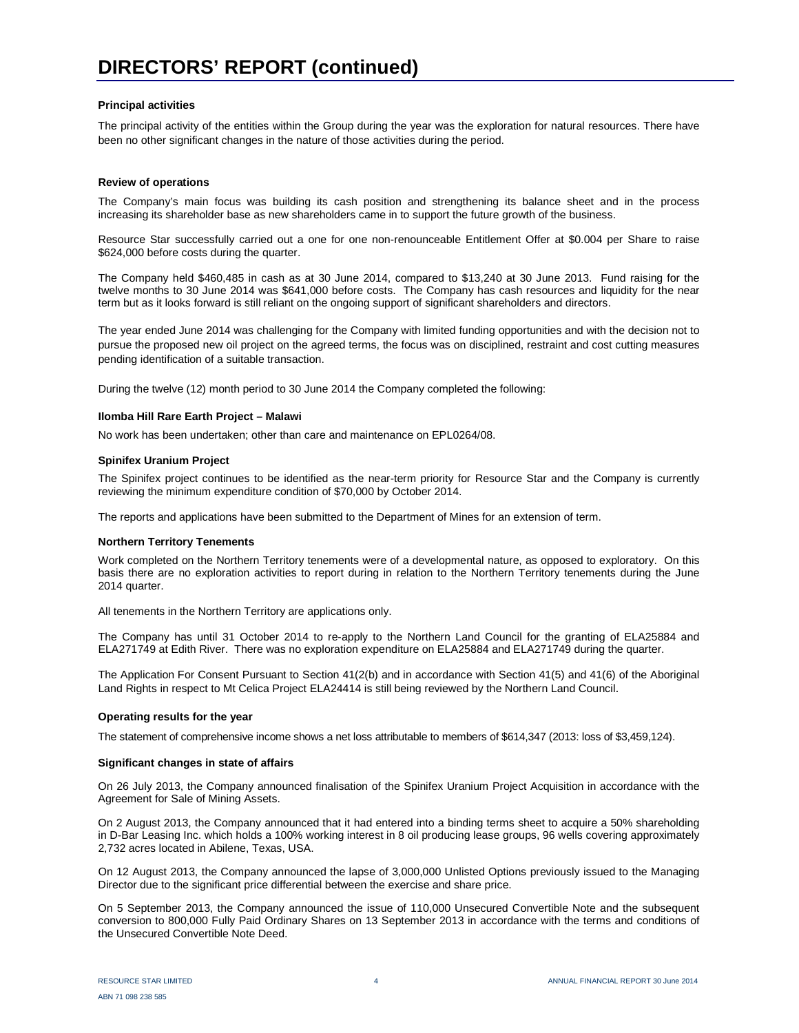# DIRECTORS' REPORT (continued)

**Principal activities**

The principal activity of the entities within the Group during the year was the exploration for natural resources. There have been no other significant changes in the nature of those activities during the period.

**Review of operations**

The Company's main focus was building its cash position and strengthening its balance sheet and in the process increasing its shareholder base as new shareholders came in to support the future growth of the business.

Resource Star successfully carried out a one for one non-renounceable Entitlement Offer at $0.004 per Share to raise $624,000 before costs during the quarter.

The Company held $460,485 in cash as at 30 June 2014, compared to $13,240 at 30 June 2013. Fund raising for the twelve months to 30 June 2014 was $641,000 before costs. The Company has cash resources and liquidity for the near term but as it looks forward is still reliant on the ongoing support of significant shareholders and directors.

The year ended June 2014 was challenging for the Company with limited funding opportunities and with the decision not to pursue the proposed new oil project on the agreed terms, the focus was on disciplined, restraint and cost cutting measures pending identification of a suitable transaction.

During the twelve (12) month period to 30 June 2014 the Company completed the following:

**Ilomba Hill Rare Earth Project – Malawi**

No work has been undertaken; other than care and maintenance on EPL0264/08.

**Spinifex Uranium Project**

The Spinifex project continues to be identified as the near-term priority for Resource Star and the Company is currently reviewing the minimum expenditure condition of $70,000 by October 2014.

The reports and applications have been submitted to the Department of Mines for an extension of term.

**Northern Territory Tenements**

Work completed on the Northern Territory tenements were of a developmental nature, as opposed to exploratory. On this basis there are no exploration activities to report during in relation to the Northern Territory tenements during the June 2014 quarter.

All tenements in the Northern Territory are applications only.

The Company has until 31 October 2014 to re-apply to the Northern Land Council for the granting of ELA25884 and ELA271749 at Edith River. There was no exploration expenditure on ELA25884 and ELA271749 during the quarter.

The Application For Consent Pursuant to Section 41(2(b) and in accordance with Section 41(5) and 41(6) of the Aboriginal Land Rights in respect to Mt Celica Project ELA24414 is still being reviewed by the Northern Land Council.

**Operating results for the year**

The statement of comprehensive income shows a net loss attributable to members of $614,347 (2013: loss of $3,459,124).

**Significant changes in state of affairs**

On 26 July 2013, the Company announced finalisation of the Spinifex Uranium Project Acquisition in accordance with the Agreement for Sale of Mining Assets.

On 2 August 2013, the Company announced that it had entered into a binding terms sheet to acquire a 50% shareholding in D-Bar Leasing Inc. which holds a 100% working interest in 8 oil producing lease groups, 96 wells covering approximately 2,732 acres located in Abilene, Texas, USA.

On 12 August 2013, the Company announced the lapse of 3,000,000 Unlisted Options previously issued to the Managing Director due to the significant price differential between the exercise and share price.

On 5 September 2013, the Company announced the issue of 110,000 Unsecured Convertible Note and the subsequent conversion to 800,000 Fully Paid Ordinary Shares on 13 September 2013 in accordance with the terms and conditions of the Unsecured Convertible Note Deed.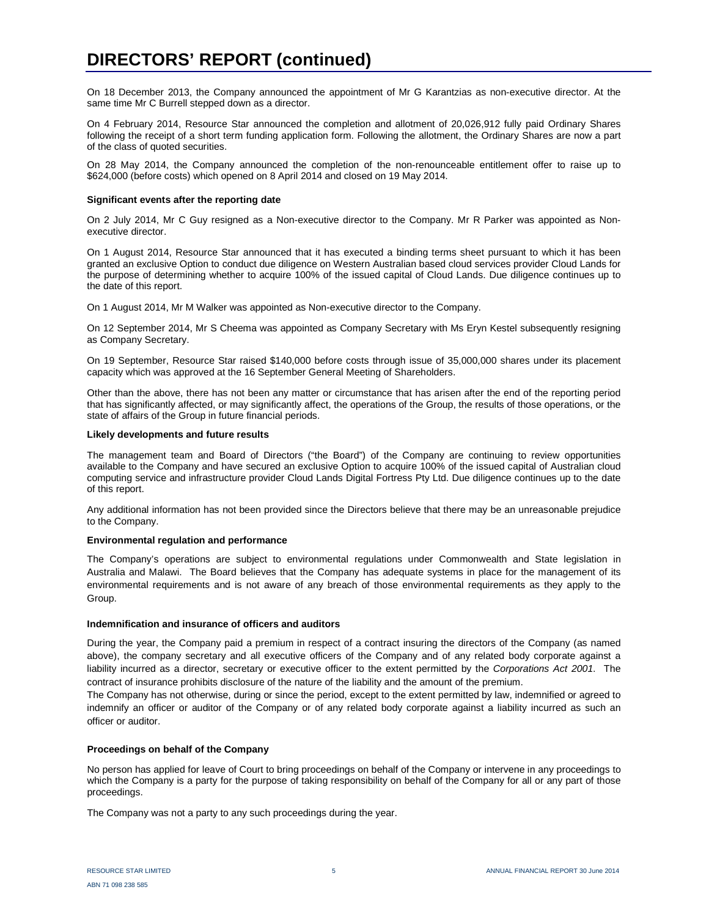# DIRECTORS' REPORT (continued)

On 18 December 2013, the Company announced the appointment of Mr G Karantzias as non-executive director. At the same time Mr C Burrell stepped down as a director.

On 4 February 2014, Resource Star announced the completion and allotment of 20,026,912 fully paid Ordinary Shares following the receipt of a short term funding application form. Following the allotment, the Ordinary Shares are now a part of the class of quoted securities.

On 28 May 2014, the Company announced the completion of the non-renounceable entitlement offer to raise up to $624,000 (before costs) which opened on 8 April 2014 and closed on 19 May 2014.

**Significant events after the reporting date**

On 2 July 2014, Mr C Guy resigned as a Non-executive director to the Company. Mr R Parker was appointed as Non-executive director.

On 1 August 2014, Resource Star announced that it has executed a binding terms sheet pursuant to which it has been granted an exclusive Option to conduct due diligence on Western Australian based cloud services provider Cloud Lands for the purpose of determining whether to acquire 100% of the issued capital of Cloud Lands. Due diligence continues up to the date of this report.

On 1 August 2014, Mr M Walker was appointed as Non-executive director to the Company.

On 12 September 2014, Mr S Cheema was appointed as Company Secretary with Ms Eryn Kestel subsequently resigning as Company Secretary.

On 19 September, Resource Star raised $140,000 before costs through issue of 35,000,000 shares under its placement capacity which was approved at the 16 September General Meeting of Shareholders.

Other than the above, there has not been any matter or circumstance that has arisen after the end of the reporting period that has significantly affected, or may significantly affect, the operations of the Group, the results of those operations, or the state of affairs of the Group in future financial periods.

**Likely developments and future results**

The management team and Board of Directors ("the Board") of the Company are continuing to review opportunities available to the Company and have secured an exclusive Option to acquire 100% of the issued capital of Australian cloud computing service and infrastructure provider Cloud Lands Digital Fortress Pty Ltd. Due diligence continues up to the date of this report.

Any additional information has not been provided since the Directors believe that there may be an unreasonable prejudice to the Company.

**Environmental regulation and performance**

The Company's operations are subject to environmental regulations under Commonwealth and State legislation in Australia and Malawi. The Board believes that the Company has adequate systems in place for the management of its environmental requirements and is not aware of any breach of those environmental requirements as they apply to the Group.

**Indemnification and insurance of officers and auditors**

During the year, the Company paid a premium in respect of a contract insuring the directors of the Company (as named above), the company secretary and all executive officers of the Company and of any related body corporate against a liability incurred as a director, secretary or executive officer to the extent permitted by the *Corporations Act 2001*. The contract of insurance prohibits disclosure of the nature of the liability and the amount of the premium.

The Company has not otherwise, during or since the period, except to the extent permitted by law, indemnified or agreed to indemnify an officer or auditor of the Company or of any related body corporate against a liability incurred as such an officer or auditor.

**Proceedings on behalf of the Company**

No person has applied for leave of Court to bring proceedings on behalf of the Company or intervene in any proceedings to which the Company is a party for the purpose of taking responsibility on behalf of the Company for all or any part of those proceedings.

The Company was not a party to any such proceedings during the year.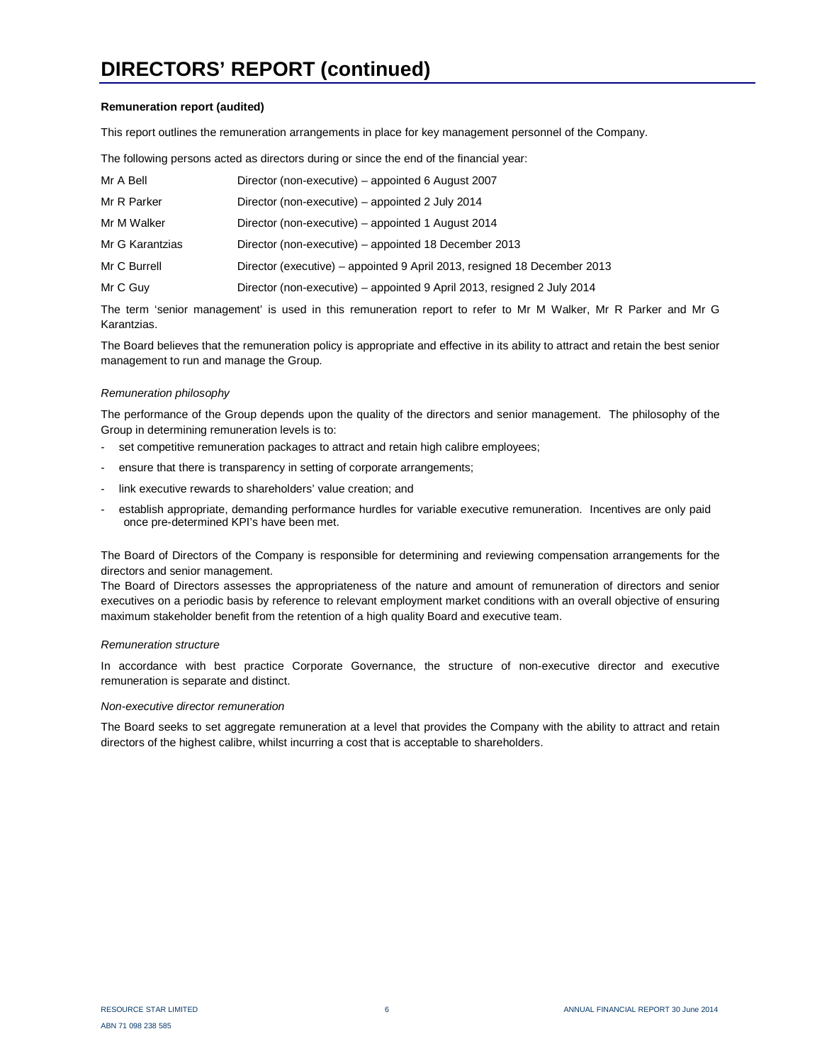# DIRECTORS' REPORT (continued)

**Remuneration report (audited)**

This report outlines the remuneration arrangements in place for key management personnel of the Company.

The following persons acted as directors during or since the end of the financial year:

| | |
|---|---|
| Mr A Bell | Director (non-executive) – appointed 6 August 2007 |
| Mr R Parker | Director (non-executive) – appointed 2 July 2014 |
| Mr M Walker | Director (non-executive) – appointed 1 August 2014 |
| Mr G Karantzias | Director (non-executive) – appointed 18 December 2013 |
| Mr C Burrell | Director (executive) – appointed 9 April 2013, resigned 18 December 2013 |
| Mr C Guy | Director (non-executive) – appointed 9 April 2013, resigned 2 July 2014 |

The term 'senior management' is used in this remuneration report to refer to Mr M Walker, Mr R Parker and Mr G Karantzias.

The Board believes that the remuneration policy is appropriate and effective in its ability to attract and retain the best senior management to run and manage the Group.

*Remuneration philosophy*

The performance of the Group depends upon the quality of the directors and senior management. The philosophy of the Group in determining remuneration levels is to:

- set competitive remuneration packages to attract and retain high calibre employees;
- ensure that there is transparency in setting of corporate arrangements;
- link executive rewards to shareholders' value creation; and
- establish appropriate, demanding performance hurdles for variable executive remuneration. Incentives are only paid once pre-determined KPI's have been met.

The Board of Directors of the Company is responsible for determining and reviewing compensation arrangements for the directors and senior management.

The Board of Directors assesses the appropriateness of the nature and amount of remuneration of directors and senior executives on a periodic basis by reference to relevant employment market conditions with an overall objective of ensuring maximum stakeholder benefit from the retention of a high quality Board and executive team.

*Remuneration structure*

In accordance with best practice Corporate Governance, the structure of non-executive director and executive remuneration is separate and distinct.

*Non-executive director remuneration*

The Board seeks to set aggregate remuneration at a level that provides the Company with the ability to attract and retain directors of the highest calibre, whilst incurring a cost that is acceptable to shareholders.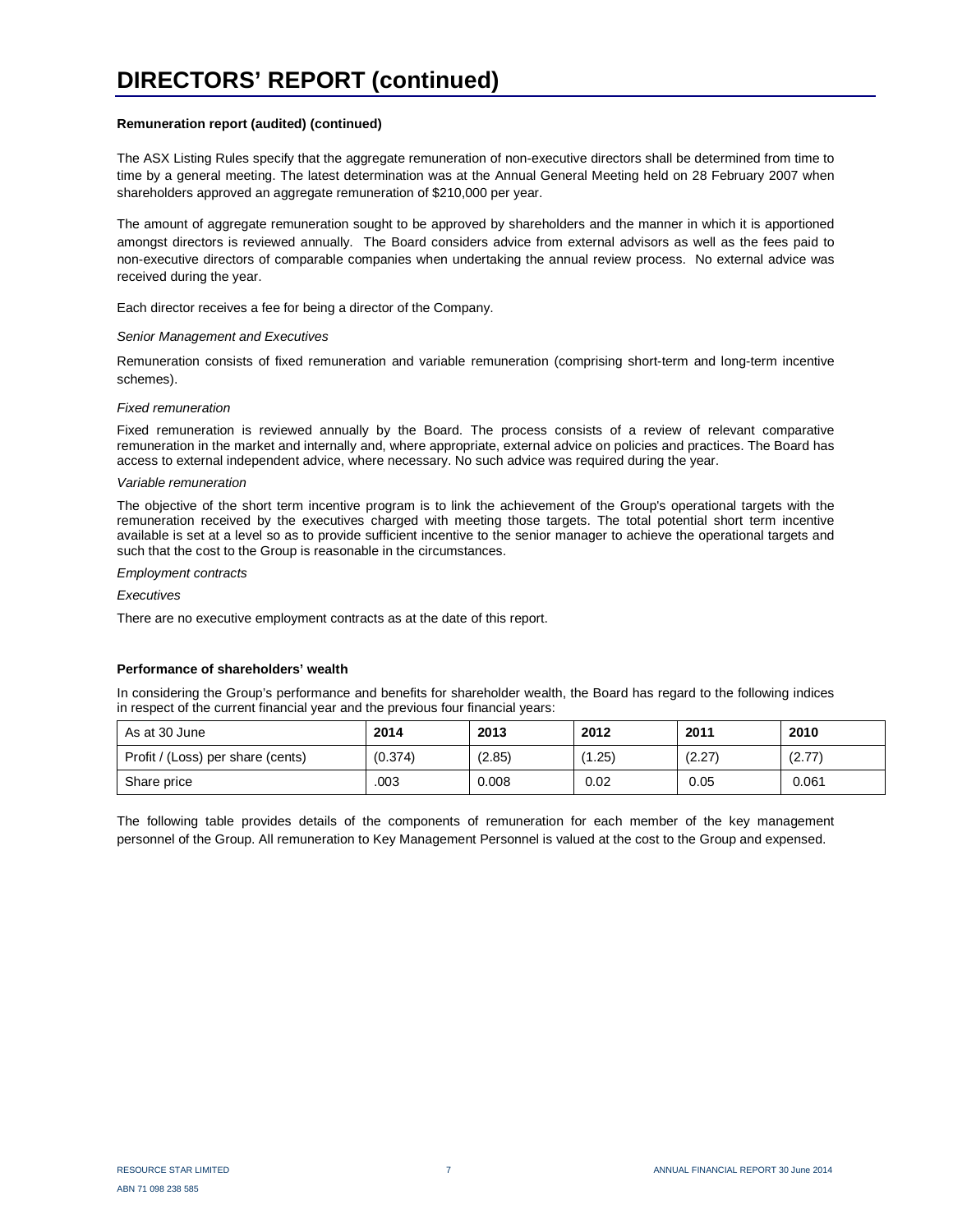# DIRECTORS' REPORT (continued)

**Remuneration report (audited) (continued)**

The ASX Listing Rules specify that the aggregate remuneration of non-executive directors shall be determined from time to time by a general meeting. The latest determination was at the Annual General Meeting held on 28 February 2007 when shareholders approved an aggregate remuneration of $210,000 per year.

The amount of aggregate remuneration sought to be approved by shareholders and the manner in which it is apportioned amongst directors is reviewed annually. The Board considers advice from external advisors as well as the fees paid to non-executive directors of comparable companies when undertaking the annual review process. No external advice was received during the year.

Each director receives a fee for being a director of the Company.

*Senior Management and Executives*

Remuneration consists of fixed remuneration and variable remuneration (comprising short-term and long-term incentive schemes).

*Fixed remuneration*

Fixed remuneration is reviewed annually by the Board. The process consists of a review of relevant comparative remuneration in the market and internally and, where appropriate, external advice on policies and practices. The Board has access to external independent advice, where necessary. No such advice was required during the year.

*Variable remuneration*

The objective of the short term incentive program is to link the achievement of the Group's operational targets with the remuneration received by the executives charged with meeting those targets. The total potential short term incentive available is set at a level so as to provide sufficient incentive to the senior manager to achieve the operational targets and such that the cost to the Group is reasonable in the circumstances.

*Employment contracts*

*Executives*

There are no executive employment contracts as at the date of this report.

**Performance of shareholders' wealth**

In considering the Group's performance and benefits for shareholder wealth, the Board has regard to the following indices in respect of the current financial year and the previous four financial years:

| As at 30 June | 2014 | 2013 | 2012 | 2011 | 2010 |
|---|---|---|---|---|---|
| Profit / (Loss) per share (cents) | (0.374) | (2.85) | (1.25) | (2.27) | (2.77) |
| Share price | .003 | 0.008 | 0.02 | 0.05 | 0.061 |

The following table provides details of the components of remuneration for each member of the key management personnel of the Group. All remuneration to Key Management Personnel is valued at the cost to the Group and expensed.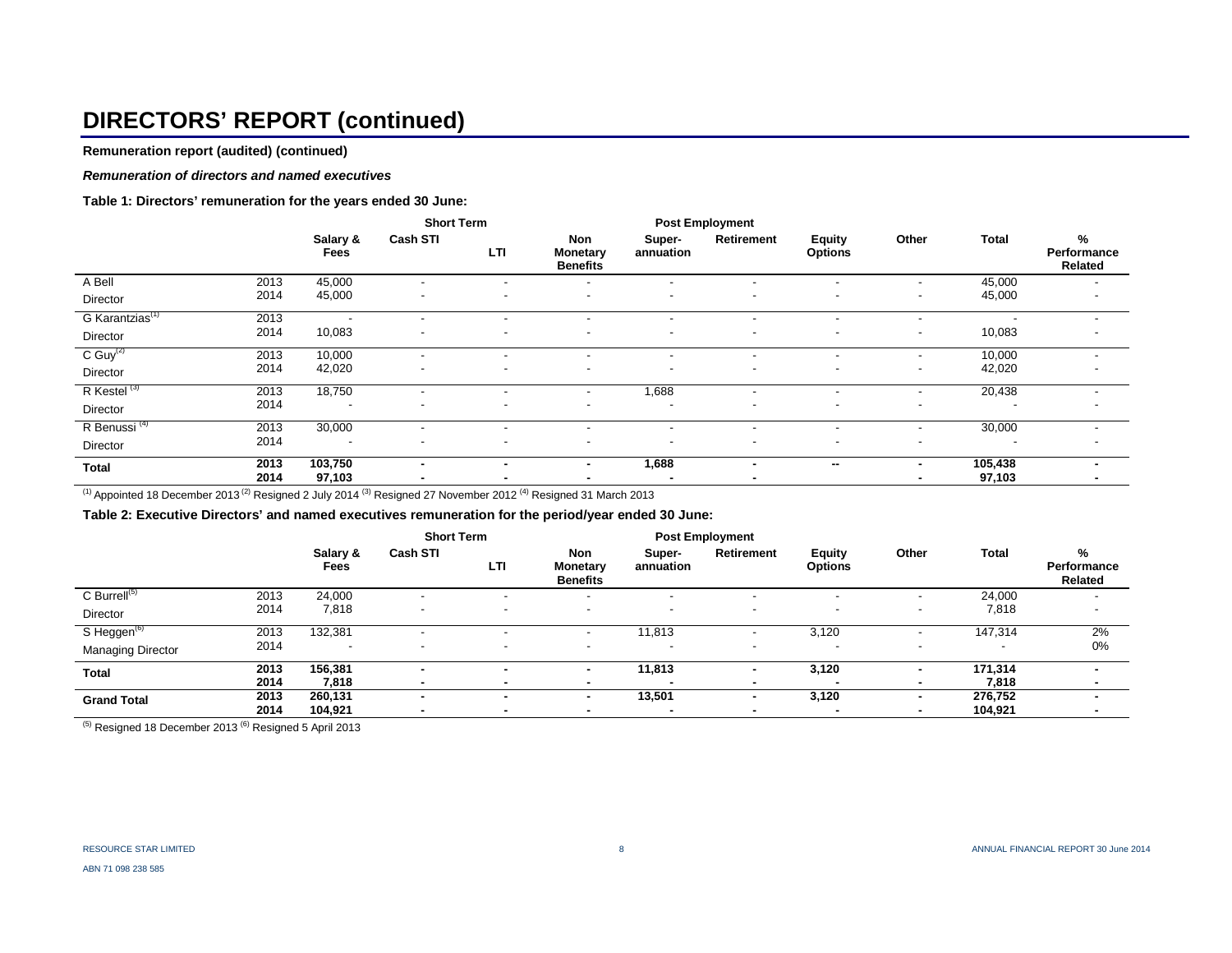# DIRECTORS' REPORT (continued)

**Remuneration report (audited) (continued)**

***Remuneration of directors and named executives***

**Table 1: Directors' remuneration for the years ended 30 June:**

| | | Short Term | | | | Post Employment | | | | | |
|---|---|---|---|---|---|---|---|---|---|---|---|
| | | **Salary & Fees** | **Cash STI** | **LTI** | **Non Monetary Benefits** | **Super-annuation** | **Retirement** | **Equity Options** | **Other** | **Total** | **% Performance Related** |
| A Bell | 2013 | 45,000 | - | - | - | - | - | - | - | 45,000 | - |
| Director | 2014 | 45,000 | - | - | - | - | - | - | - | 45,000 | - |
| G Karantzias[(1)] | 2013 | - | - | - | - | - | - | - | - | - | - |
| Director | 2014 | 10,083 | - | - | - | - | - | - | - | 10,083 | - |
| C Guy[(2)] | 2013 | 10,000 | - | - | - | - | - | - | - | 10,000 | - |
| Director | 2014 | 42,020 | - | - | - | - | - | - | - | 42,020 | - |
| R Kestel [(3)] | 2013 | 18,750 | - | - | - | 1,688 | - | - | - | 20,438 | - |
| Director | 2014 | - | - | - | - | - | - | - | - | - | - |
| R Benussi [(4)] | 2013 | 30,000 | - | - | - | - | - | - | - | 30,000 | - |
| Director | 2014 | - | - | - | - | - | - | - | - | - | - |
| **Total** | **2013** | **103,750** | **-** | **-** | **-** | **1,688** | **-** | **--** | **-** | **105,438** | **-** |
| | **2014** | **97,103** | **-** | **-** | **-** | **-** | **-** | | **-** | **97,103** | **-** |

[(1)] Appointed 18 December 2013 [(2)] Resigned 2 July 2014 [(3)] Resigned 27 November 2012 [(4)] Resigned 31 March 2013

**Table 2: Executive Directors' and named executives remuneration for the period/year ended 30 June:**

| | | Short Term | | | | Post Employment | | | | | |
|---|---|---|---|---|---|---|---|---|---|---|---|
| | | **Salary & Fees** | **Cash STI** | **LTI** | **Non Monetary Benefits** | **Super-annuation** | **Retirement** | **Equity Options** | **Other** | **Total** | **% Performance Related** |
| C Burrell[(5)] | 2013 | 24,000 | - | - | - | - | - | - | - | 24,000 | - |
| Director | 2014 | 7,818 | - | - | - | - | - | - | - | 7,818 | - |
| S Heggen[(6)] | 2013 | 132,381 | - | - | - | 11,813 | - | 3,120 | - | 147,314 | 2% |
| Managing Director | 2014 | - | - | - | - | - | - | - | - | - | 0% |
| **Total** | **2013** | **156,381** | **-** | **-** | **-** | **11,813** | **-** | **3,120** | **-** | **171,314** | **-** |
| | **2014** | **7,818** | **-** | **-** | **-** | **-** | **-** | **-** | **-** | **7,818** | **-** |
| **Grand Total** | **2013** | **260,131** | **-** | **-** | **-** | **13,501** | **-** | **3,120** | **-** | **276,752** | **-** |
| | **2014** | **104,921** | **-** | **-** | **-** | **-** | **-** | **-** | **-** | **104,921** | **-** |

[(5)] Resigned 18 December 2013 [(6)] Resigned 5 April 2013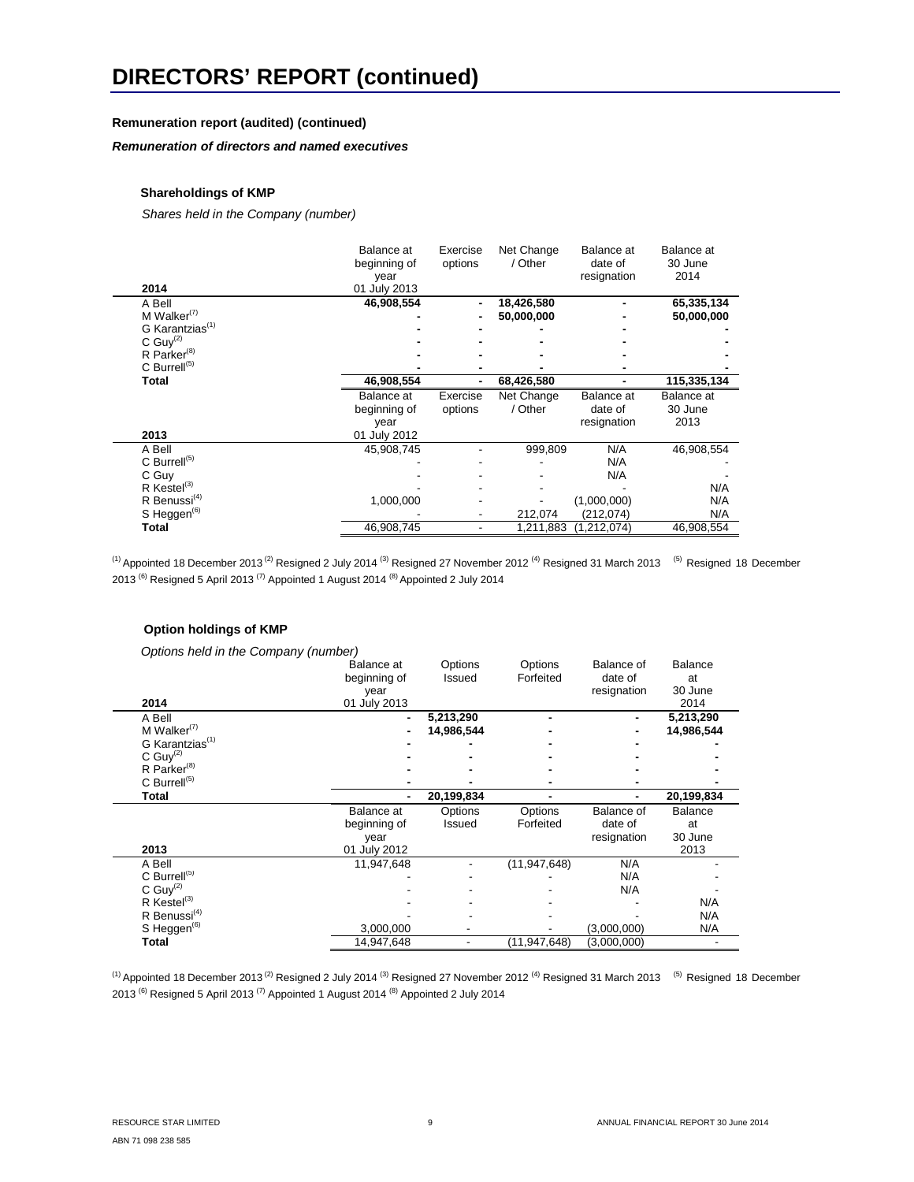# DIRECTORS' REPORT (continued)

**Remuneration report (audited) (continued)**

***Remuneration of directors and named executives***

**Shareholdings of KMP**

*Shares held in the Company (number)*

| 2014 | Balance at beginning of year 01 July 2013 | Exercise options | Net Change / Other | Balance at date of resignation | Balance at 30 June 2014 |
|---|---|---|---|---|---|
| A Bell | **46,908,554** | **-** | **18,426,580** | **-** | **65,335,134** |
| M Walker[(7)] | **-** | **-** | **50,000,000** | **-** | **50,000,000** |
| G Karantzias[(1)] | **-** | **-** | **-** | **-** | **-** |
| C Guy[(2)] | **-** | **-** | **-** | **-** | **-** |
| R Parker[(8)] | **-** | **-** | **-** | **-** | **-** |
| C Burrell[(5)] | **-** | **-** | **-** | **-** | **-** |
| **Total** | **46,908,554** | **-** | **68,426,580** | **-** | **115,335,134** |

| 2013 | Balance at beginning of year 01 July 2012 | Exercise options | Net Change / Other | Balance at date of resignation | Balance at 30 June 2013 |
|---|---|---|---|---|---|
| A Bell | 45,908,745 | - | 999,809 | N/A | 46,908,554 |
| C Burrell[(5)] | - | - | - | N/A | - |
| C Guy | - | - | - | N/A | - |
| R Kestel[(3)] | - | - | - | - | N/A |
| R Benussi[(4)] | 1,000,000 | - | - | (1,000,000) | N/A |
| S Heggen[(6)] | - | - | 212,074 | (212,074) | N/A |
| **Total** | 46,908,745 | - | 1,211,883 | (1,212,074) | 46,908,554 |

[(1)] Appointed 18 December 2013 [(2)] Resigned 2 July 2014 [(3)] Resigned 27 November 2012 [(4)] Resigned 31 March 2013 [(5)] Resigned 18 December 2013 [(6)] Resigned 5 April 2013 [(7)] Appointed 1 August 2014 [(8)] Appointed 2 July 2014

**Option holdings of KMP**

*Options held in the Company (number)*

| 2014 | Balance at beginning of year 01 July 2013 | Options Issued | Options Forfeited | Balance of date of resignation | Balance at 30 June 2014 |
|---|---|---|---|---|---|
| A Bell | **-** | **5,213,290** | **-** | **-** | **5,213,290** |
| M Walker[(7)] | **-** | **14,986,544** | **-** | **-** | **14,986,544** |
| G Karantzias[(1)] | **-** | **-** | **-** | **-** | **-** |
| C Guy[(2)] | **-** | **-** | **-** | **-** | **-** |
| R Parker[(8)] | **-** | **-** | **-** | **-** | **-** |
| C Burrell[(5)] | **-** | **-** | **-** | **-** | **-** |
| **Total** | **-** | **20,199,834** | **-** | **-** | **20,199,834** |

| 2013 | Balance at beginning of year 01 July 2012 | Options Issued | Options Forfeited | Balance of date of resignation | Balance at 30 June 2013 |
|---|---|---|---|---|---|
| A Bell | 11,947,648 | - | (11,947,648) | N/A | - |
| C Burrell[(5)] | - | - | - | N/A | - |
| C Guy[(2)] | - | - | - | N/A | - |
| R Kestel[(3)] | - | - | - | - | N/A |
| R Benussi[(4)] | - | - | - | - | N/A |
| S Heggen[(6)] | 3,000,000 | - | - | (3,000,000) | N/A |
| **Total** | 14,947,648 | - | (11,947,648) | (3,000,000) | - |

[(1)] Appointed 18 December 2013 [(2)] Resigned 2 July 2014 [(3)] Resigned 27 November 2012 [(4)] Resigned 31 March 2013 [(5)] Resigned 18 December 2013 [(6)] Resigned 5 April 2013 [(7)] Appointed 1 August 2014 [(8)] Appointed 2 July 2014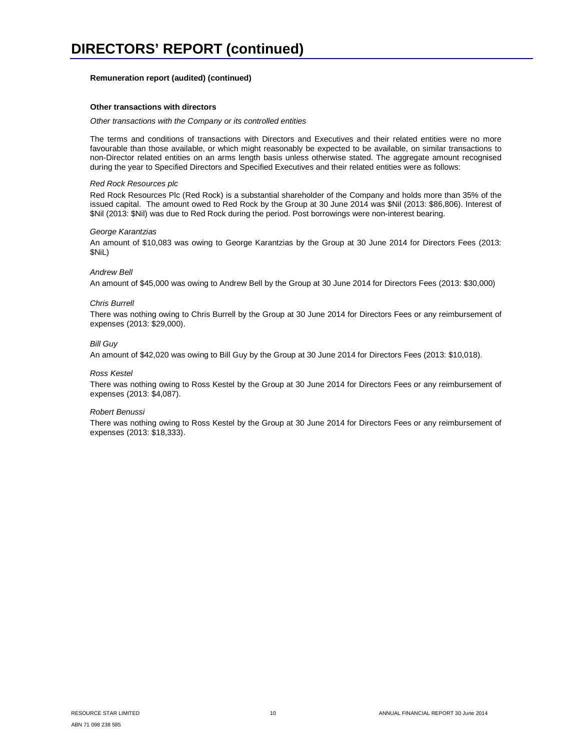# DIRECTORS' REPORT (continued)

**Remuneration report (audited) (continued)**

**Other transactions with directors**

*Other transactions with the Company or its controlled entities*

The terms and conditions of transactions with Directors and Executives and their related entities were no more favourable than those available, or which might reasonably be expected to be available, on similar transactions to non-Director related entities on an arms length basis unless otherwise stated. The aggregate amount recognised during the year to Specified Directors and Specified Executives and their related entities were as follows:

*Red Rock Resources plc*

Red Rock Resources Plc (Red Rock) is a substantial shareholder of the Company and holds more than 35% of the issued capital. The amount owed to Red Rock by the Group at 30 June 2014 was $Nil (2013: $86,806). Interest of $Nil (2013: $Nil) was due to Red Rock during the period. Post borrowings were non-interest bearing.

*George Karantzias*

An amount of $10,083 was owing to George Karantzias by the Group at 30 June 2014 for Directors Fees (2013: $NiL)

*Andrew Bell*

An amount of $45,000 was owing to Andrew Bell by the Group at 30 June 2014 for Directors Fees (2013: $30,000)

*Chris Burrell*

There was nothing owing to Chris Burrell by the Group at 30 June 2014 for Directors Fees or any reimbursement of expenses (2013: $29,000).

*Bill Guy*

An amount of $42,020 was owing to Bill Guy by the Group at 30 June 2014 for Directors Fees (2013: $10,018).

*Ross Kestel*

There was nothing owing to Ross Kestel by the Group at 30 June 2014 for Directors Fees or any reimbursement of expenses (2013: $4,087).

*Robert Benussi*

There was nothing owing to Ross Kestel by the Group at 30 June 2014 for Directors Fees or any reimbursement of expenses (2013: $18,333).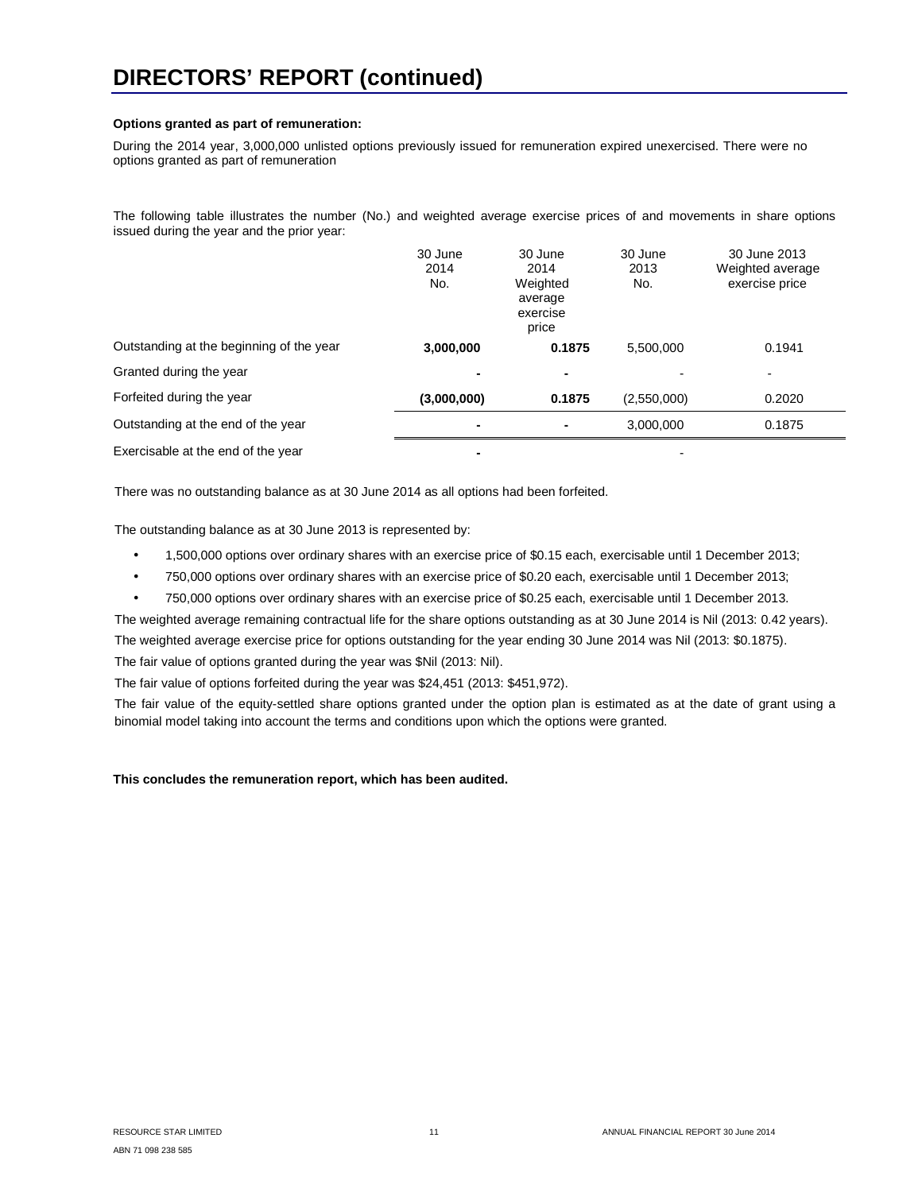# DIRECTORS' REPORT (continued)

**Options granted as part of remuneration:**

During the 2014 year, 3,000,000 unlisted options previously issued for remuneration expired unexercised. There were no options granted as part of remuneration

The following table illustrates the number (No.) and weighted average exercise prices of and movements in share options issued during the year and the prior year:

| | 30 June 2014 No. | 30 June 2014 Weighted average exercise price | 30 June 2013 No. | 30 June 2013 Weighted average exercise price |
|---|---|---|---|---|
| Outstanding at the beginning of the year | **3,000,000** | **0.1875** | 5,500,000 | 0.1941 |
| Granted during the year | **-** | **-** | - | - |
| Forfeited during the year | **(3,000,000)** | **0.1875** | (2,550,000) | 0.2020 |
| Outstanding at the end of the year | **-** | **-** | 3,000,000 | 0.1875 |
| Exercisable at the end of the year | **-** | | - | |

There was no outstanding balance as at 30 June 2014 as all options had been forfeited.

The outstanding balance as at 30 June 2013 is represented by:

- 1,500,000 options over ordinary shares with an exercise price of $0.15 each, exercisable until 1 December 2013;
- 750,000 options over ordinary shares with an exercise price of $0.20 each, exercisable until 1 December 2013;
- 750,000 options over ordinary shares with an exercise price of $0.25 each, exercisable until 1 December 2013.

The weighted average remaining contractual life for the share options outstanding as at 30 June 2014 is Nil (2013: 0.42 years).

The weighted average exercise price for options outstanding for the year ending 30 June 2014 was Nil (2013: $0.1875).

The fair value of options granted during the year was $Nil (2013: Nil).

The fair value of options forfeited during the year was $24,451 (2013: $451,972).

The fair value of the equity-settled share options granted under the option plan is estimated as at the date of grant using a binomial model taking into account the terms and conditions upon which the options were granted.

**This concludes the remuneration report, which has been audited.**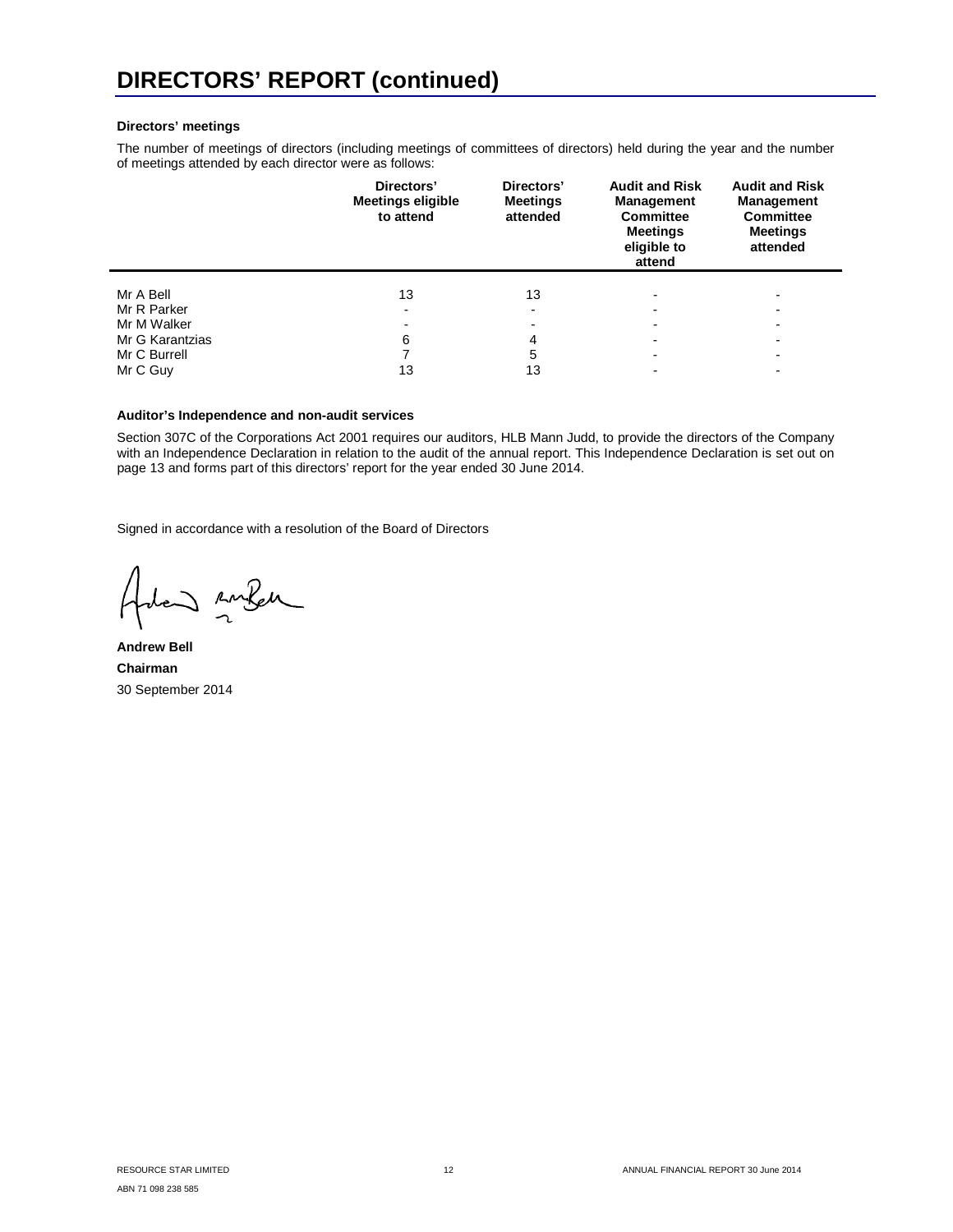# DIRECTORS' REPORT (continued)

**Directors' meetings**

The number of meetings of directors (including meetings of committees of directors) held during the year and the number of meetings attended by each director were as follows:

| | Directors' Meetings eligible to attend | Directors' Meetings attended | Audit and Risk Management Committee Meetings eligible to attend | Audit and Risk Management Committee Meetings attended |
|---|---|---|---|---|
| Mr A Bell | 13 | 13 | - | - |
| Mr R Parker | - | - | - | - |
| Mr M Walker | - | - | - | - |
| Mr G Karantzias | 6 | 4 | - | - |
| Mr C Burrell | 7 | 5 | - | - |
| Mr C Guy | 13 | 13 | - | - |

**Auditor's Independence and non-audit services**

Section 307C of the Corporations Act 2001 requires our auditors, HLB Mann Judd, to provide the directors of the Company with an Independence Declaration in relation to the audit of the annual report. This Independence Declaration is set out on page 13 and forms part of this directors' report for the year ended 30 June 2014.

Signed in accordance with a resolution of the Board of Directors

**Andrew Bell**
**Chairman**
30 September 2014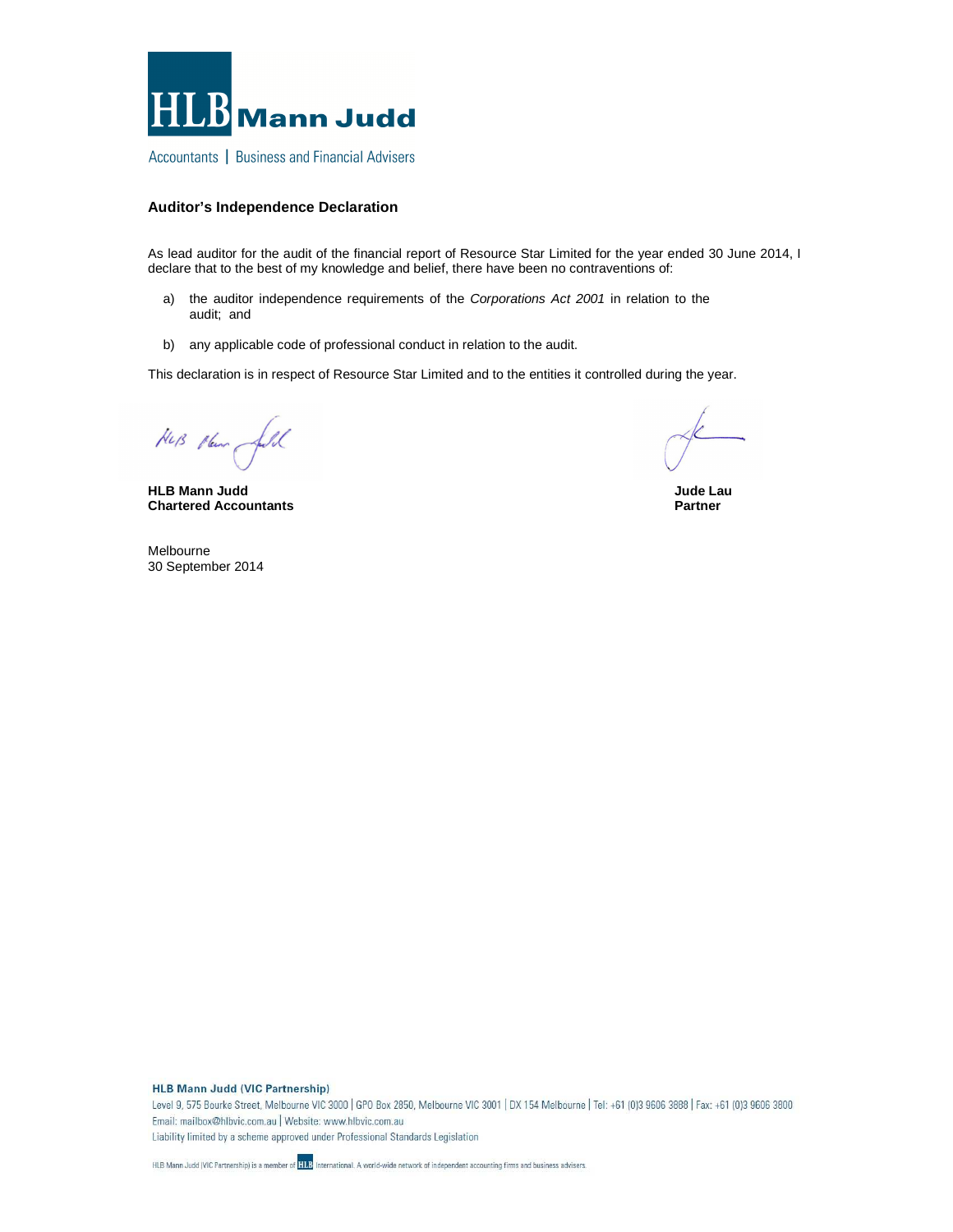HLB Mann Judd

Accountants | Business and Financial Advisers

**Auditor's Independence Declaration**

As lead auditor for the audit of the financial report of Resource Star Limited for the year ended 30 June 2014, I declare that to the best of my knowledge and belief, there have been no contraventions of:

a) the auditor independence requirements of the *Corporations Act 2001* in relation to the audit; and

b) any applicable code of professional conduct in relation to the audit.

This declaration is in respect of Resource Star Limited and to the entities it controlled during the year.

**HLB Mann Judd**
**Chartered Accountants**

**Jude Lau**
**Partner**

Melbourne
30 September 2014

**HLB Mann Judd (VIC Partnership)**
Level 9, 575 Bourke Street, Melbourne VIC 3000 | GPO Box 2850, Melbourne VIC 3001 | DX 154 Melbourne | Tel: +61 (0)3 9606 3888 | Fax: +61 (0)3 9606 3800
Email: mailbox@hlbvic.com.au | Website: www.hlbvic.com.au
Liability limited by a scheme approved under Professional Standards Legislation

HLB Mann Judd (VIC Partnership) is a member of HLB International. A world-wide network of independent accounting firms and business advisers.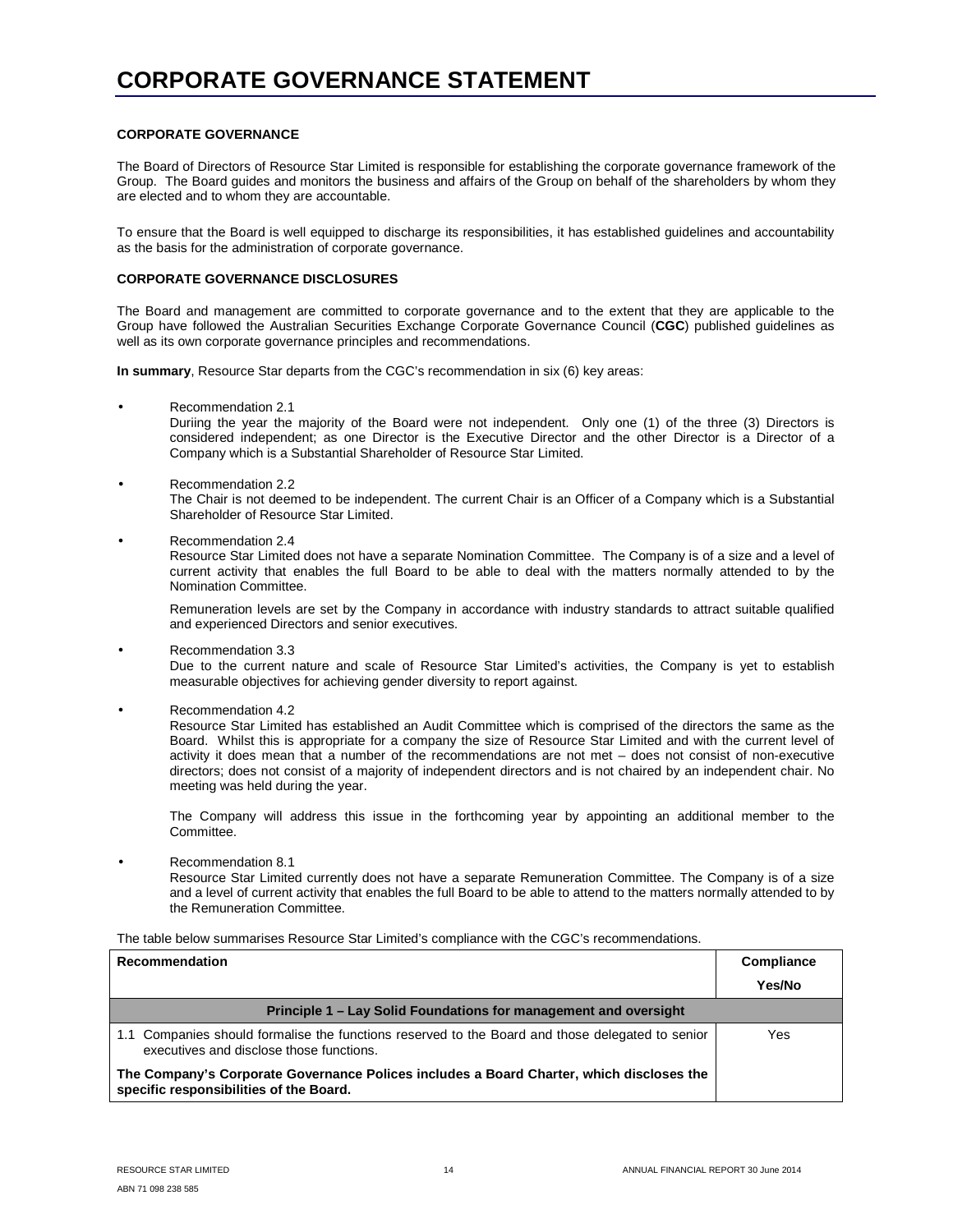# CORPORATE GOVERNANCE STATEMENT

### CORPORATE GOVERNANCE

The Board of Directors of Resource Star Limited is responsible for establishing the corporate governance framework of the Group. The Board guides and monitors the business and affairs of the Group on behalf of the shareholders by whom they are elected and to whom they are accountable.

To ensure that the Board is well equipped to discharge its responsibilities, it has established guidelines and accountability as the basis for the administration of corporate governance.

### CORPORATE GOVERNANCE DISCLOSURES

The Board and management are committed to corporate governance and to the extent that they are applicable to the Group have followed the Australian Securities Exchange Corporate Governance Council (**CGC**) published guidelines as well as its own corporate governance principles and recommendations.

**In summary**, Resource Star departs from the CGC's recommendation in six (6) key areas:

- Recommendation 2.1
  Duriing the year the majority of the Board were not independent. Only one (1) of the three (3) Directors is considered independent; as one Director is the Executive Director and the other Director is a Director of a Company which is a Substantial Shareholder of Resource Star Limited.

- Recommendation 2.2
  The Chair is not deemed to be independent. The current Chair is an Officer of a Company which is a Substantial Shareholder of Resource Star Limited.

- Recommendation 2.4
  Resource Star Limited does not have a separate Nomination Committee. The Company is of a size and a level of current activity that enables the full Board to be able to deal with the matters normally attended to by the Nomination Committee.

  Remuneration levels are set by the Company in accordance with industry standards to attract suitable qualified and experienced Directors and senior executives.

- Recommendation 3.3
  Due to the current nature and scale of Resource Star Limited's activities, the Company is yet to establish measurable objectives for achieving gender diversity to report against.

- Recommendation 4.2
  Resource Star Limited has established an Audit Committee which is comprised of the directors the same as the Board. Whilst this is appropriate for a company the size of Resource Star Limited and with the current level of activity it does mean that a number of the recommendations are not met – does not consist of non-executive directors; does not consist of a majority of independent directors and is not chaired by an independent chair. No meeting was held during the year.

  The Company will address this issue in the forthcoming year by appointing an additional member to the Committee.

- Recommendation 8.1
  Resource Star Limited currently does not have a separate Remuneration Committee. The Company is of a size and a level of current activity that enables the full Board to be able to attend to the matters normally attended to by the Remuneration Committee.

The table below summarises Resource Star Limited's compliance with the CGC's recommendations.

| Recommendation | Compliance Yes/No |
|---|---|
| **Principle 1 – Lay Solid Foundations for management and oversight** | |
| 1.1 Companies should formalise the functions reserved to the Board and those delegated to senior executives and disclose those functions. | Yes |
| **The Company's Corporate Governance Polices includes a Board Charter, which discloses the specific responsibilities of the Board.** | |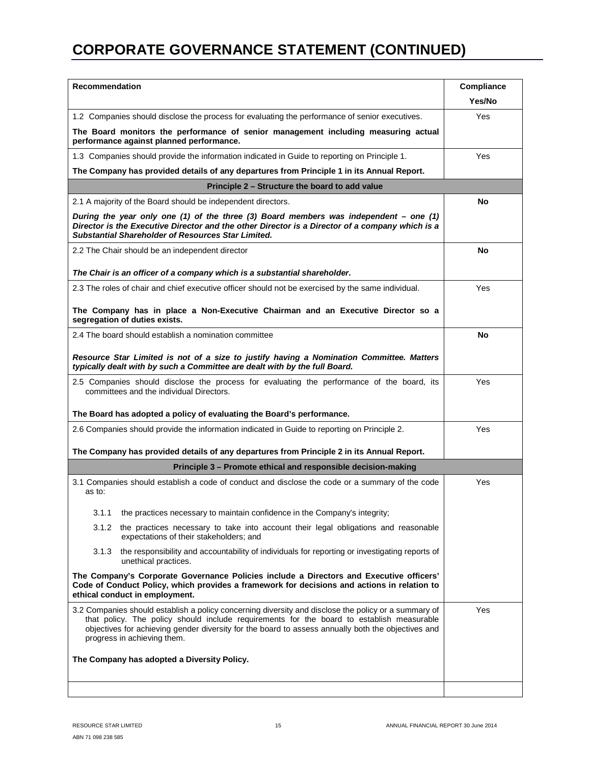# CORPORATE GOVERNANCE STATEMENT (CONTINUED)

| Recommendation | Compliance Yes/No |
|---|---|
| 1.2 Companies should disclose the process for evaluating the performance of senior executives.<br><br>**The Board monitors the performance of senior management including measuring actual performance against planned performance.** | Yes |
| 1.3 Companies should provide the information indicated in Guide to reporting on Principle 1.<br><br>**The Company has provided details of any departures from Principle 1 in its Annual Report.** | Yes |
| **Principle 2 – Structure the board to add value** | |
| 2.1 A majority of the Board should be independent directors.<br><br>***During the year only one (1) of the three (3) Board members was independent – one (1) Director is the Executive Director and the other Director is a Director of a company which is a Substantial Shareholder of Resources Star Limited.*** | **No** |
| 2.2 The Chair should be an independent director<br><br>***The Chair is an officer of a company which is a substantial shareholder.*** | **No** |
| 2.3 The roles of chair and chief executive officer should not be exercised by the same individual.<br><br>**The Company has in place a Non-Executive Chairman and an Executive Director so a segregation of duties exists.** | Yes |
| 2.4 The board should establish a nomination committee<br><br>***Resource Star Limited is not of a size to justify having a Nomination Committee. Matters typically dealt with by such a Committee are dealt with by the full Board.*** | **No** |
| 2.5 Companies should disclose the process for evaluating the performance of the board, its committees and the individual Directors.<br><br>**The Board has adopted a policy of evaluating the Board's performance.** | Yes |
| 2.6 Companies should provide the information indicated in Guide to reporting on Principle 2.<br><br>**The Company has provided details of any departures from Principle 2 in its Annual Report.** | Yes |
| **Principle 3 – Promote ethical and responsible decision-making** | |
| 3.1 Companies should establish a code of conduct and disclose the code or a summary of the code as to:<br><br>3.1.1 the practices necessary to maintain confidence in the Company's integrity;<br><br>3.1.2 the practices necessary to take into account their legal obligations and reasonable expectations of their stakeholders; and<br><br>3.1.3 the responsibility and accountability of individuals for reporting or investigating reports of unethical practices.<br><br>**The Company's Corporate Governance Policies include a Directors and Executive officers' Code of Conduct Policy, which provides a framework for decisions and actions in relation to ethical conduct in employment.** | Yes |
| 3.2 Companies should establish a policy concerning diversity and disclose the policy or a summary of that policy. The policy should include requirements for the board to establish measurable objectives for achieving gender diversity for the board to assess annually both the objectives and progress in achieving them.<br><br>**The Company has adopted a Diversity Policy.** | Yes |
| | |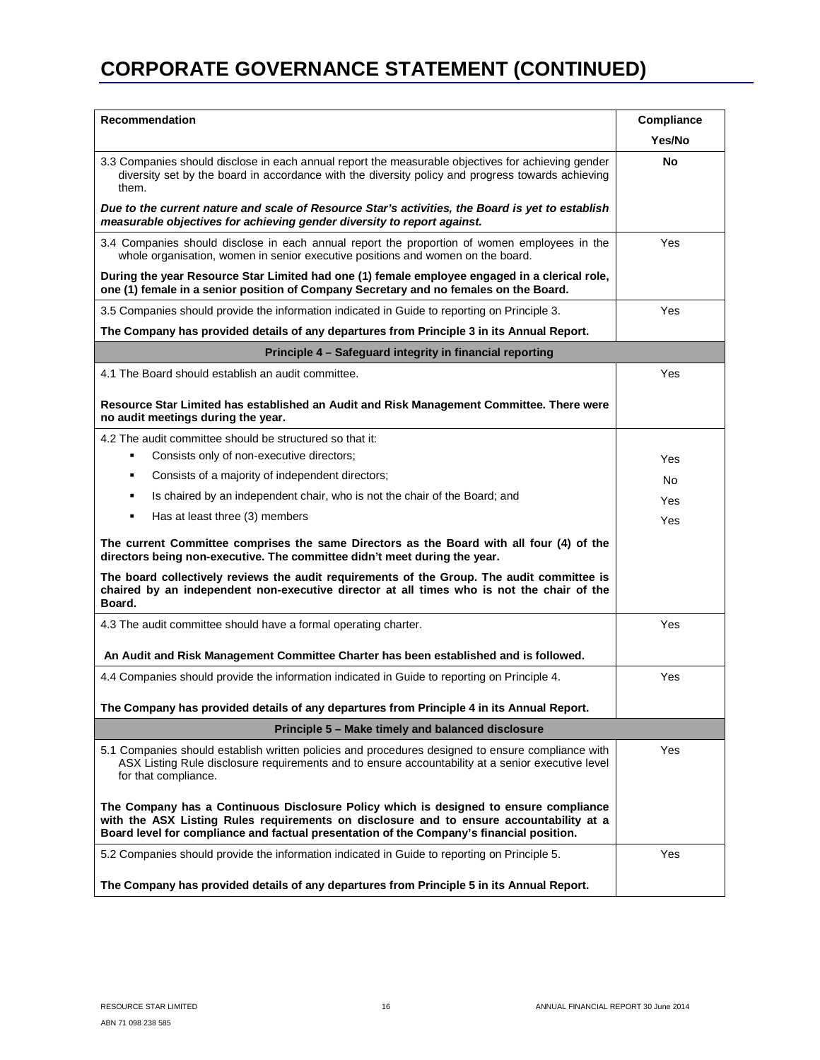# CORPORATE GOVERNANCE STATEMENT (CONTINUED)

| Recommendation | Compliance Yes/No |
|---|---|
| 3.3 Companies should disclose in each annual report the measurable objectives for achieving gender diversity set by the board in accordance with the diversity policy and progress towards achieving them.<br><br>***Due to the current nature and scale of Resource Star's activities, the Board is yet to establish measurable objectives for achieving gender diversity to report against.*** | **No** |
| 3.4 Companies should disclose in each annual report the proportion of women employees in the whole organisation, women in senior executive positions and women on the board.<br><br>**During the year Resource Star Limited had one (1) female employee engaged in a clerical role, one (1) female in a senior position of Company Secretary and no females on the Board.** | Yes |
| 3.5 Companies should provide the information indicated in Guide to reporting on Principle 3.<br><br>**The Company has provided details of any departures from Principle 3 in its Annual Report.** | Yes |
| **Principle 4 – Safeguard integrity in financial reporting** | |
| 4.1 The Board should establish an audit committee.<br><br>**Resource Star Limited has established an Audit and Risk Management Committee. There were no audit meetings during the year.** | Yes |
| 4.2 The audit committee should be structured so that it:<br>▪ Consists only of non-executive directors;<br>▪ Consists of a majority of independent directors;<br>▪ Is chaired by an independent chair, who is not the chair of the Board; and<br>▪ Has at least three (3) members<br><br>**The current Committee comprises the same Directors as the Board with all four (4) of the directors being non-executive. The committee didn't meet during the year.**<br><br>**The board collectively reviews the audit requirements of the Group. The audit committee is chaired by an independent non-executive director at all times who is not the chair of the Board.** | <br>Yes<br>No<br>Yes<br>Yes |
| 4.3 The audit committee should have a formal operating charter.<br><br>**An Audit and Risk Management Committee Charter has been established and is followed.** | Yes |
| 4.4 Companies should provide the information indicated in Guide to reporting on Principle 4.<br><br>**The Company has provided details of any departures from Principle 4 in its Annual Report.** | Yes |
| **Principle 5 – Make timely and balanced disclosure** | |
| 5.1 Companies should establish written policies and procedures designed to ensure compliance with ASX Listing Rule disclosure requirements and to ensure accountability at a senior executive level for that compliance.<br><br>**The Company has a Continuous Disclosure Policy which is designed to ensure compliance with the ASX Listing Rules requirements on disclosure and to ensure accountability at a Board level for compliance and factual presentation of the Company's financial position.** | Yes |
| 5.2 Companies should provide the information indicated in Guide to reporting on Principle 5.<br><br>**The Company has provided details of any departures from Principle 5 in its Annual Report.** | Yes |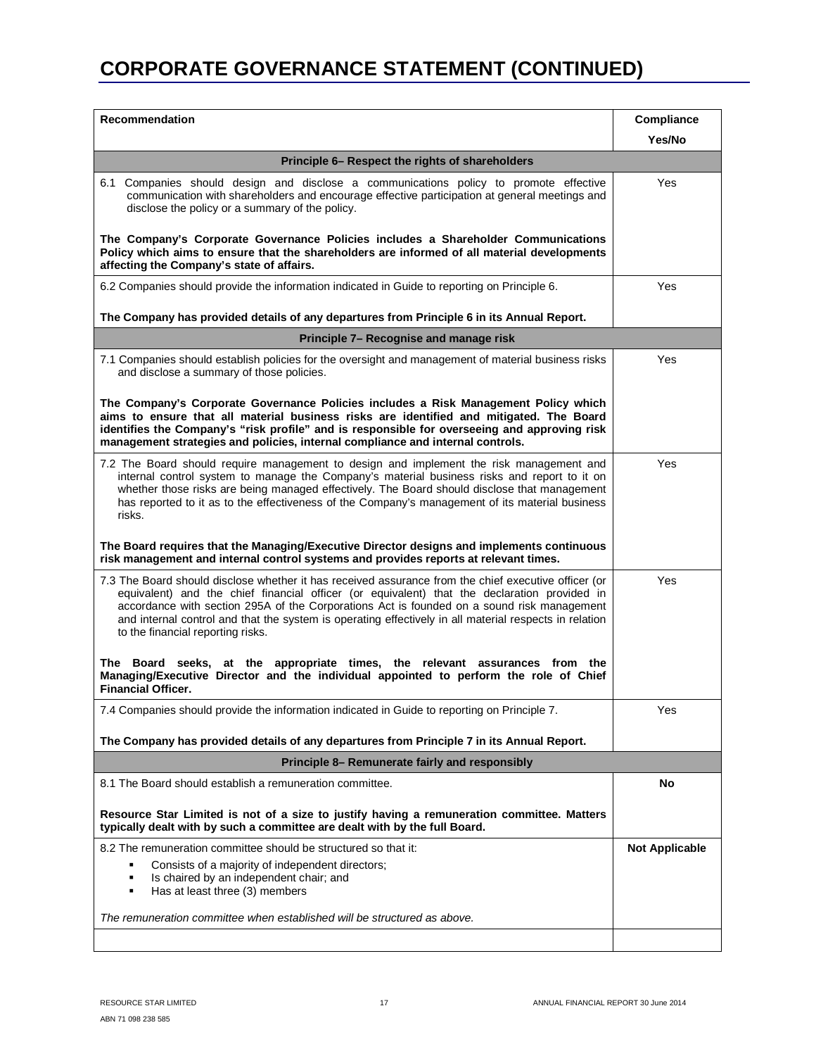# CORPORATE GOVERNANCE STATEMENT (CONTINUED)

| Recommendation | Compliance Yes/No |
|---|---|
| **Principle 6– Respect the rights of shareholders** | |
| 6.1 Companies should design and disclose a communications policy to promote effective communication with shareholders and encourage effective participation at general meetings and disclose the policy or a summary of the policy.<br><br>**The Company's Corporate Governance Policies includes a Shareholder Communications Policy which aims to ensure that the shareholders are informed of all material developments affecting the Company's state of affairs.** | Yes |
| 6.2 Companies should provide the information indicated in Guide to reporting on Principle 6.<br><br>**The Company has provided details of any departures from Principle 6 in its Annual Report.** | Yes |
| **Principle 7– Recognise and manage risk** | |
| 7.1 Companies should establish policies for the oversight and management of material business risks and disclose a summary of those policies.<br><br>**The Company's Corporate Governance Policies includes a Risk Management Policy which aims to ensure that all material business risks are identified and mitigated. The Board identifies the Company's "risk profile" and is responsible for overseeing and approving risk management strategies and policies, internal compliance and internal controls.** | Yes |
| 7.2 The Board should require management to design and implement the risk management and internal control system to manage the Company's material business risks and report to it on whether those risks are being managed effectively. The Board should disclose that management has reported to it as to the effectiveness of the Company's management of its material business risks.<br><br>**The Board requires that the Managing/Executive Director designs and implements continuous risk management and internal control systems and provides reports at relevant times.** | Yes |
| 7.3 The Board should disclose whether it has received assurance from the chief executive officer (or equivalent) and the chief financial officer (or equivalent) that the declaration provided in accordance with section 295A of the Corporations Act is founded on a sound risk management and internal control and that the system is operating effectively in all material respects in relation to the financial reporting risks.<br><br>**The Board seeks, at the appropriate times, the relevant assurances from the Managing/Executive Director and the individual appointed to perform the role of Chief Financial Officer.** | Yes |
| 7.4 Companies should provide the information indicated in Guide to reporting on Principle 7.<br><br>**The Company has provided details of any departures from Principle 7 in its Annual Report.** | Yes |
| **Principle 8– Remunerate fairly and responsibly** | |
| 8.1 The Board should establish a remuneration committee.<br><br>**Resource Star Limited is not of a size to justify having a remuneration committee. Matters typically dealt with by such a committee are dealt with by the full Board.** | **No** |
| 8.2 The remuneration committee should be structured so that it:<br>▪ Consists of a majority of independent directors;<br>▪ Is chaired by an independent chair; and<br>▪ Has at least three (3) members<br><br>*The remuneration committee when established will be structured as above.* | **Not Applicable** |
| | |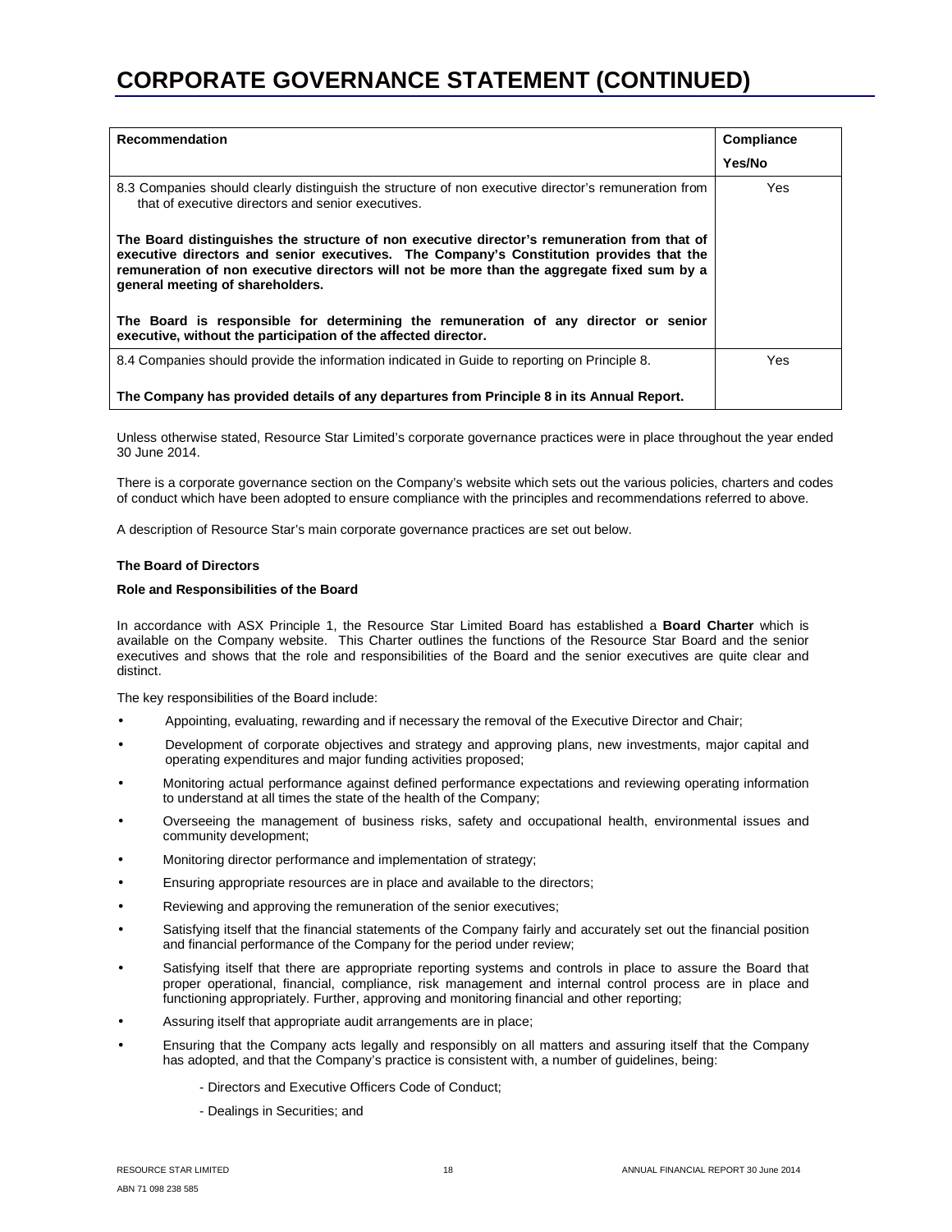# CORPORATE GOVERNANCE STATEMENT (CONTINUED)

| Recommendation | Compliance Yes/No |
|---|---|
| 8.3 Companies should clearly distinguish the structure of non executive director's remuneration from that of executive directors and senior executives.<br><br>**The Board distinguishes the structure of non executive director's remuneration from that of executive directors and senior executives. The Company's Constitution provides that the remuneration of non executive directors will not be more than the aggregate fixed sum by a general meeting of shareholders.**<br><br>**The Board is responsible for determining the remuneration of any director or senior executive, without the participation of the affected director.** | Yes |
| 8.4 Companies should provide the information indicated in Guide to reporting on Principle 8.<br><br>**The Company has provided details of any departures from Principle 8 in its Annual Report.** | Yes |

Unless otherwise stated, Resource Star Limited's corporate governance practices were in place throughout the year ended 30 June 2014.

There is a corporate governance section on the Company's website which sets out the various policies, charters and codes of conduct which have been adopted to ensure compliance with the principles and recommendations referred to above.

A description of Resource Star's main corporate governance practices are set out below.

**The Board of Directors**

**Role and Responsibilities of the Board**

In accordance with ASX Principle 1, the Resource Star Limited Board has established a **Board Charter** which is available on the Company website. This Charter outlines the functions of the Resource Star Board and the senior executives and shows that the role and responsibilities of the Board and the senior executives are quite clear and distinct.

The key responsibilities of the Board include:

- Appointing, evaluating, rewarding and if necessary the removal of the Executive Director and Chair;
- Development of corporate objectives and strategy and approving plans, new investments, major capital and operating expenditures and major funding activities proposed;
- Monitoring actual performance against defined performance expectations and reviewing operating information to understand at all times the state of the health of the Company;
- Overseeing the management of business risks, safety and occupational health, environmental issues and community development;
- Monitoring director performance and implementation of strategy;
- Ensuring appropriate resources are in place and available to the directors;
- Reviewing and approving the remuneration of the senior executives;
- Satisfying itself that the financial statements of the Company fairly and accurately set out the financial position and financial performance of the Company for the period under review;
- Satisfying itself that there are appropriate reporting systems and controls in place to assure the Board that proper operational, financial, compliance, risk management and internal control process are in place and functioning appropriately. Further, approving and monitoring financial and other reporting;
- Assuring itself that appropriate audit arrangements are in place;
- Ensuring that the Company acts legally and responsibly on all matters and assuring itself that the Company has adopted, and that the Company's practice is consistent with, a number of guidelines, being:

    - Directors and Executive Officers Code of Conduct;
    - Dealings in Securities; and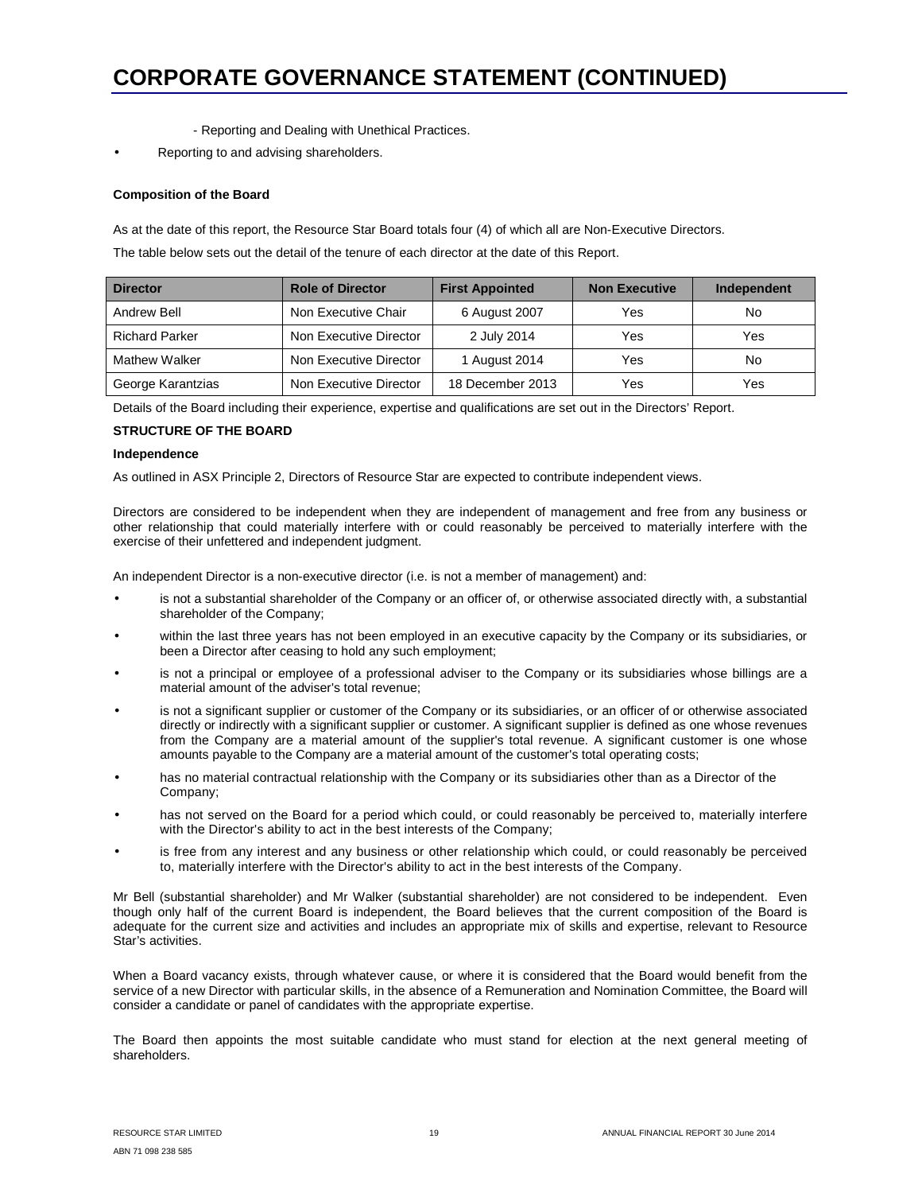# CORPORATE GOVERNANCE STATEMENT (CONTINUED)

- Reporting and Dealing with Unethical Practices.

- Reporting to and advising shareholders.

**Composition of the Board**

As at the date of this report, the Resource Star Board totals four (4) of which all are Non-Executive Directors.

The table below sets out the detail of the tenure of each director at the date of this Report.

| Director | Role of Director | First Appointed | Non Executive | Independent |
|---|---|---|---|---|
| Andrew Bell | Non Executive Chair | 6 August 2007 | Yes | No |
| Richard Parker | Non Executive Director | 2 July 2014 | Yes | Yes |
| Mathew Walker | Non Executive Director | 1 August 2014 | Yes | No |
| George Karantzias | Non Executive Director | 18 December 2013 | Yes | Yes |

Details of the Board including their experience, expertise and qualifications are set out in the Directors' Report.

**STRUCTURE OF THE BOARD**

**Independence**

As outlined in ASX Principle 2, Directors of Resource Star are expected to contribute independent views.

Directors are considered to be independent when they are independent of management and free from any business or other relationship that could materially interfere with or could reasonably be perceived to materially interfere with the exercise of their unfettered and independent judgment.

An independent Director is a non-executive director (i.e. is not a member of management) and:

- is not a substantial shareholder of the Company or an officer of, or otherwise associated directly with, a substantial shareholder of the Company;
- within the last three years has not been employed in an executive capacity by the Company or its subsidiaries, or been a Director after ceasing to hold any such employment;
- is not a principal or employee of a professional adviser to the Company or its subsidiaries whose billings are a material amount of the adviser's total revenue;
- is not a significant supplier or customer of the Company or its subsidiaries, or an officer of or otherwise associated directly or indirectly with a significant supplier or customer. A significant supplier is defined as one whose revenues from the Company are a material amount of the supplier's total revenue. A significant customer is one whose amounts payable to the Company are a material amount of the customer's total operating costs;
- has no material contractual relationship with the Company or its subsidiaries other than as a Director of the Company;
- has not served on the Board for a period which could, or could reasonably be perceived to, materially interfere with the Director's ability to act in the best interests of the Company;
- is free from any interest and any business or other relationship which could, or could reasonably be perceived to, materially interfere with the Director's ability to act in the best interests of the Company.

Mr Bell (substantial shareholder) and Mr Walker (substantial shareholder) are not considered to be independent. Even though only half of the current Board is independent, the Board believes that the current composition of the Board is adequate for the current size and activities and includes an appropriate mix of skills and expertise, relevant to Resource Star's activities.

When a Board vacancy exists, through whatever cause, or where it is considered that the Board would benefit from the service of a new Director with particular skills, in the absence of a Remuneration and Nomination Committee, the Board will consider a candidate or panel of candidates with the appropriate expertise.

The Board then appoints the most suitable candidate who must stand for election at the next general meeting of shareholders.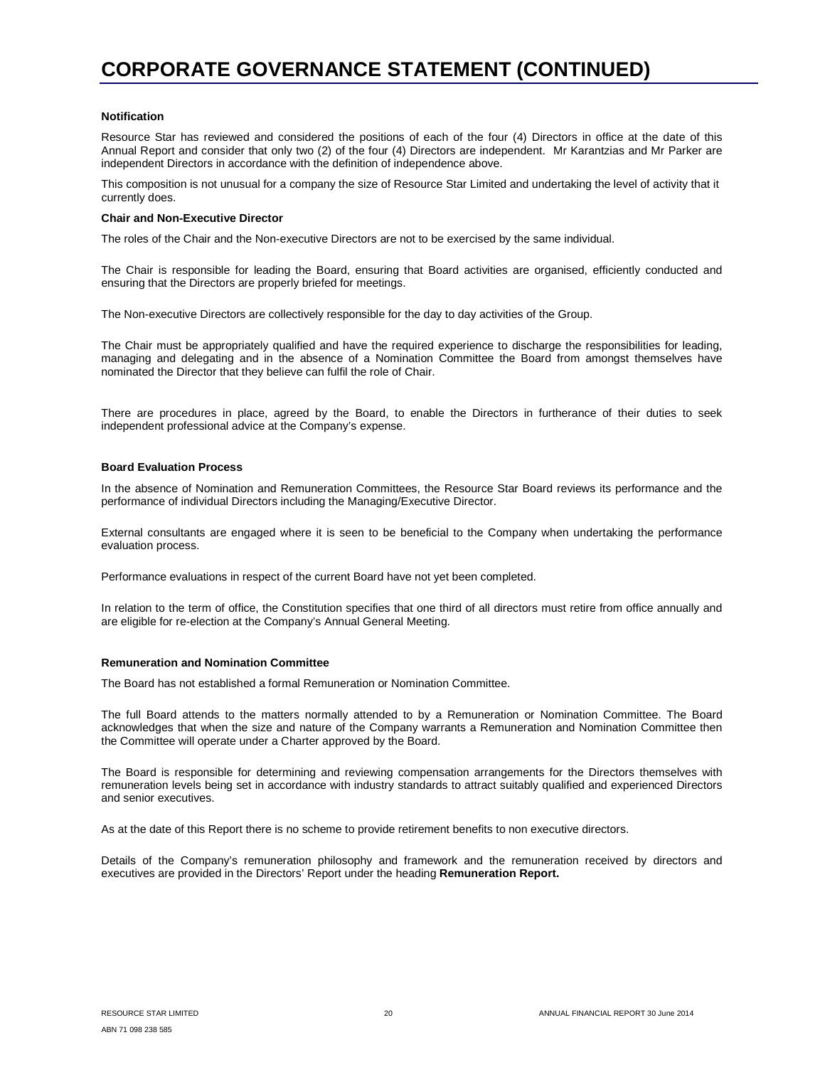# CORPORATE GOVERNANCE STATEMENT (CONTINUED)

**Notification**

Resource Star has reviewed and considered the positions of each of the four (4) Directors in office at the date of this Annual Report and consider that only two (2) of the four (4) Directors are independent. Mr Karantzias and Mr Parker are independent Directors in accordance with the definition of independence above.

This composition is not unusual for a company the size of Resource Star Limited and undertaking the level of activity that it currently does.

**Chair and Non-Executive Director**

The roles of the Chair and the Non-executive Directors are not to be exercised by the same individual.

The Chair is responsible for leading the Board, ensuring that Board activities are organised, efficiently conducted and ensuring that the Directors are properly briefed for meetings.

The Non-executive Directors are collectively responsible for the day to day activities of the Group.

The Chair must be appropriately qualified and have the required experience to discharge the responsibilities for leading, managing and delegating and in the absence of a Nomination Committee the Board from amongst themselves have nominated the Director that they believe can fulfil the role of Chair.

There are procedures in place, agreed by the Board, to enable the Directors in furtherance of their duties to seek independent professional advice at the Company's expense.

**Board Evaluation Process**

In the absence of Nomination and Remuneration Committees, the Resource Star Board reviews its performance and the performance of individual Directors including the Managing/Executive Director.

External consultants are engaged where it is seen to be beneficial to the Company when undertaking the performance evaluation process.

Performance evaluations in respect of the current Board have not yet been completed.

In relation to the term of office, the Constitution specifies that one third of all directors must retire from office annually and are eligible for re-election at the Company's Annual General Meeting.

**Remuneration and Nomination Committee**

The Board has not established a formal Remuneration or Nomination Committee.

The full Board attends to the matters normally attended to by a Remuneration or Nomination Committee. The Board acknowledges that when the size and nature of the Company warrants a Remuneration and Nomination Committee then the Committee will operate under a Charter approved by the Board.

The Board is responsible for determining and reviewing compensation arrangements for the Directors themselves with remuneration levels being set in accordance with industry standards to attract suitably qualified and experienced Directors and senior executives.

As at the date of this Report there is no scheme to provide retirement benefits to non executive directors.

Details of the Company's remuneration philosophy and framework and the remuneration received by directors and executives are provided in the Directors' Report under the heading **Remuneration Report.**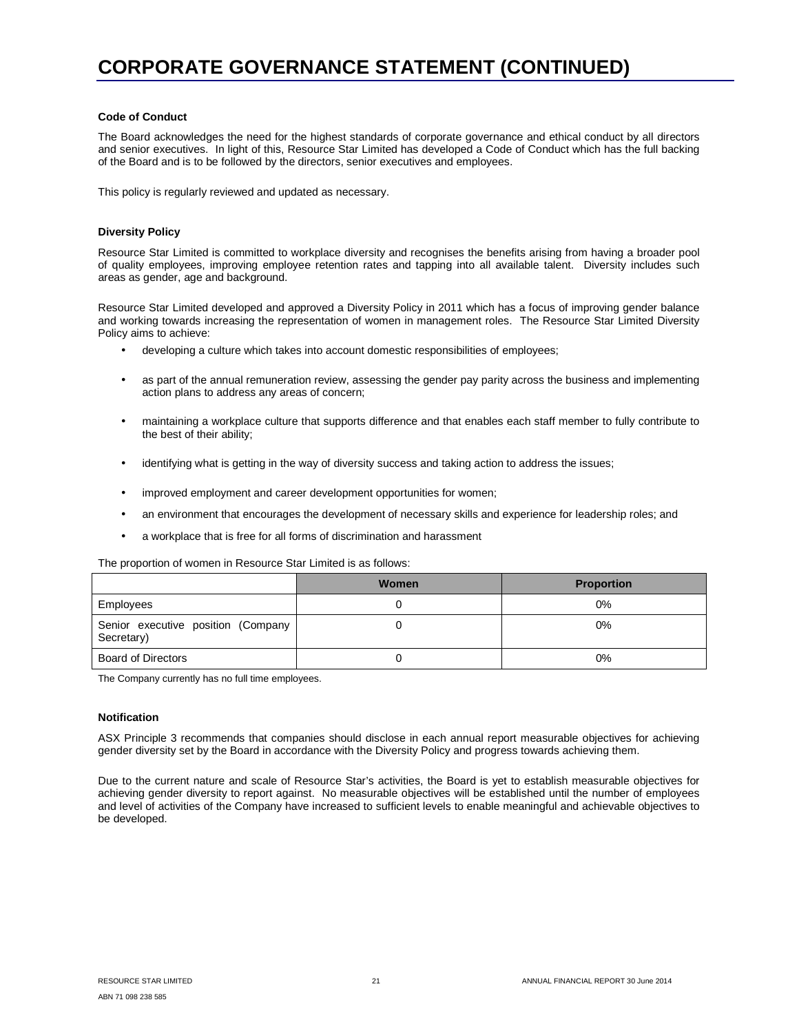# CORPORATE GOVERNANCE STATEMENT (CONTINUED)

**Code of Conduct**

The Board acknowledges the need for the highest standards of corporate governance and ethical conduct by all directors and senior executives. In light of this, Resource Star Limited has developed a Code of Conduct which has the full backing of the Board and is to be followed by the directors, senior executives and employees.

This policy is regularly reviewed and updated as necessary.

**Diversity Policy**

Resource Star Limited is committed to workplace diversity and recognises the benefits arising from having a broader pool of quality employees, improving employee retention rates and tapping into all available talent. Diversity includes such areas as gender, age and background.

Resource Star Limited developed and approved a Diversity Policy in 2011 which has a focus of improving gender balance and working towards increasing the representation of women in management roles. The Resource Star Limited Diversity Policy aims to achieve:

- developing a culture which takes into account domestic responsibilities of employees;
- as part of the annual remuneration review, assessing the gender pay parity across the business and implementing action plans to address any areas of concern;
- maintaining a workplace culture that supports difference and that enables each staff member to fully contribute to the best of their ability;
- identifying what is getting in the way of diversity success and taking action to address the issues;
- improved employment and career development opportunities for women;
- an environment that encourages the development of necessary skills and experience for leadership roles; and
- a workplace that is free for all forms of discrimination and harassment

The proportion of women in Resource Star Limited is as follows:

| | Women | Proportion |
|---|---|---|
| Employees | 0 | 0% |
| Senior executive position (Company Secretary) | 0 | 0% |
| Board of Directors | 0 | 0% |

The Company currently has no full time employees.

**Notification**

ASX Principle 3 recommends that companies should disclose in each annual report measurable objectives for achieving gender diversity set by the Board in accordance with the Diversity Policy and progress towards achieving them.

Due to the current nature and scale of Resource Star's activities, the Board is yet to establish measurable objectives for achieving gender diversity to report against. No measurable objectives will be established until the number of employees and level of activities of the Company have increased to sufficient levels to enable meaningful and achievable objectives to be developed.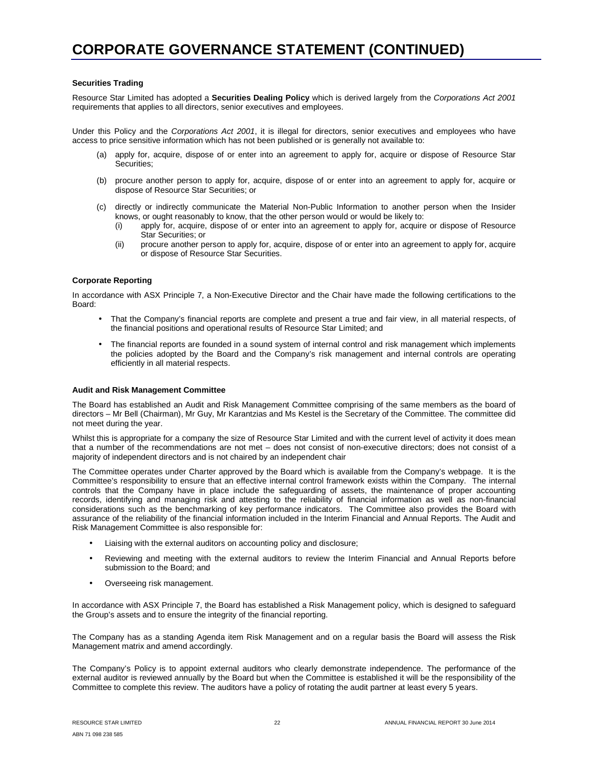# CORPORATE GOVERNANCE STATEMENT (CONTINUED)

### Securities Trading

Resource Star Limited has adopted a **Securities Dealing Policy** which is derived largely from the *Corporations Act 2001* requirements that applies to all directors, senior executives and employees.

Under this Policy and the *Corporations Act 2001*, it is illegal for directors, senior executives and employees who have access to price sensitive information which has not been published or is generally not available to:

(a) apply for, acquire, dispose of or enter into an agreement to apply for, acquire or dispose of Resource Star Securities;

(b) procure another person to apply for, acquire, dispose of or enter into an agreement to apply for, acquire or dispose of Resource Star Securities; or

(c) directly or indirectly communicate the Material Non-Public Information to another person when the Insider knows, or ought reasonably to know, that the other person would or would be likely to:
   (i) apply for, acquire, dispose of or enter into an agreement to apply for, acquire or dispose of Resource Star Securities; or
   (ii) procure another person to apply for, acquire, dispose of or enter into an agreement to apply for, acquire or dispose of Resource Star Securities.

### Corporate Reporting

In accordance with ASX Principle 7, a Non-Executive Director and the Chair have made the following certifications to the Board:

- That the Company's financial reports are complete and present a true and fair view, in all material respects, of the financial positions and operational results of Resource Star Limited; and
- The financial reports are founded in a sound system of internal control and risk management which implements the policies adopted by the Board and the Company's risk management and internal controls are operating efficiently in all material respects.

### Audit and Risk Management Committee

The Board has established an Audit and Risk Management Committee comprising of the same members as the board of directors – Mr Bell (Chairman), Mr Guy, Mr Karantzias and Ms Kestel is the Secretary of the Committee. The committee did not meet during the year.

Whilst this is appropriate for a company the size of Resource Star Limited and with the current level of activity it does mean that a number of the recommendations are not met – does not consist of non-executive directors; does not consist of a majority of independent directors and is not chaired by an independent chair

The Committee operates under Charter approved by the Board which is available from the Company's webpage. It is the Committee's responsibility to ensure that an effective internal control framework exists within the Company. The internal controls that the Company have in place include the safeguarding of assets, the maintenance of proper accounting records, identifying and managing risk and attesting to the reliability of financial information as well as non-financial considerations such as the benchmarking of key performance indicators. The Committee also provides the Board with assurance of the reliability of the financial information included in the Interim Financial and Annual Reports. The Audit and Risk Management Committee is also responsible for:

- Liaising with the external auditors on accounting policy and disclosure;
- Reviewing and meeting with the external auditors to review the Interim Financial and Annual Reports before submission to the Board; and
- Overseeing risk management.

In accordance with ASX Principle 7, the Board has established a Risk Management policy, which is designed to safeguard the Group's assets and to ensure the integrity of the financial reporting.

The Company has as a standing Agenda item Risk Management and on a regular basis the Board will assess the Risk Management matrix and amend accordingly.

The Company's Policy is to appoint external auditors who clearly demonstrate independence. The performance of the external auditor is reviewed annually by the Board but when the Committee is established it will be the responsibility of the Committee to complete this review. The auditors have a policy of rotating the audit partner at least every 5 years.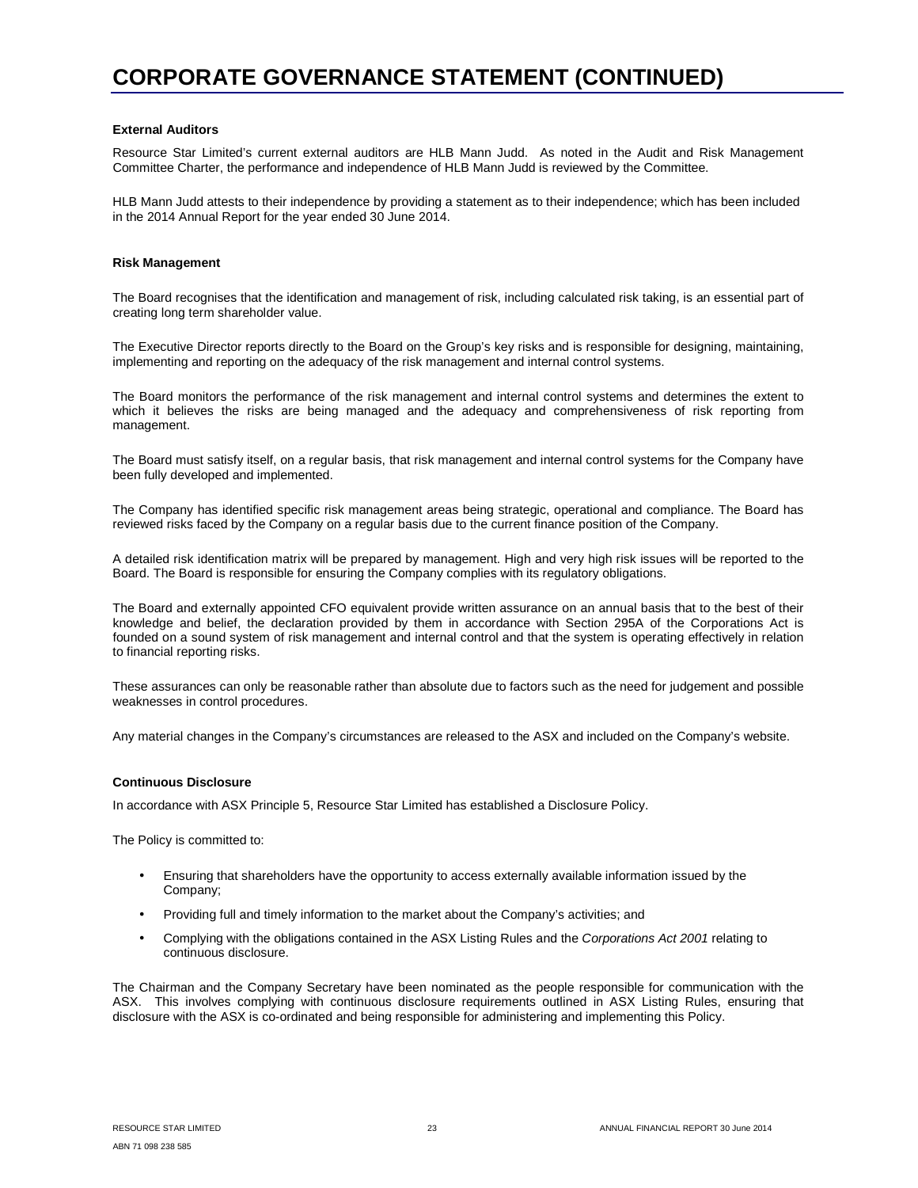# CORPORATE GOVERNANCE STATEMENT (CONTINUED)

**External Auditors**

Resource Star Limited's current external auditors are HLB Mann Judd. As noted in the Audit and Risk Management Committee Charter, the performance and independence of HLB Mann Judd is reviewed by the Committee.

HLB Mann Judd attests to their independence by providing a statement as to their independence; which has been included in the 2014 Annual Report for the year ended 30 June 2014.

**Risk Management**

The Board recognises that the identification and management of risk, including calculated risk taking, is an essential part of creating long term shareholder value.

The Executive Director reports directly to the Board on the Group's key risks and is responsible for designing, maintaining, implementing and reporting on the adequacy of the risk management and internal control systems.

The Board monitors the performance of the risk management and internal control systems and determines the extent to which it believes the risks are being managed and the adequacy and comprehensiveness of risk reporting from management.

The Board must satisfy itself, on a regular basis, that risk management and internal control systems for the Company have been fully developed and implemented.

The Company has identified specific risk management areas being strategic, operational and compliance. The Board has reviewed risks faced by the Company on a regular basis due to the current finance position of the Company.

A detailed risk identification matrix will be prepared by management. High and very high risk issues will be reported to the Board. The Board is responsible for ensuring the Company complies with its regulatory obligations.

The Board and externally appointed CFO equivalent provide written assurance on an annual basis that to the best of their knowledge and belief, the declaration provided by them in accordance with Section 295A of the Corporations Act is founded on a sound system of risk management and internal control and that the system is operating effectively in relation to financial reporting risks.

These assurances can only be reasonable rather than absolute due to factors such as the need for judgement and possible weaknesses in control procedures.

Any material changes in the Company's circumstances are released to the ASX and included on the Company's website.

**Continuous Disclosure**

In accordance with ASX Principle 5, Resource Star Limited has established a Disclosure Policy.

The Policy is committed to:

- Ensuring that shareholders have the opportunity to access externally available information issued by the Company;
- Providing full and timely information to the market about the Company's activities; and
- Complying with the obligations contained in the ASX Listing Rules and the *Corporations Act 2001* relating to continuous disclosure.

The Chairman and the Company Secretary have been nominated as the people responsible for communication with the ASX. This involves complying with continuous disclosure requirements outlined in ASX Listing Rules, ensuring that disclosure with the ASX is co-ordinated and being responsible for administering and implementing this Policy.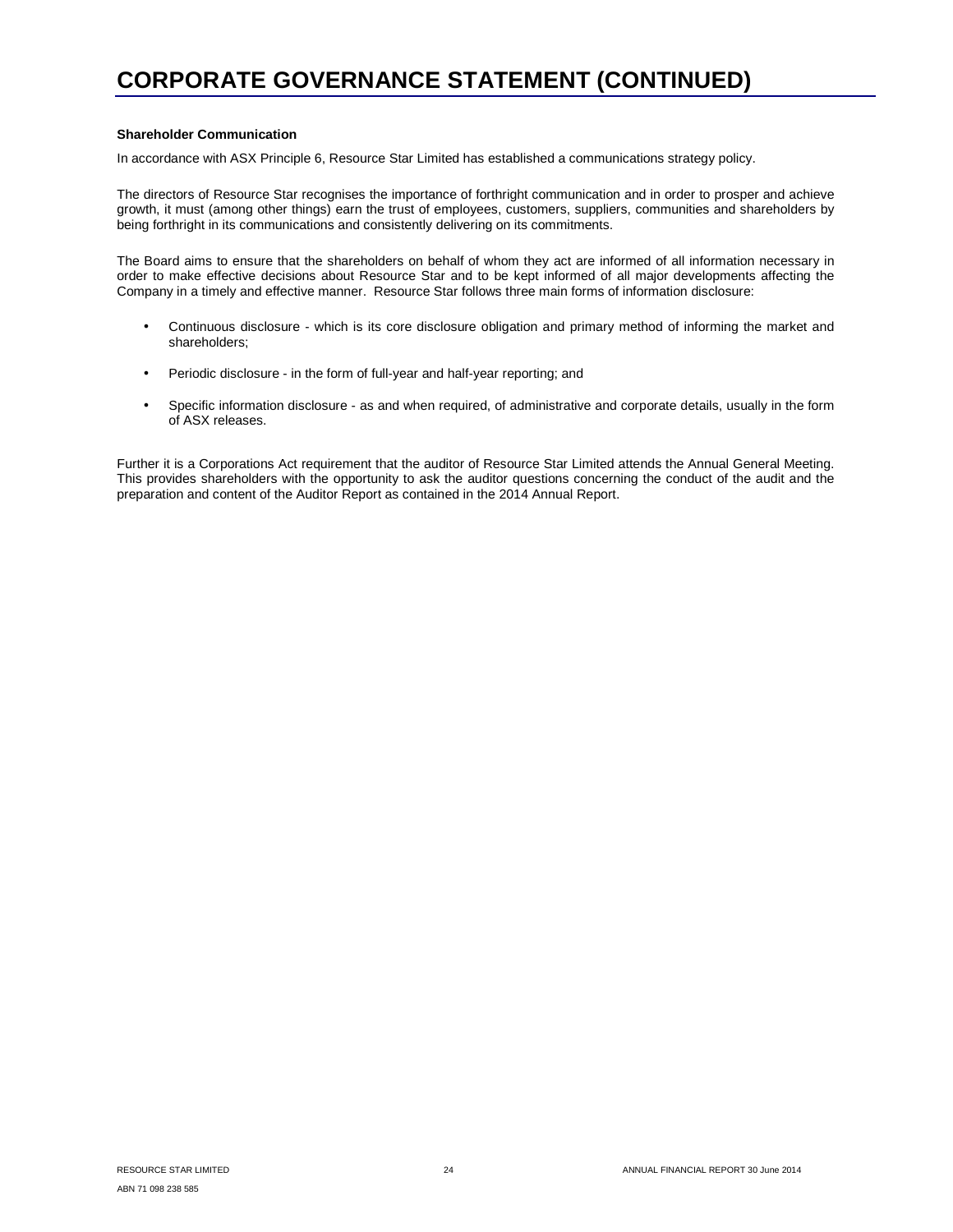# CORPORATE GOVERNANCE STATEMENT (CONTINUED)

**Shareholder Communication**

In accordance with ASX Principle 6, Resource Star Limited has established a communications strategy policy.

The directors of Resource Star recognises the importance of forthright communication and in order to prosper and achieve growth, it must (among other things) earn the trust of employees, customers, suppliers, communities and shareholders by being forthright in its communications and consistently delivering on its commitments.

The Board aims to ensure that the shareholders on behalf of whom they act are informed of all information necessary in order to make effective decisions about Resource Star and to be kept informed of all major developments affecting the Company in a timely and effective manner. Resource Star follows three main forms of information disclosure:

- Continuous disclosure - which is its core disclosure obligation and primary method of informing the market and shareholders;
- Periodic disclosure - in the form of full-year and half-year reporting; and
- Specific information disclosure - as and when required, of administrative and corporate details, usually in the form of ASX releases.

Further it is a Corporations Act requirement that the auditor of Resource Star Limited attends the Annual General Meeting. This provides shareholders with the opportunity to ask the auditor questions concerning the conduct of the audit and the preparation and content of the Auditor Report as contained in the 2014 Annual Report.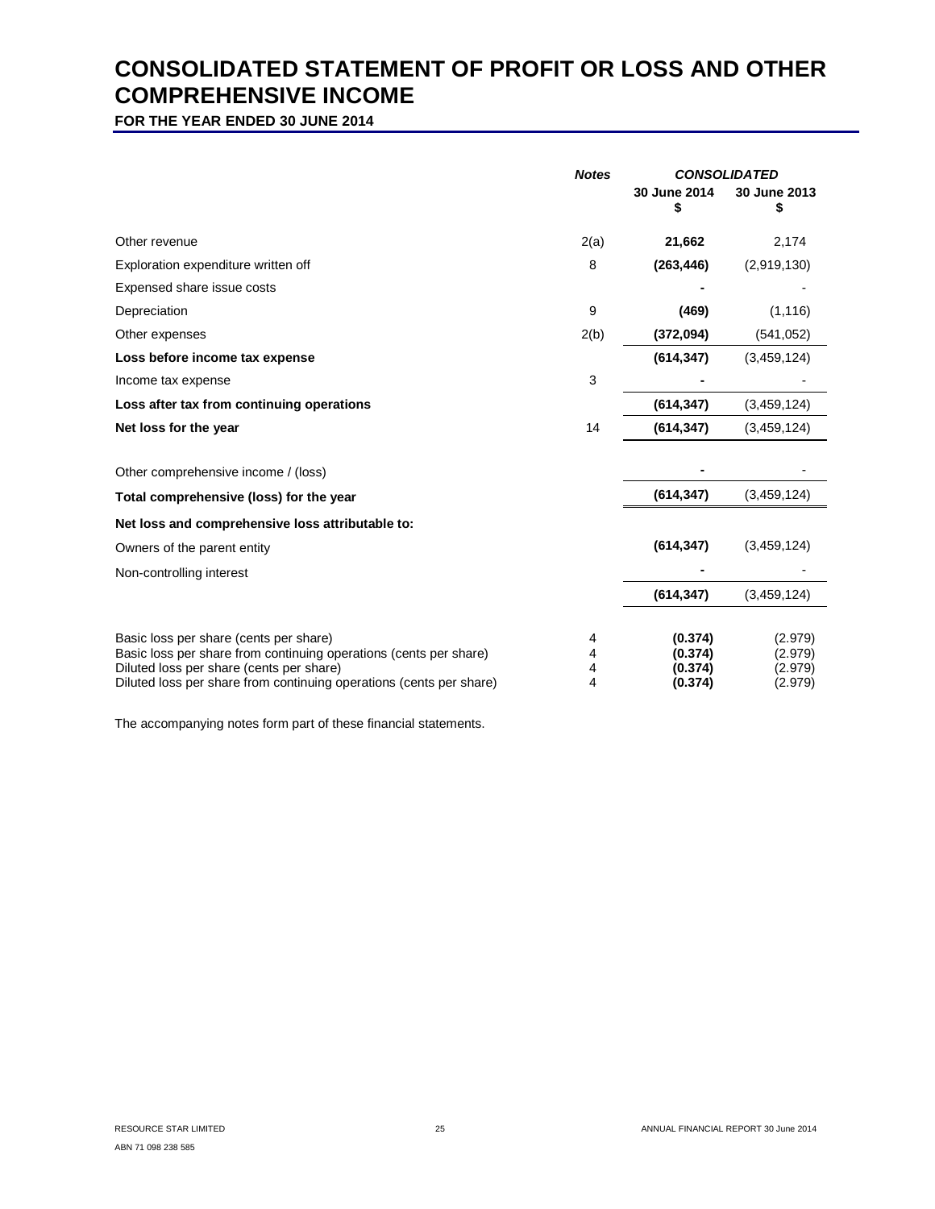# CONSOLIDATED STATEMENT OF PROFIT OR LOSS AND OTHER COMPREHENSIVE INCOME

**FOR THE YEAR ENDED 30 JUNE 2014**

| | *Notes* | *CONSOLIDATED* | |
|---|---|---|---|
| | | **30 June 2014 $** | **30 June 2013 $** |
| Other revenue | 2(a) | **21,662** | 2,174 |
| Exploration expenditure written off | 8 | **(263,446)** | (2,919,130) |
| Expensed share issue costs | | **-** | - |
| Depreciation | 9 | **(469)** | (1,116) |
| Other expenses | 2(b) | **(372,094)** | (541,052) |
| **Loss before income tax expense** | | **(614,347)** | (3,459,124) |
| Income tax expense | 3 | **-** | - |
| **Loss after tax from continuing operations** | | **(614,347)** | (3,459,124) |
| **Net loss for the year** | 14 | **(614,347)** | (3,459,124) |
| Other comprehensive income / (loss) | | **-** | - |
| **Total comprehensive (loss) for the year** | | **(614,347)** | (3,459,124) |
| **Net loss and comprehensive loss attributable to:** | | | |
| Owners of the parent entity | | **(614,347)** | (3,459,124) |
| Non-controlling interest | | **-** | - |
| | | **(614,347)** | (3,459,124) |
| Basic loss per share (cents per share) | 4 | **(0.374)** | (2.979) |
| Basic loss per share from continuing operations (cents per share) | 4 | **(0.374)** | (2.979) |
| Diluted loss per share (cents per share) | 4 | **(0.374)** | (2.979) |
| Diluted loss per share from continuing operations (cents per share) | 4 | **(0.374)** | (2.979) |

The accompanying notes form part of these financial statements.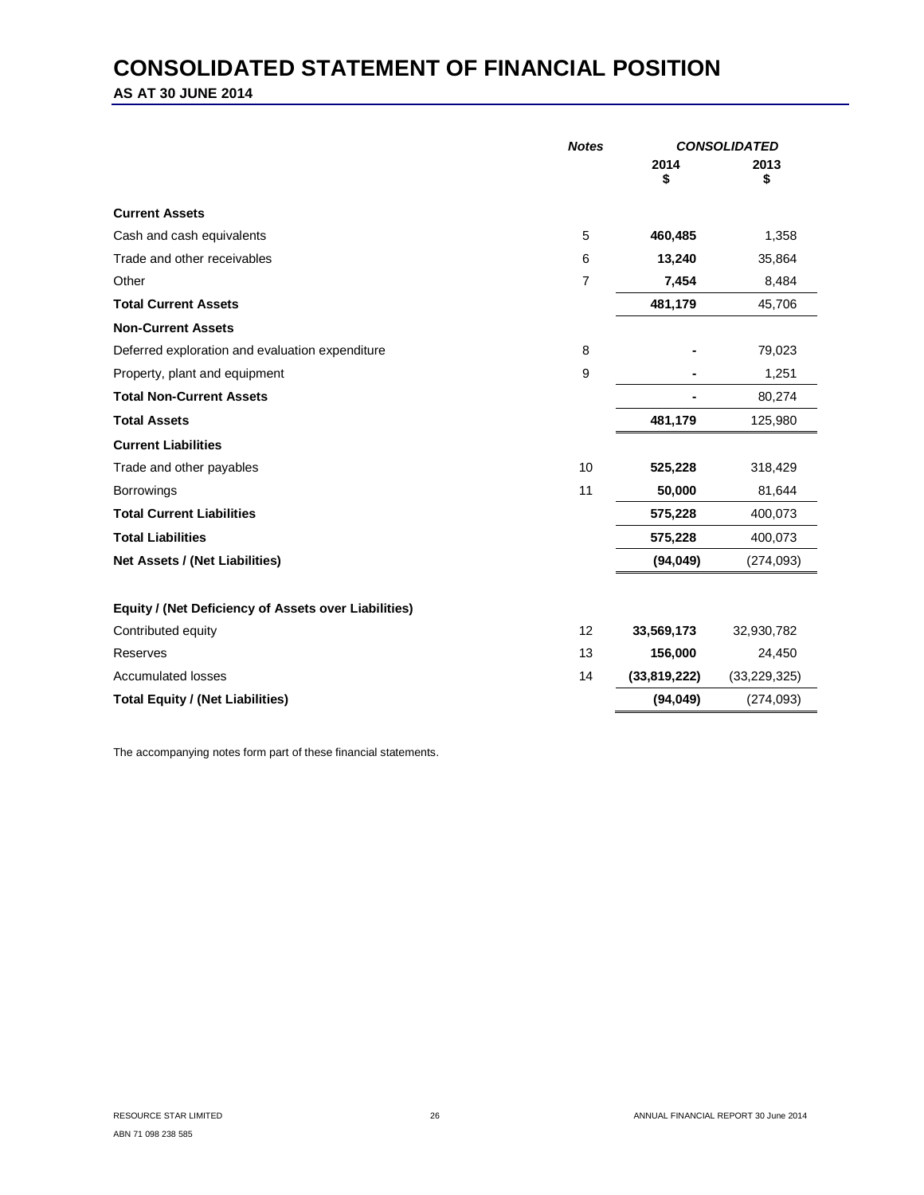# CONSOLIDATED STATEMENT OF FINANCIAL POSITION

**AS AT 30 JUNE 2014**

| | *Notes* | *CONSOLIDATED* | |
|---|---|---|---|
| | | **2014** **$** | **2013** **$** |
| **Current Assets** | | | |
| Cash and cash equivalents | 5 | **460,485** | 1,358 |
| Trade and other receivables | 6 | **13,240** | 35,864 |
| Other | 7 | **7,454** | 8,484 |
| **Total Current Assets** | | **481,179** | 45,706 |
| **Non-Current Assets** | | | |
| Deferred exploration and evaluation expenditure | 8 | **-** | 79,023 |
| Property, plant and equipment | 9 | **-** | 1,251 |
| **Total Non-Current Assets** | | **-** | 80,274 |
| **Total Assets** | | **481,179** | 125,980 |
| **Current Liabilities** | | | |
| Trade and other payables | 10 | **525,228** | 318,429 |
| Borrowings | 11 | **50,000** | 81,644 |
| **Total Current Liabilities** | | **575,228** | 400,073 |
| **Total Liabilities** | | **575,228** | 400,073 |
| **Net Assets / (Net Liabilities)** | | **(94,049)** | (274,093) |
| | | | |
| **Equity / (Net Deficiency of Assets over Liabilities)** | | | |
| Contributed equity | 12 | **33,569,173** | 32,930,782 |
| Reserves | 13 | **156,000** | 24,450 |
| Accumulated losses | 14 | **(33,819,222)** | (33,229,325) |
| **Total Equity / (Net Liabilities)** | | **(94,049)** | (274,093) |

The accompanying notes form part of these financial statements.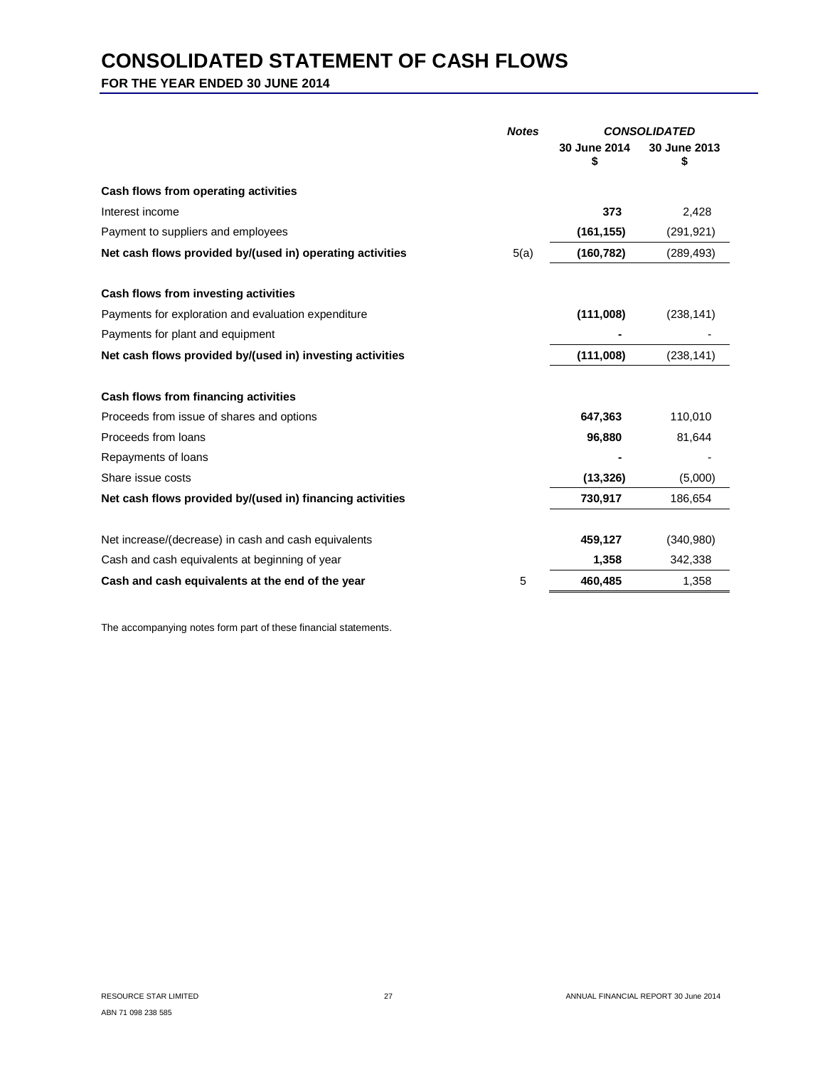# CONSOLIDATED STATEMENT OF CASH FLOWS

**FOR THE YEAR ENDED 30 JUNE 2014**

| | *Notes* | *CONSOLIDATED* | |
|---|---|---|---|
| | | **30 June 2014 $** | **30 June 2013 $** |
| **Cash flows from operating activities** | | | |
| Interest income | | **373** | 2,428 |
| Payment to suppliers and employees | | **(161,155)** | (291,921) |
| **Net cash flows provided by/(used in) operating activities** | 5(a) | **(160,782)** | (289,493) |
| | | | |
| **Cash flows from investing activities** | | | |
| Payments for exploration and evaluation expenditure | | **(111,008)** | (238,141) |
| Payments for plant and equipment | | **-** | - |
| **Net cash flows provided by/(used in) investing activities** | | **(111,008)** | (238,141) |
| | | | |
| **Cash flows from financing activities** | | | |
| Proceeds from issue of shares and options | | **647,363** | 110,010 |
| Proceeds from loans | | **96,880** | 81,644 |
| Repayments of loans | | **-** | - |
| Share issue costs | | **(13,326)** | (5,000) |
| **Net cash flows provided by/(used in) financing activities** | | **730,917** | 186,654 |
| | | | |
| Net increase/(decrease) in cash and cash equivalents | | **459,127** | (340,980) |
| Cash and cash equivalents at beginning of year | | **1,358** | 342,338 |
| **Cash and cash equivalents at the end of the year** | 5 | **460,485** | 1,358 |

The accompanying notes form part of these financial statements.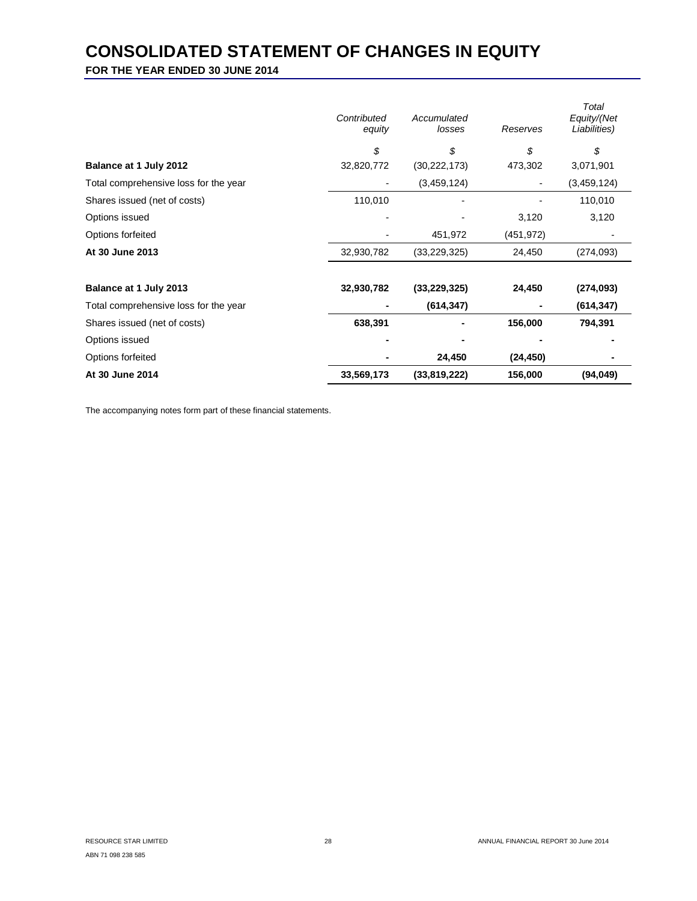# CONSOLIDATED STATEMENT OF CHANGES IN EQUITY

**FOR THE YEAR ENDED 30 JUNE 2014**

| | *Contributed equity* | *Accumulated losses* | *Reserves* | *Total Equity/(Net Liabilities)* |
|---|---|---|---|---|
| | *$* | *$* | *$* | *$* |
| **Balance at 1 July 2012** | 32,820,772 | (30,222,173) | 473,302 | 3,071,901 |
| Total comprehensive loss for the year | - | (3,459,124) | - | (3,459,124) |
| Shares issued (net of costs) | 110,010 | - | - | 110,010 |
| Options issued | - | - | 3,120 | 3,120 |
| Options forfeited | - | 451,972 | (451,972) | - |
| **At 30 June 2013** | 32,930,782 | (33,229,325) | 24,450 | (274,093) |
| | | | | |
| **Balance at 1 July 2013** | **32,930,782** | **(33,229,325)** | **24,450** | **(274,093)** |
| Total comprehensive loss for the year | **-** | **(614,347)** | **-** | **(614,347)** |
| Shares issued (net of costs) | **638,391** | **-** | **156,000** | **794,391** |
| Options issued | **-** | **-** | **-** | **-** |
| Options forfeited | **-** | **24,450** | **(24,450)** | **-** |
| **At 30 June 2014** | **33,569,173** | **(33,819,222)** | **156,000** | **(94,049)** |

The accompanying notes form part of these financial statements.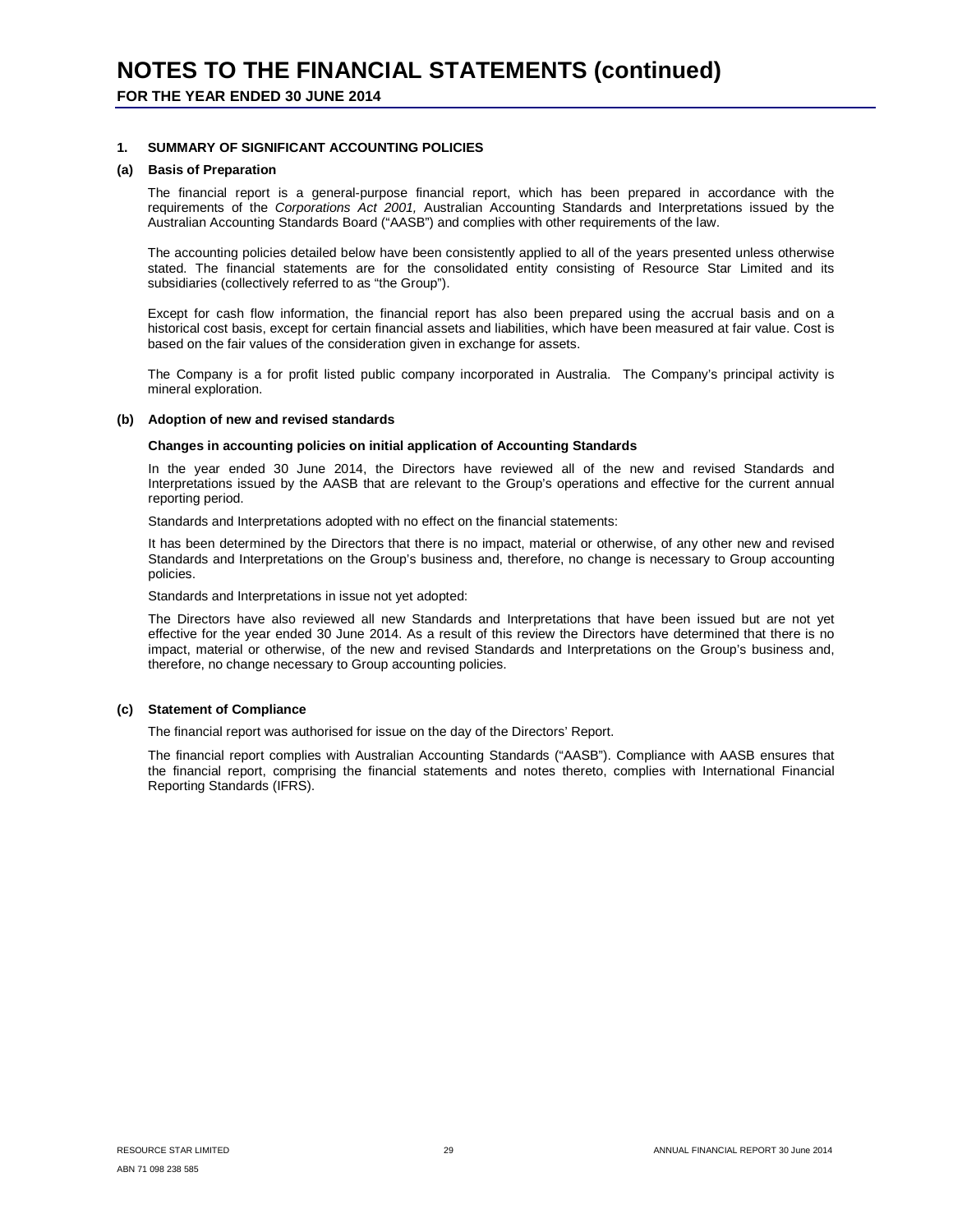# NOTES TO THE FINANCIAL STATEMENTS (continued)

**FOR THE YEAR ENDED 30 JUNE 2014**

## 1. SUMMARY OF SIGNIFICANT ACCOUNTING POLICIES

### (a) Basis of Preparation

The financial report is a general-purpose financial report, which has been prepared in accordance with the requirements of the *Corporations Act 2001,* Australian Accounting Standards and Interpretations issued by the Australian Accounting Standards Board ("AASB") and complies with other requirements of the law.

The accounting policies detailed below have been consistently applied to all of the years presented unless otherwise stated. The financial statements are for the consolidated entity consisting of Resource Star Limited and its subsidiaries (collectively referred to as "the Group").

Except for cash flow information, the financial report has also been prepared using the accrual basis and on a historical cost basis, except for certain financial assets and liabilities, which have been measured at fair value. Cost is based on the fair values of the consideration given in exchange for assets.

The Company is a for profit listed public company incorporated in Australia. The Company's principal activity is mineral exploration.

### (b) Adoption of new and revised standards

**Changes in accounting policies on initial application of Accounting Standards**

In the year ended 30 June 2014, the Directors have reviewed all of the new and revised Standards and Interpretations issued by the AASB that are relevant to the Group's operations and effective for the current annual reporting period.

Standards and Interpretations adopted with no effect on the financial statements:

It has been determined by the Directors that there is no impact, material or otherwise, of any other new and revised Standards and Interpretations on the Group's business and, therefore, no change is necessary to Group accounting policies.

Standards and Interpretations in issue not yet adopted:

The Directors have also reviewed all new Standards and Interpretations that have been issued but are not yet effective for the year ended 30 June 2014. As a result of this review the Directors have determined that there is no impact, material or otherwise, of the new and revised Standards and Interpretations on the Group's business and, therefore, no change necessary to Group accounting policies.

### (c) Statement of Compliance

The financial report was authorised for issue on the day of the Directors' Report.

The financial report complies with Australian Accounting Standards ("AASB"). Compliance with AASB ensures that the financial report, comprising the financial statements and notes thereto, complies with International Financial Reporting Standards (IFRS).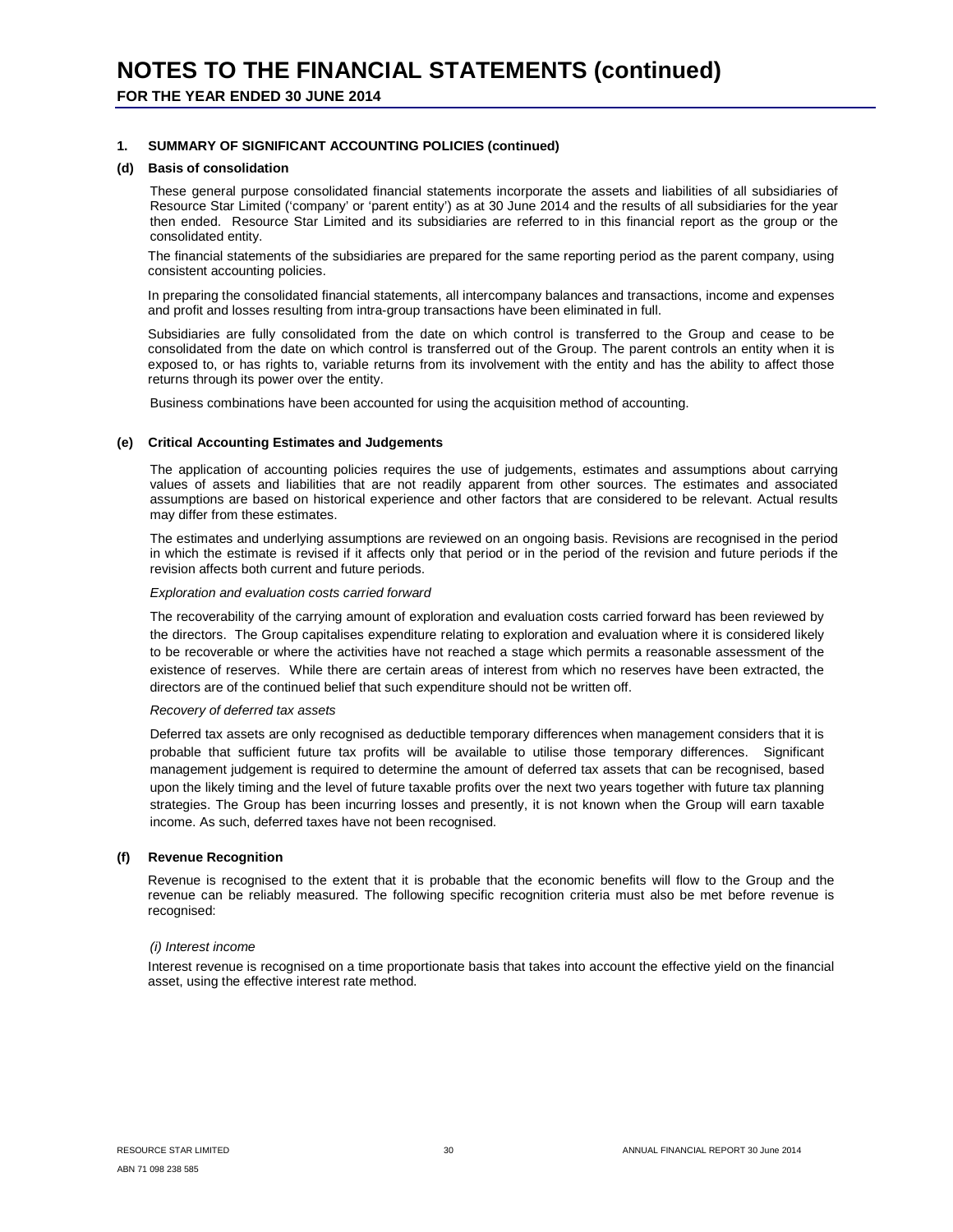# NOTES TO THE FINANCIAL STATEMENTS (continued)

**FOR THE YEAR ENDED 30 JUNE 2014**

### 1. SUMMARY OF SIGNIFICANT ACCOUNTING POLICIES (continued)

#### (d) Basis of consolidation

These general purpose consolidated financial statements incorporate the assets and liabilities of all subsidiaries of Resource Star Limited ('company' or 'parent entity') as at 30 June 2014 and the results of all subsidiaries for the year then ended. Resource Star Limited and its subsidiaries are referred to in this financial report as the group or the consolidated entity.

The financial statements of the subsidiaries are prepared for the same reporting period as the parent company, using consistent accounting policies.

In preparing the consolidated financial statements, all intercompany balances and transactions, income and expenses and profit and losses resulting from intra-group transactions have been eliminated in full.

Subsidiaries are fully consolidated from the date on which control is transferred to the Group and cease to be consolidated from the date on which control is transferred out of the Group. The parent controls an entity when it is exposed to, or has rights to, variable returns from its involvement with the entity and has the ability to affect those returns through its power over the entity.

Business combinations have been accounted for using the acquisition method of accounting.

#### (e) Critical Accounting Estimates and Judgements

The application of accounting policies requires the use of judgements, estimates and assumptions about carrying values of assets and liabilities that are not readily apparent from other sources. The estimates and associated assumptions are based on historical experience and other factors that are considered to be relevant. Actual results may differ from these estimates.

The estimates and underlying assumptions are reviewed on an ongoing basis. Revisions are recognised in the period in which the estimate is revised if it affects only that period or in the period of the revision and future periods if the revision affects both current and future periods.

*Exploration and evaluation costs carried forward*

The recoverability of the carrying amount of exploration and evaluation costs carried forward has been reviewed by the directors. The Group capitalises expenditure relating to exploration and evaluation where it is considered likely to be recoverable or where the activities have not reached a stage which permits a reasonable assessment of the existence of reserves. While there are certain areas of interest from which no reserves have been extracted, the directors are of the continued belief that such expenditure should not be written off.

*Recovery of deferred tax assets*

Deferred tax assets are only recognised as deductible temporary differences when management considers that it is probable that sufficient future tax profits will be available to utilise those temporary differences. Significant management judgement is required to determine the amount of deferred tax assets that can be recognised, based upon the likely timing and the level of future taxable profits over the next two years together with future tax planning strategies. The Group has been incurring losses and presently, it is not known when the Group will earn taxable income. As such, deferred taxes have not been recognised.

#### (f) Revenue Recognition

Revenue is recognised to the extent that it is probable that the economic benefits will flow to the Group and the revenue can be reliably measured. The following specific recognition criteria must also be met before revenue is recognised:

*(i) Interest income*

Interest revenue is recognised on a time proportionate basis that takes into account the effective yield on the financial asset, using the effective interest rate method.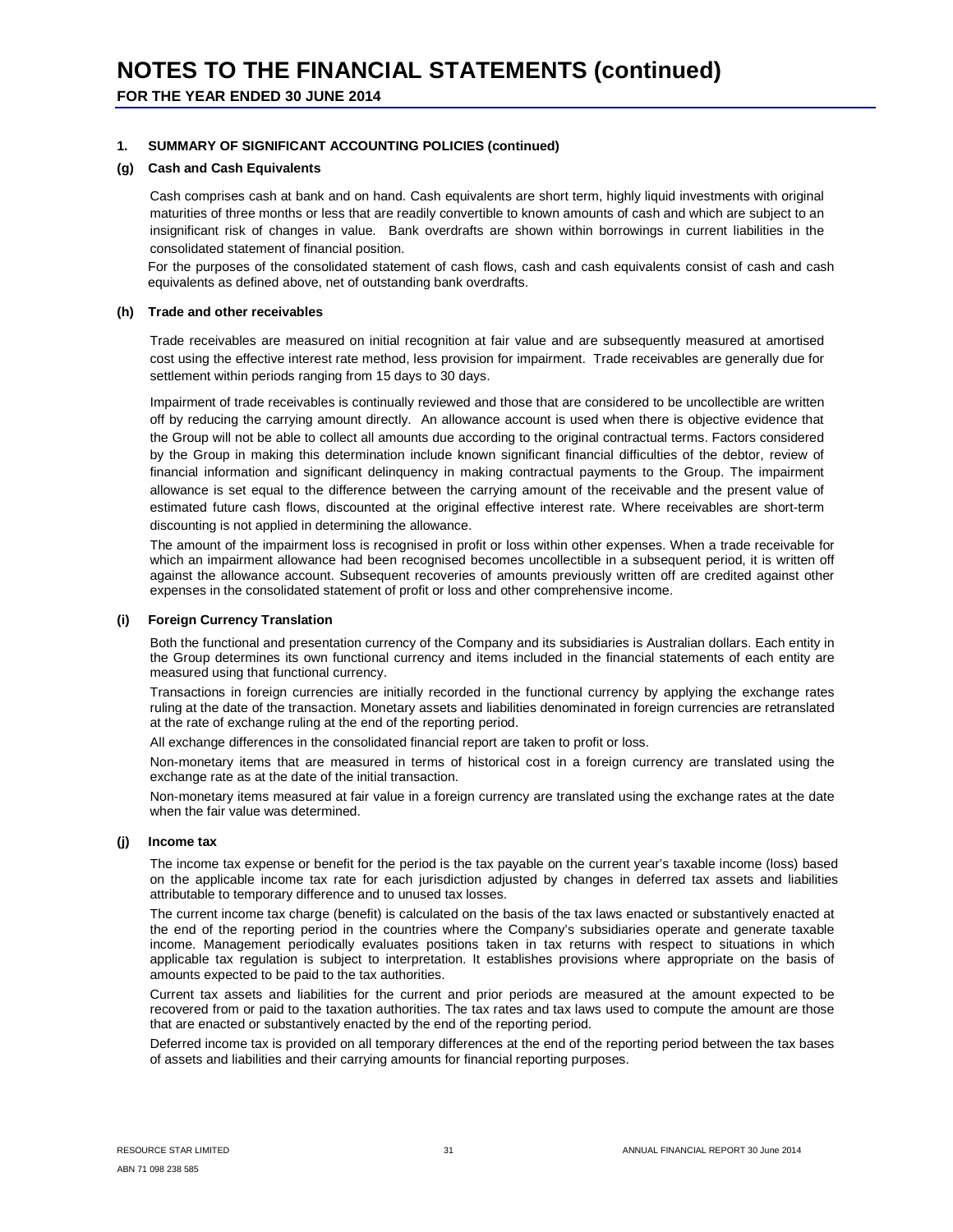# NOTES TO THE FINANCIAL STATEMENTS (continued)

**FOR THE YEAR ENDED 30 JUNE 2014**

### 1. SUMMARY OF SIGNIFICANT ACCOUNTING POLICIES (continued)

#### (g) Cash and Cash Equivalents

Cash comprises cash at bank and on hand. Cash equivalents are short term, highly liquid investments with original maturities of three months or less that are readily convertible to known amounts of cash and which are subject to an insignificant risk of changes in value. Bank overdrafts are shown within borrowings in current liabilities in the consolidated statement of financial position.

For the purposes of the consolidated statement of cash flows, cash and cash equivalents consist of cash and cash equivalents as defined above, net of outstanding bank overdrafts.

#### (h) Trade and other receivables

Trade receivables are measured on initial recognition at fair value and are subsequently measured at amortised cost using the effective interest rate method, less provision for impairment. Trade receivables are generally due for settlement within periods ranging from 15 days to 30 days.

Impairment of trade receivables is continually reviewed and those that are considered to be uncollectible are written off by reducing the carrying amount directly. An allowance account is used when there is objective evidence that the Group will not be able to collect all amounts due according to the original contractual terms. Factors considered by the Group in making this determination include known significant financial difficulties of the debtor, review of financial information and significant delinquency in making contractual payments to the Group. The impairment allowance is set equal to the difference between the carrying amount of the receivable and the present value of estimated future cash flows, discounted at the original effective interest rate. Where receivables are short-term discounting is not applied in determining the allowance.

The amount of the impairment loss is recognised in profit or loss within other expenses. When a trade receivable for which an impairment allowance had been recognised becomes uncollectible in a subsequent period, it is written off against the allowance account. Subsequent recoveries of amounts previously written off are credited against other expenses in the consolidated statement of profit or loss and other comprehensive income.

#### (i) Foreign Currency Translation

Both the functional and presentation currency of the Company and its subsidiaries is Australian dollars. Each entity in the Group determines its own functional currency and items included in the financial statements of each entity are measured using that functional currency.

Transactions in foreign currencies are initially recorded in the functional currency by applying the exchange rates ruling at the date of the transaction. Monetary assets and liabilities denominated in foreign currencies are retranslated at the rate of exchange ruling at the end of the reporting period.

All exchange differences in the consolidated financial report are taken to profit or loss.

Non-monetary items that are measured in terms of historical cost in a foreign currency are translated using the exchange rate as at the date of the initial transaction.

Non-monetary items measured at fair value in a foreign currency are translated using the exchange rates at the date when the fair value was determined.

#### (j) Income tax

The income tax expense or benefit for the period is the tax payable on the current year's taxable income (loss) based on the applicable income tax rate for each jurisdiction adjusted by changes in deferred tax assets and liabilities attributable to temporary difference and to unused tax losses.

The current income tax charge (benefit) is calculated on the basis of the tax laws enacted or substantively enacted at the end of the reporting period in the countries where the Company's subsidiaries operate and generate taxable income. Management periodically evaluates positions taken in tax returns with respect to situations in which applicable tax regulation is subject to interpretation. It establishes provisions where appropriate on the basis of amounts expected to be paid to the tax authorities.

Current tax assets and liabilities for the current and prior periods are measured at the amount expected to be recovered from or paid to the taxation authorities. The tax rates and tax laws used to compute the amount are those that are enacted or substantively enacted by the end of the reporting period.

Deferred income tax is provided on all temporary differences at the end of the reporting period between the tax bases of assets and liabilities and their carrying amounts for financial reporting purposes.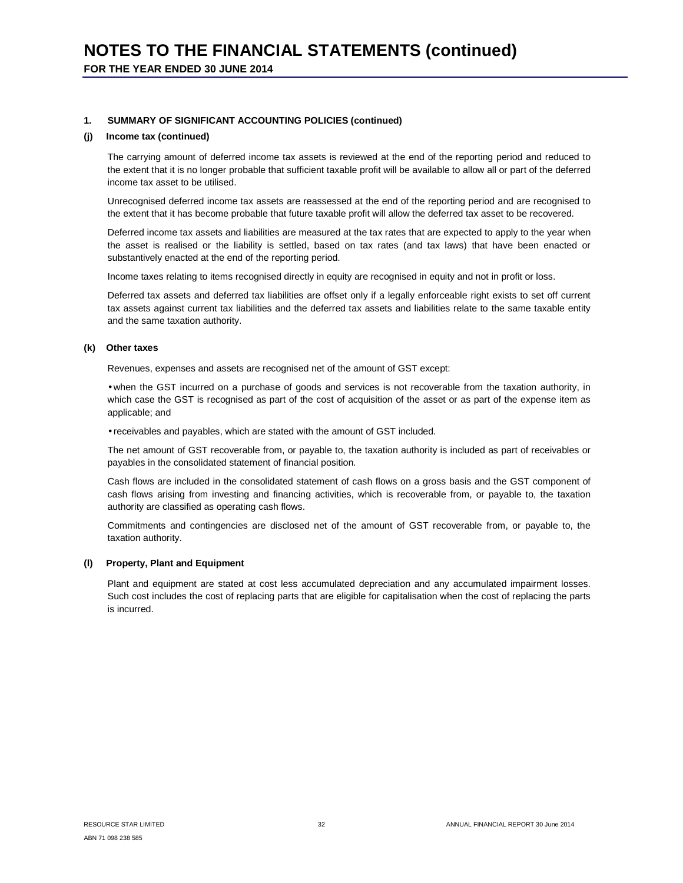# NOTES TO THE FINANCIAL STATEMENTS (continued)

**FOR THE YEAR ENDED 30 JUNE 2014**

### 1. SUMMARY OF SIGNIFICANT ACCOUNTING POLICIES (continued)

#### (j) Income tax (continued)

The carrying amount of deferred income tax assets is reviewed at the end of the reporting period and reduced to the extent that it is no longer probable that sufficient taxable profit will be available to allow all or part of the deferred income tax asset to be utilised.

Unrecognised deferred income tax assets are reassessed at the end of the reporting period and are recognised to the extent that it has become probable that future taxable profit will allow the deferred tax asset to be recovered.

Deferred income tax assets and liabilities are measured at the tax rates that are expected to apply to the year when the asset is realised or the liability is settled, based on tax rates (and tax laws) that have been enacted or substantively enacted at the end of the reporting period.

Income taxes relating to items recognised directly in equity are recognised in equity and not in profit or loss.

Deferred tax assets and deferred tax liabilities are offset only if a legally enforceable right exists to set off current tax assets against current tax liabilities and the deferred tax assets and liabilities relate to the same taxable entity and the same taxation authority.

#### (k) Other taxes

Revenues, expenses and assets are recognised net of the amount of GST except:

- when the GST incurred on a purchase of goods and services is not recoverable from the taxation authority, in which case the GST is recognised as part of the cost of acquisition of the asset or as part of the expense item as applicable; and
- receivables and payables, which are stated with the amount of GST included.

The net amount of GST recoverable from, or payable to, the taxation authority is included as part of receivables or payables in the consolidated statement of financial position.

Cash flows are included in the consolidated statement of cash flows on a gross basis and the GST component of cash flows arising from investing and financing activities, which is recoverable from, or payable to, the taxation authority are classified as operating cash flows.

Commitments and contingencies are disclosed net of the amount of GST recoverable from, or payable to, the taxation authority.

#### (l) Property, Plant and Equipment

Plant and equipment are stated at cost less accumulated depreciation and any accumulated impairment losses. Such cost includes the cost of replacing parts that are eligible for capitalisation when the cost of replacing the parts is incurred.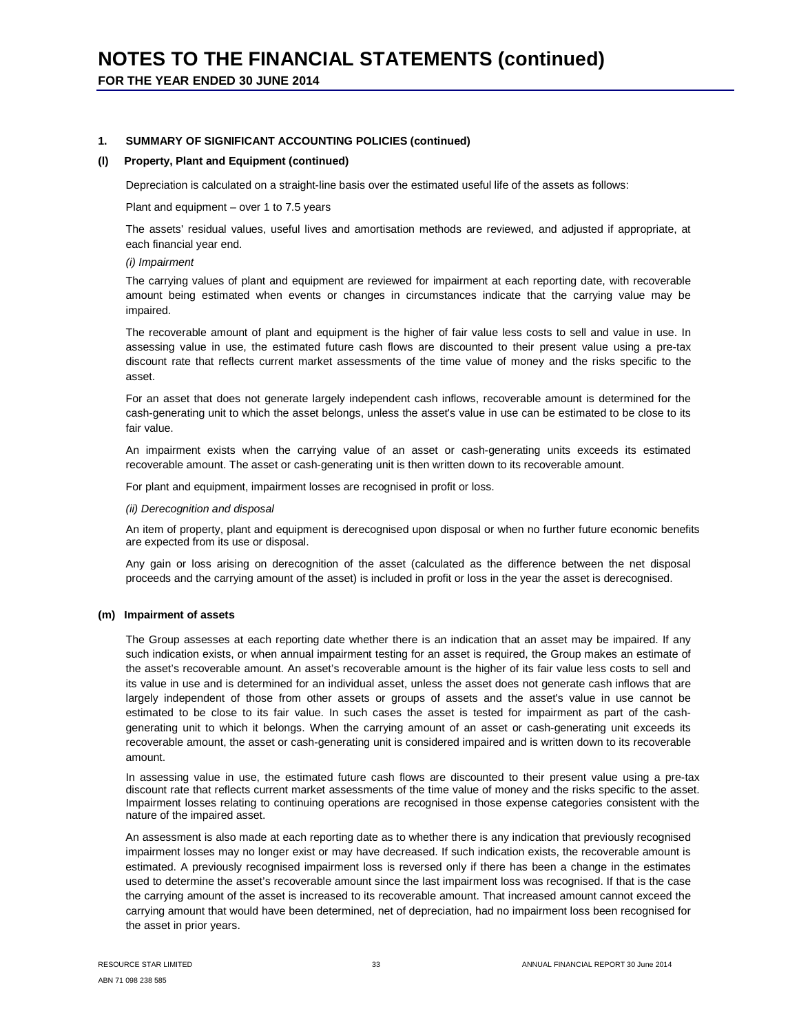# NOTES TO THE FINANCIAL STATEMENTS (continued)

**FOR THE YEAR ENDED 30 JUNE 2014**

### 1. SUMMARY OF SIGNIFICANT ACCOUNTING POLICIES (continued)

#### (l) Property, Plant and Equipment (continued)

Depreciation is calculated on a straight-line basis over the estimated useful life of the assets as follows:

Plant and equipment – over 1 to 7.5 years

The assets' residual values, useful lives and amortisation methods are reviewed, and adjusted if appropriate, at each financial year end.

*(i) Impairment*

The carrying values of plant and equipment are reviewed for impairment at each reporting date, with recoverable amount being estimated when events or changes in circumstances indicate that the carrying value may be impaired.

The recoverable amount of plant and equipment is the higher of fair value less costs to sell and value in use. In assessing value in use, the estimated future cash flows are discounted to their present value using a pre-tax discount rate that reflects current market assessments of the time value of money and the risks specific to the asset.

For an asset that does not generate largely independent cash inflows, recoverable amount is determined for the cash-generating unit to which the asset belongs, unless the asset's value in use can be estimated to be close to its fair value.

An impairment exists when the carrying value of an asset or cash-generating units exceeds its estimated recoverable amount. The asset or cash-generating unit is then written down to its recoverable amount.

For plant and equipment, impairment losses are recognised in profit or loss.

*(ii) Derecognition and disposal*

An item of property, plant and equipment is derecognised upon disposal or when no further future economic benefits are expected from its use or disposal.

Any gain or loss arising on derecognition of the asset (calculated as the difference between the net disposal proceeds and the carrying amount of the asset) is included in profit or loss in the year the asset is derecognised.

#### (m) Impairment of assets

The Group assesses at each reporting date whether there is an indication that an asset may be impaired. If any such indication exists, or when annual impairment testing for an asset is required, the Group makes an estimate of the asset's recoverable amount. An asset's recoverable amount is the higher of its fair value less costs to sell and its value in use and is determined for an individual asset, unless the asset does not generate cash inflows that are largely independent of those from other assets or groups of assets and the asset's value in use cannot be estimated to be close to its fair value. In such cases the asset is tested for impairment as part of the cash-generating unit to which it belongs. When the carrying amount of an asset or cash-generating unit exceeds its recoverable amount, the asset or cash-generating unit is considered impaired and is written down to its recoverable amount.

In assessing value in use, the estimated future cash flows are discounted to their present value using a pre-tax discount rate that reflects current market assessments of the time value of money and the risks specific to the asset. Impairment losses relating to continuing operations are recognised in those expense categories consistent with the nature of the impaired asset.

An assessment is also made at each reporting date as to whether there is any indication that previously recognised impairment losses may no longer exist or may have decreased. If such indication exists, the recoverable amount is estimated. A previously recognised impairment loss is reversed only if there has been a change in the estimates used to determine the asset's recoverable amount since the last impairment loss was recognised. If that is the case the carrying amount of the asset is increased to its recoverable amount. That increased amount cannot exceed the carrying amount that would have been determined, net of depreciation, had no impairment loss been recognised for the asset in prior years.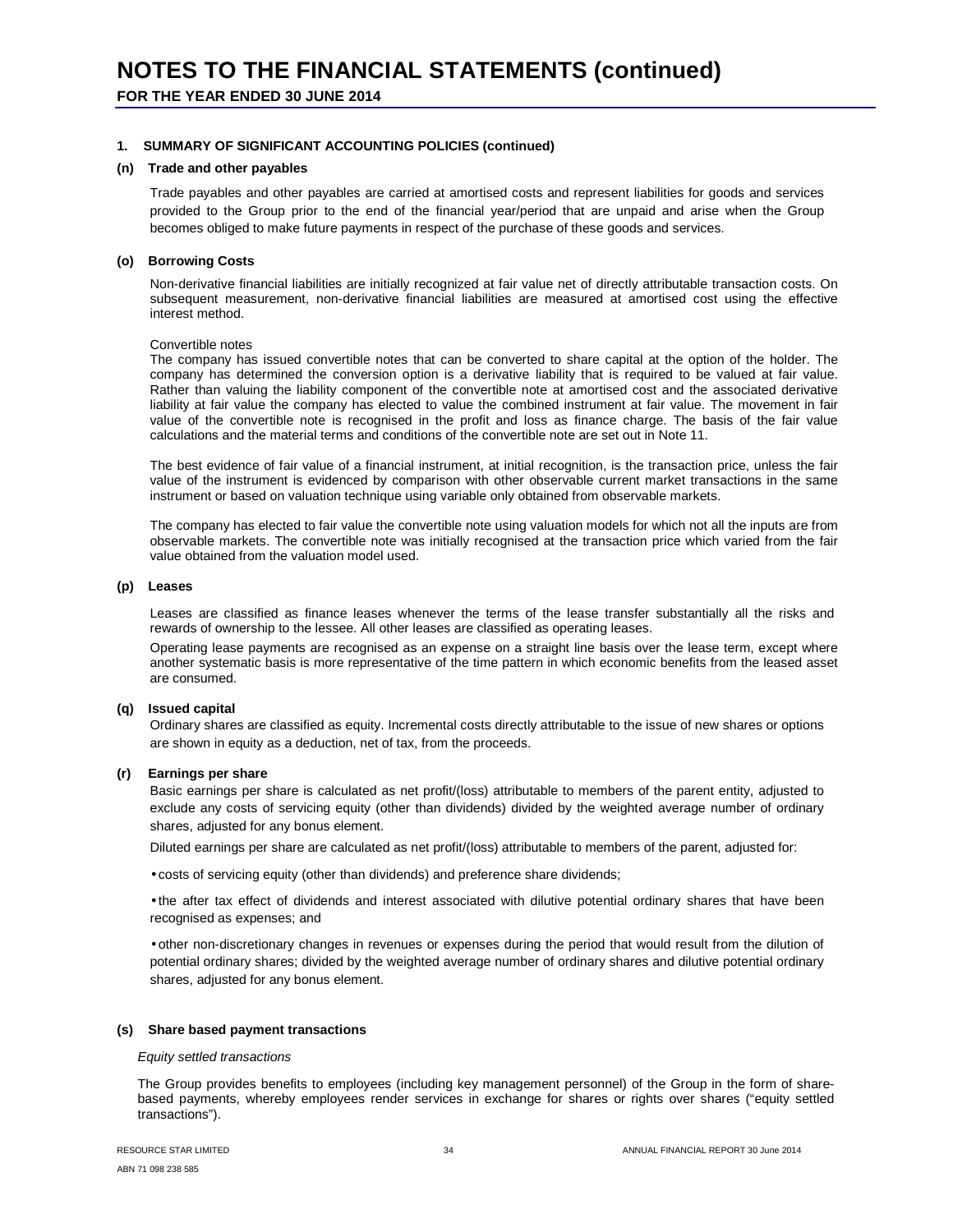# NOTES TO THE FINANCIAL STATEMENTS (continued)

**FOR THE YEAR ENDED 30 JUNE 2014**

### 1. SUMMARY OF SIGNIFICANT ACCOUNTING POLICIES (continued)

#### (n) Trade and other payables

Trade payables and other payables are carried at amortised costs and represent liabilities for goods and services provided to the Group prior to the end of the financial year/period that are unpaid and arise when the Group becomes obliged to make future payments in respect of the purchase of these goods and services.

#### (o) Borrowing Costs

Non-derivative financial liabilities are initially recognized at fair value net of directly attributable transaction costs. On subsequent measurement, non-derivative financial liabilities are measured at amortised cost using the effective interest method.

Convertible notes

The company has issued convertible notes that can be converted to share capital at the option of the holder. The company has determined the conversion option is a derivative liability that is required to be valued at fair value. Rather than valuing the liability component of the convertible note at amortised cost and the associated derivative liability at fair value the company has elected to value the combined instrument at fair value. The movement in fair value of the convertible note is recognised in the profit and loss as finance charge. The basis of the fair value calculations and the material terms and conditions of the convertible note are set out in Note 11.

The best evidence of fair value of a financial instrument, at initial recognition, is the transaction price, unless the fair value of the instrument is evidenced by comparison with other observable current market transactions in the same instrument or based on valuation technique using variable only obtained from observable markets.

The company has elected to fair value the convertible note using valuation models for which not all the inputs are from observable markets. The convertible note was initially recognised at the transaction price which varied from the fair value obtained from the valuation model used.

#### (p) Leases

Leases are classified as finance leases whenever the terms of the lease transfer substantially all the risks and rewards of ownership to the lessee. All other leases are classified as operating leases.

Operating lease payments are recognised as an expense on a straight line basis over the lease term, except where another systematic basis is more representative of the time pattern in which economic benefits from the leased asset are consumed.

#### (q) Issued capital

Ordinary shares are classified as equity. Incremental costs directly attributable to the issue of new shares or options are shown in equity as a deduction, net of tax, from the proceeds.

#### (r) Earnings per share

Basic earnings per share is calculated as net profit/(loss) attributable to members of the parent entity, adjusted to exclude any costs of servicing equity (other than dividends) divided by the weighted average number of ordinary shares, adjusted for any bonus element.

Diluted earnings per share are calculated as net profit/(loss) attributable to members of the parent, adjusted for:

- costs of servicing equity (other than dividends) and preference share dividends;
- the after tax effect of dividends and interest associated with dilutive potential ordinary shares that have been recognised as expenses; and
- other non-discretionary changes in revenues or expenses during the period that would result from the dilution of potential ordinary shares; divided by the weighted average number of ordinary shares and dilutive potential ordinary shares, adjusted for any bonus element.

#### (s) Share based payment transactions

*Equity settled transactions*

The Group provides benefits to employees (including key management personnel) of the Group in the form of share-based payments, whereby employees render services in exchange for shares or rights over shares ("equity settled transactions").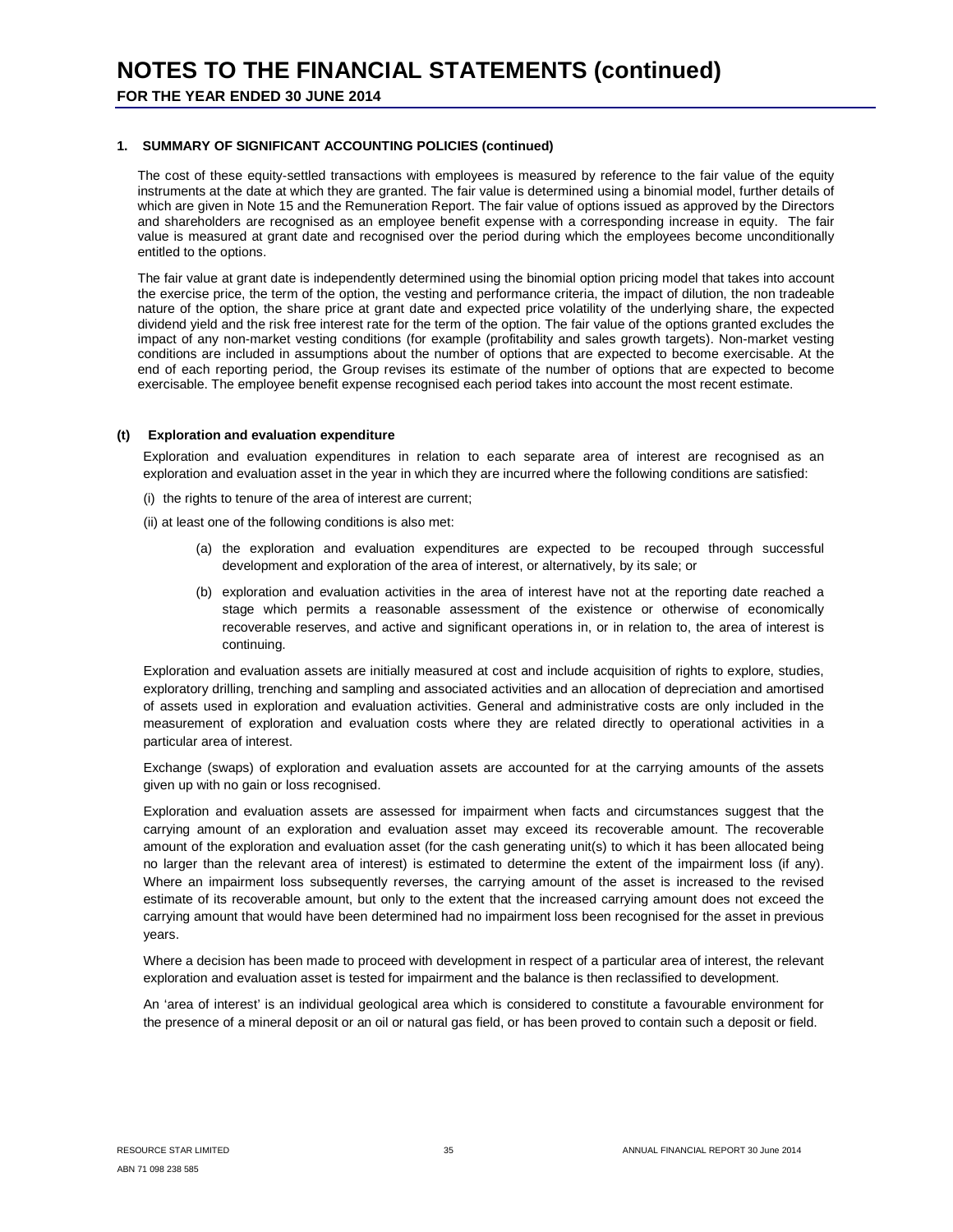# NOTES TO THE FINANCIAL STATEMENTS (continued)

**FOR THE YEAR ENDED 30 JUNE 2014**

**1. SUMMARY OF SIGNIFICANT ACCOUNTING POLICIES (continued)**

The cost of these equity-settled transactions with employees is measured by reference to the fair value of the equity instruments at the date at which they are granted. The fair value is determined using a binomial model, further details of which are given in Note 15 and the Remuneration Report. The fair value of options issued as approved by the Directors and shareholders are recognised as an employee benefit expense with a corresponding increase in equity. The fair value is measured at grant date and recognised over the period during which the employees become unconditionally entitled to the options.

The fair value at grant date is independently determined using the binomial option pricing model that takes into account the exercise price, the term of the option, the vesting and performance criteria, the impact of dilution, the non tradeable nature of the option, the share price at grant date and expected price volatility of the underlying share, the expected dividend yield and the risk free interest rate for the term of the option. The fair value of the options granted excludes the impact of any non-market vesting conditions (for example (profitability and sales growth targets). Non-market vesting conditions are included in assumptions about the number of options that are expected to become exercisable. At the end of each reporting period, the Group revises its estimate of the number of options that are expected to become exercisable. The employee benefit expense recognised each period takes into account the most recent estimate.

**(t) Exploration and evaluation expenditure**

Exploration and evaluation expenditures in relation to each separate area of interest are recognised as an exploration and evaluation asset in the year in which they are incurred where the following conditions are satisfied:

(i) the rights to tenure of the area of interest are current;

(ii) at least one of the following conditions is also met:

(a) the exploration and evaluation expenditures are expected to be recouped through successful development and exploration of the area of interest, or alternatively, by its sale; or

(b) exploration and evaluation activities in the area of interest have not at the reporting date reached a stage which permits a reasonable assessment of the existence or otherwise of economically recoverable reserves, and active and significant operations in, or in relation to, the area of interest is continuing.

Exploration and evaluation assets are initially measured at cost and include acquisition of rights to explore, studies, exploratory drilling, trenching and sampling and associated activities and an allocation of depreciation and amortised of assets used in exploration and evaluation activities. General and administrative costs are only included in the measurement of exploration and evaluation costs where they are related directly to operational activities in a particular area of interest.

Exchange (swaps) of exploration and evaluation assets are accounted for at the carrying amounts of the assets given up with no gain or loss recognised.

Exploration and evaluation assets are assessed for impairment when facts and circumstances suggest that the carrying amount of an exploration and evaluation asset may exceed its recoverable amount. The recoverable amount of the exploration and evaluation asset (for the cash generating unit(s) to which it has been allocated being no larger than the relevant area of interest) is estimated to determine the extent of the impairment loss (if any). Where an impairment loss subsequently reverses, the carrying amount of the asset is increased to the revised estimate of its recoverable amount, but only to the extent that the increased carrying amount does not exceed the carrying amount that would have been determined had no impairment loss been recognised for the asset in previous years.

Where a decision has been made to proceed with development in respect of a particular area of interest, the relevant exploration and evaluation asset is tested for impairment and the balance is then reclassified to development.

An 'area of interest' is an individual geological area which is considered to constitute a favourable environment for the presence of a mineral deposit or an oil or natural gas field, or has been proved to contain such a deposit or field.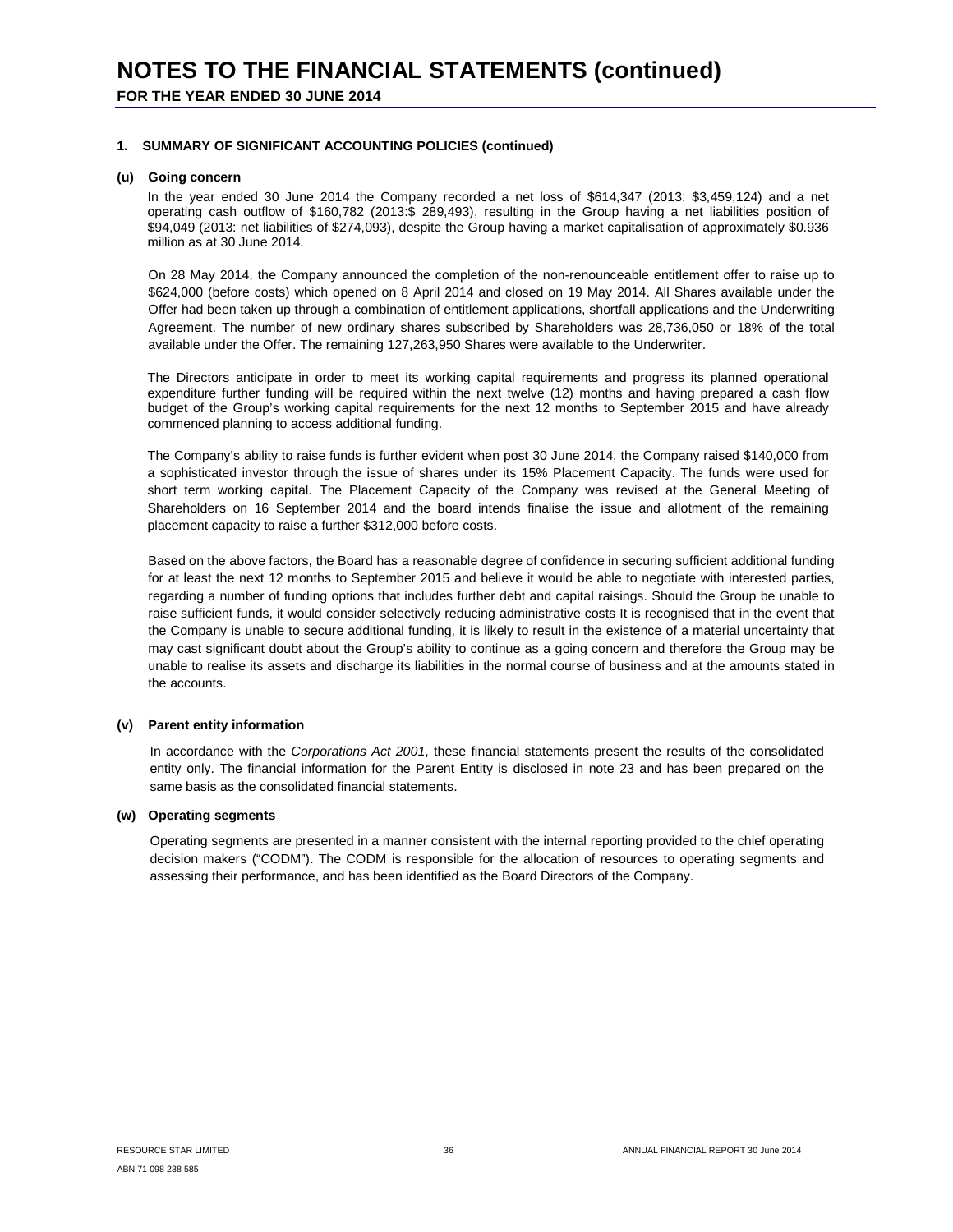# NOTES TO THE FINANCIAL STATEMENTS (continued)

**FOR THE YEAR ENDED 30 JUNE 2014**

### 1. SUMMARY OF SIGNIFICANT ACCOUNTING POLICIES (continued)

#### (u) Going concern

In the year ended 30 June 2014 the Company recorded a net loss of $614,347 (2013: $3,459,124) and a net operating cash outflow of $160,782 (2013:$ 289,493), resulting in the Group having a net liabilities position of $94,049 (2013: net liabilities of $274,093), despite the Group having a market capitalisation of approximately $0.936 million as at 30 June 2014.

On 28 May 2014, the Company announced the completion of the non-renounceable entitlement offer to raise up to $624,000 (before costs) which opened on 8 April 2014 and closed on 19 May 2014. All Shares available under the Offer had been taken up through a combination of entitlement applications, shortfall applications and the Underwriting Agreement. The number of new ordinary shares subscribed by Shareholders was 28,736,050 or 18% of the total available under the Offer. The remaining 127,263,950 Shares were available to the Underwriter.

The Directors anticipate in order to meet its working capital requirements and progress its planned operational expenditure further funding will be required within the next twelve (12) months and having prepared a cash flow budget of the Group's working capital requirements for the next 12 months to September 2015 and have already commenced planning to access additional funding.

The Company's ability to raise funds is further evident when post 30 June 2014, the Company raised $140,000 from a sophisticated investor through the issue of shares under its 15% Placement Capacity. The funds were used for short term working capital. The Placement Capacity of the Company was revised at the General Meeting of Shareholders on 16 September 2014 and the board intends finalise the issue and allotment of the remaining placement capacity to raise a further $312,000 before costs.

Based on the above factors, the Board has a reasonable degree of confidence in securing sufficient additional funding for at least the next 12 months to September 2015 and believe it would be able to negotiate with interested parties, regarding a number of funding options that includes further debt and capital raisings. Should the Group be unable to raise sufficient funds, it would consider selectively reducing administrative costs It is recognised that in the event that the Company is unable to secure additional funding, it is likely to result in the existence of a material uncertainty that may cast significant doubt about the Group's ability to continue as a going concern and therefore the Group may be unable to realise its assets and discharge its liabilities in the normal course of business and at the amounts stated in the accounts.

#### (v) Parent entity information

In accordance with the *Corporations Act 2001*, these financial statements present the results of the consolidated entity only. The financial information for the Parent Entity is disclosed in note 23 and has been prepared on the same basis as the consolidated financial statements.

#### (w) Operating segments

Operating segments are presented in a manner consistent with the internal reporting provided to the chief operating decision makers ("CODM"). The CODM is responsible for the allocation of resources to operating segments and assessing their performance, and has been identified as the Board Directors of the Company.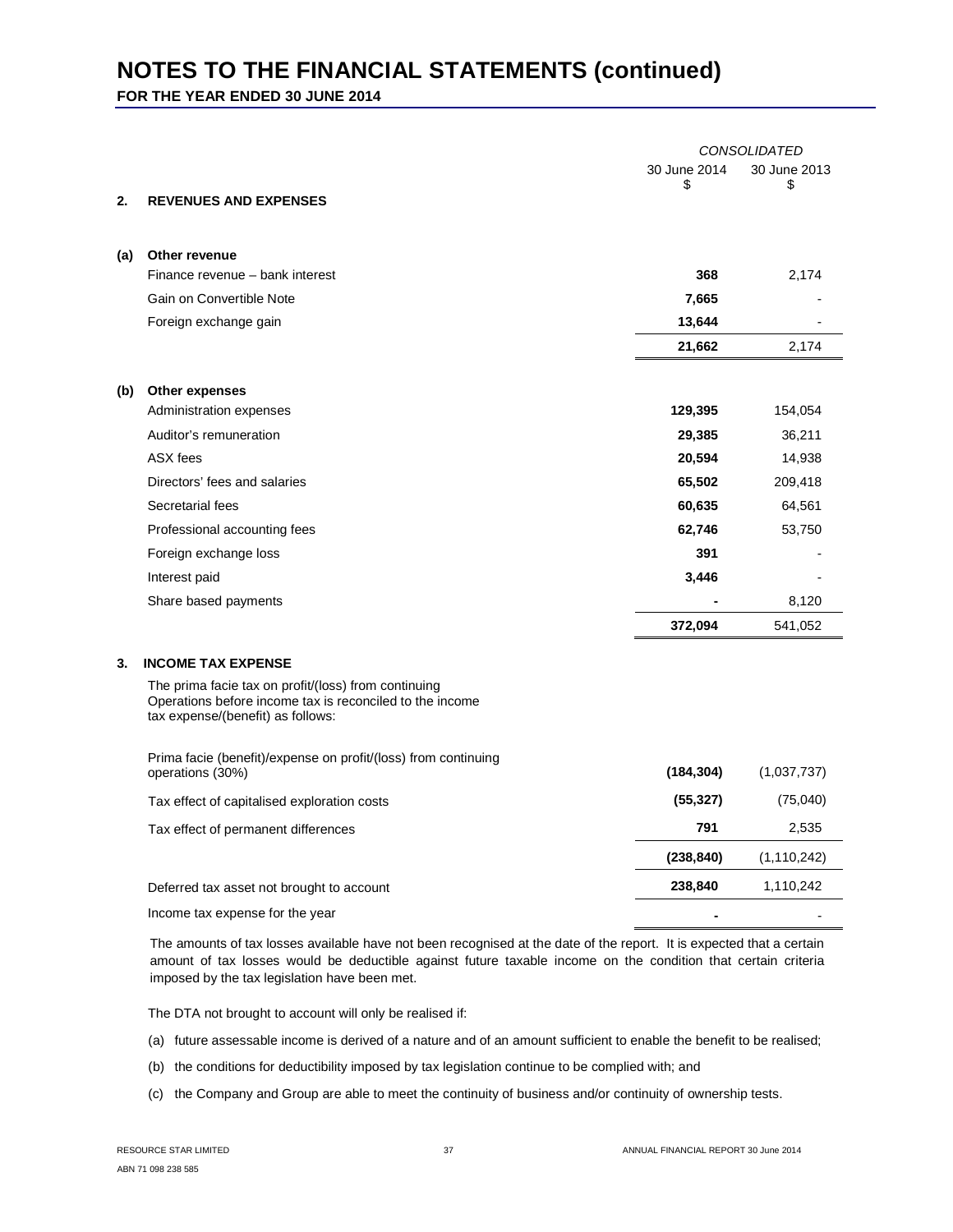# NOTES TO THE FINANCIAL STATEMENTS (continued)

**FOR THE YEAR ENDED 30 JUNE 2014**

| | | CONSOLIDATED | |
|---|---|---|---|
| | | 30 June 2014 $ | 30 June 2013 $ |
| **2.** | **REVENUES AND EXPENSES** | | |
| **(a)** | **Other revenue** | | |
| | Finance revenue – bank interest | **368** | 2,174 |
| | Gain on Convertible Note | **7,665** | - |
| | Foreign exchange gain | **13,644** | - |
| | | **21,662** | 2,174 |
| **(b)** | **Other expenses** | | |
| | Administration expenses | **129,395** | 154,054 |
| | Auditor's remuneration | **29,385** | 36,211 |
| | ASX fees | **20,594** | 14,938 |
| | Directors' fees and salaries | **65,502** | 209,418 |
| | Secretarial fees | **60,635** | 64,561 |
| | Professional accounting fees | **62,746** | 53,750 |
| | Foreign exchange loss | **391** | - |
| | Interest paid | **3,446** | - |
| | Share based payments | **-** | 8,120 |
| | | **372,094** | 541,052 |

**3. INCOME TAX EXPENSE**

The prima facie tax on profit/(loss) from continuing Operations before income tax is reconciled to the income tax expense/(benefit) as follows:

| | 30 June 2014 $ | 30 June 2013 $ |
|---|---|---|
| Prima facie (benefit)/expense on profit/(loss) from continuing operations (30%) | **(184,304)** | (1,037,737) |
| Tax effect of capitalised exploration costs | **(55,327)** | (75,040) |
| Tax effect of permanent differences | **791** | 2,535 |
| | **(238,840)** | (1,110,242) |
| Deferred tax asset not brought to account | **238,840** | 1,110,242 |
| Income tax expense for the year | **-** | - |

The amounts of tax losses available have not been recognised at the date of the report. It is expected that a certain amount of tax losses would be deductible against future taxable income on the condition that certain criteria imposed by the tax legislation have been met.

The DTA not brought to account will only be realised if:

(a) future assessable income is derived of a nature and of an amount sufficient to enable the benefit to be realised;

(b) the conditions for deductibility imposed by tax legislation continue to be complied with; and

(c) the Company and Group are able to meet the continuity of business and/or continuity of ownership tests.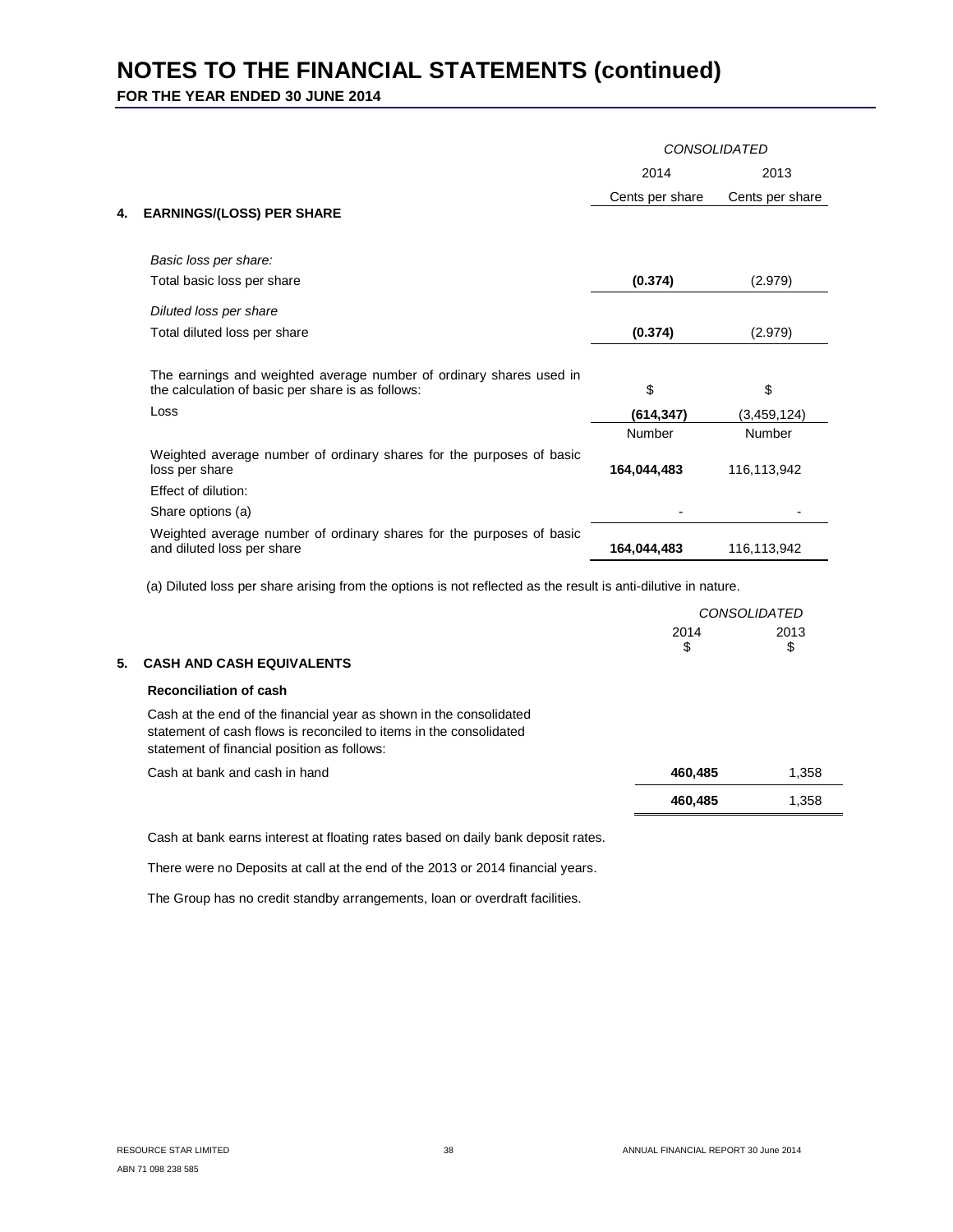# NOTES TO THE FINANCIAL STATEMENTS (continued)

**FOR THE YEAR ENDED 30 JUNE 2014**

| | CONSOLIDATED | |
|---|---|---|
| | 2014 | 2013 |
| | Cents per share | Cents per share |
| **4. EARNINGS/(LOSS) PER SHARE** | | |
| *Basic loss per share:* | | |
| Total basic loss per share | **(0.374)** | (2.979) |
| *Diluted loss per share* | | |
| Total diluted loss per share | **(0.374)** | (2.979) |
| The earnings and weighted average number of ordinary shares used in the calculation of basic per share is as follows: | $ | $ |
| Loss | **(614,347)** | (3,459,124) |
| | Number | Number |
| Weighted average number of ordinary shares for the purposes of basic loss per share | **164,044,483** | 116,113,942 |
| Effect of dilution: | | |
| Share options (a) | - | - |
| Weighted average number of ordinary shares for the purposes of basic and diluted loss per share | **164,044,483** | 116,113,942 |

(a) Diluted loss per share arising from the options is not reflected as the result is anti-dilutive in nature.

| | CONSOLIDATED | |
|---|---|---|
| | 2014<br>$ | 2013<br>$ |
| **5. CASH AND CASH EQUIVALENTS** | | |
| **Reconciliation of cash** | | |
| Cash at the end of the financial year as shown in the consolidated statement of cash flows is reconciled to items in the consolidated statement of financial position as follows: | | |
| Cash at bank and cash in hand | **460,485** | 1,358 |
| | **460,485** | 1,358 |

Cash at bank earns interest at floating rates based on daily bank deposit rates.

There were no Deposits at call at the end of the 2013 or 2014 financial years.

The Group has no credit standby arrangements, loan or overdraft facilities.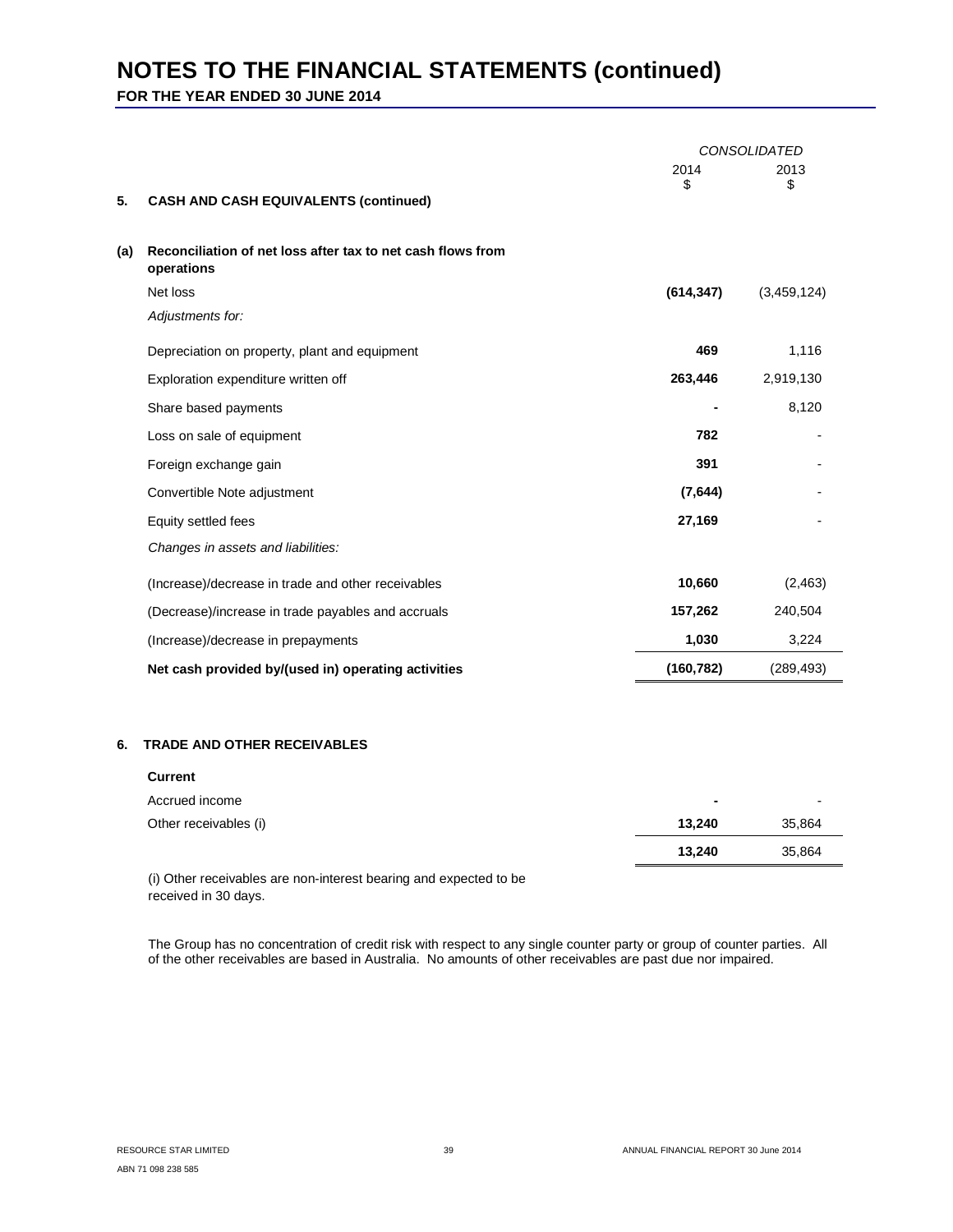# NOTES TO THE FINANCIAL STATEMENTS (continued)

**FOR THE YEAR ENDED 30 JUNE 2014**

| | CONSOLIDATED | |
|---|---|---|
| | 2014<br>$ | 2013<br>$ |
| **5. CASH AND CASH EQUIVALENTS (continued)** | | |
| **(a) Reconciliation of net loss after tax to net cash flows from operations** | | |
| Net loss | **(614,347)** | (3,459,124) |
| *Adjustments for:* | | |
| Depreciation on property, plant and equipment | **469** | 1,116 |
| Exploration expenditure written off | **263,446** | 2,919,130 |
| Share based payments | **-** | 8,120 |
| Loss on sale of equipment | **782** | - |
| Foreign exchange gain | **391** | - |
| Convertible Note adjustment | **(7,644)** | - |
| Equity settled fees | **27,169** | - |
| *Changes in assets and liabilities:* | | |
| (Increase)/decrease in trade and other receivables | **10,660** | (2,463) |
| (Decrease)/increase in trade payables and accruals | **157,262** | 240,504 |
| (Increase)/decrease in prepayments | **1,030** | 3,224 |
| **Net cash provided by/(used in) operating activities** | **(160,782)** | (289,493) |

**6. TRADE AND OTHER RECEIVABLES**

| | 2014<br>$ | 2013<br>$ |
|---|---|---|
| **Current** | | |
| Accrued income | **-** | - |
| Other receivables (i) | **13,240** | 35,864 |
| | **13,240** | 35,864 |

(i) Other receivables are non-interest bearing and expected to be received in 30 days.

The Group has no concentration of credit risk with respect to any single counter party or group of counter parties. All of the other receivables are based in Australia. No amounts of other receivables are past due nor impaired.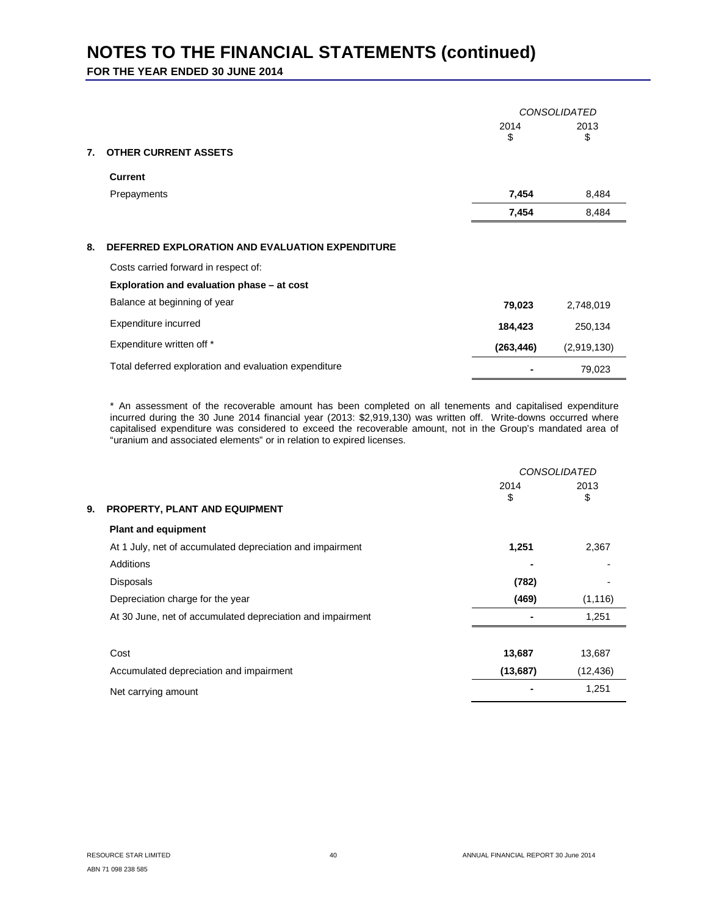# NOTES TO THE FINANCIAL STATEMENTS (continued)

**FOR THE YEAR ENDED 30 JUNE 2014**

| | *CONSOLIDATED* | |
|---|---|---|
| | 2014 $ | 2013 $ |
| **7. OTHER CURRENT ASSETS** | | |
| **Current** | | |
| Prepayments | **7,454** | 8,484 |
| | **7,454** | 8,484 |

| | | |
|---|---|---|
| **8. DEFERRED EXPLORATION AND EVALUATION EXPENDITURE** | | |
| Costs carried forward in respect of: | | |
| **Exploration and evaluation phase – at cost** | | |
| Balance at beginning of year | **79,023** | 2,748,019 |
| Expenditure incurred | **184,423** | 250,134 |
| Expenditure written off * | **(263,446)** | (2,919,130) |
| Total deferred exploration and evaluation expenditure | **-** | 79,023 |

* An assessment of the recoverable amount has been completed on all tenements and capitalised expenditure incurred during the 30 June 2014 financial year (2013: $2,919,130) was written off. Write-downs occurred where capitalised expenditure was considered to exceed the recoverable amount, not in the Group's mandated area of "uranium and associated elements" or in relation to expired licenses.

| | *CONSOLIDATED* | |
|---|---|---|
| | 2014 $ | 2013 $ |
| **9. PROPERTY, PLANT AND EQUIPMENT** | | |
| **Plant and equipment** | | |
| At 1 July, net of accumulated depreciation and impairment | **1,251** | 2,367 |
| Additions | **-** | - |
| Disposals | **(782)** | - |
| Depreciation charge for the year | **(469)** | (1,116) |
| At 30 June, net of accumulated depreciation and impairment | **-** | 1,251 |
| | | |
| Cost | **13,687** | 13,687 |
| Accumulated depreciation and impairment | **(13,687)** | (12,436) |
| Net carrying amount | **-** | 1,251 |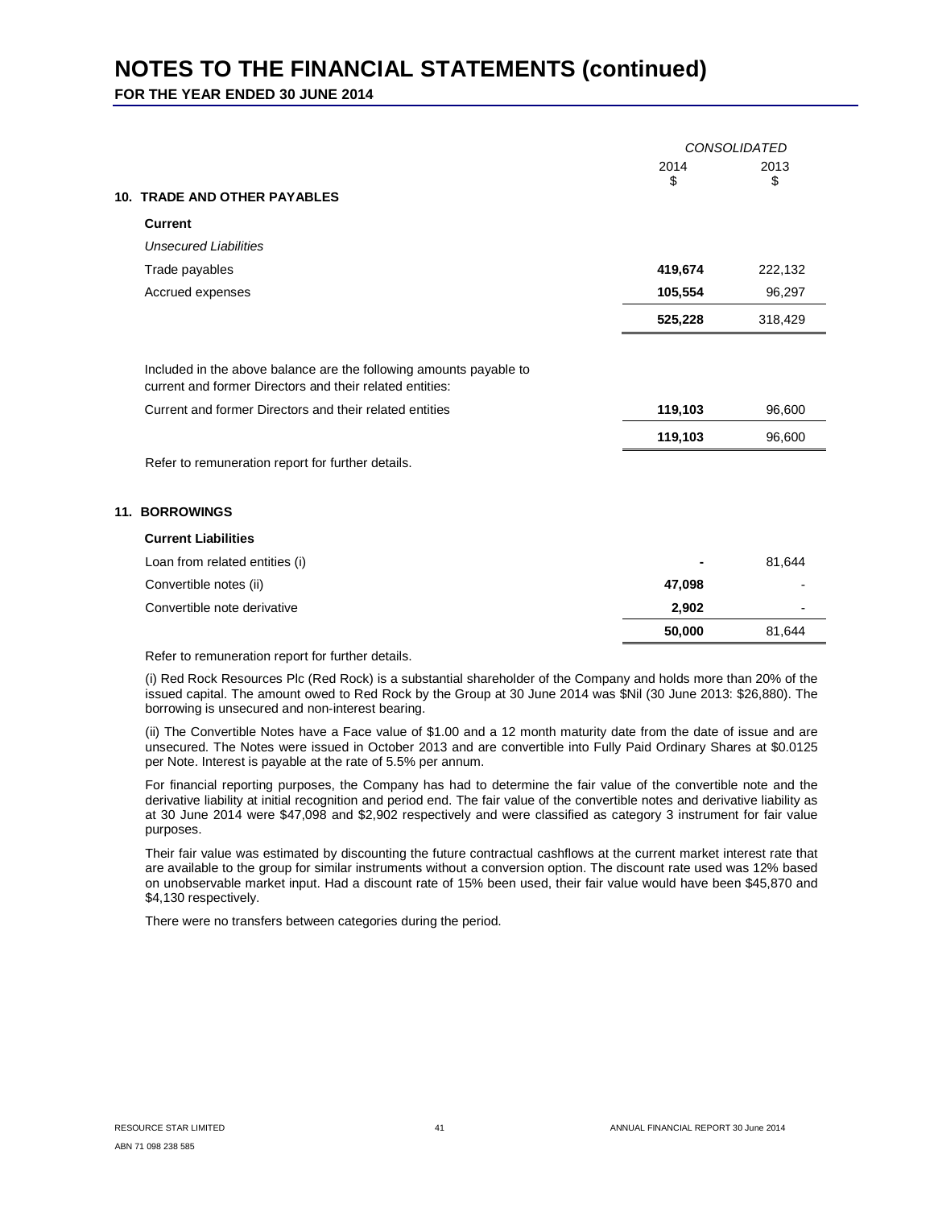# NOTES TO THE FINANCIAL STATEMENTS (continued)

**FOR THE YEAR ENDED 30 JUNE 2014**

| | CONSOLIDATED | |
|---|---|---|
| | 2014<br>$ | 2013<br>$ |
| **10. TRADE AND OTHER PAYABLES** | | |
| **Current** | | |
| *Unsecured Liabilities* | | |
| Trade payables | **419,674** | 222,132 |
| Accrued expenses | **105,554** | 96,297 |
| | **525,228** | 318,429 |
| Included in the above balance are the following amounts payable to current and former Directors and their related entities: | | |
| Current and former Directors and their related entities | **119,103** | 96,600 |
| | **119,103** | 96,600 |

Refer to remuneration report for further details.

## 11. BORROWINGS

| | 2014<br>$ | 2013<br>$ |
|---|---|---|
| **Current Liabilities** | | |
| Loan from related entities (i) | **-** | 81,644 |
| Convertible notes (ii) | **47,098** | - |
| Convertible note derivative | **2,902** | - |
| | **50,000** | 81,644 |

Refer to remuneration report for further details.

(i) Red Rock Resources Plc (Red Rock) is a substantial shareholder of the Company and holds more than 20% of the issued capital. The amount owed to Red Rock by the Group at 30 June 2014 was $Nil (30 June 2013: $26,880). The borrowing is unsecured and non-interest bearing.

(ii) The Convertible Notes have a Face value of $1.00 and a 12 month maturity date from the date of issue and are unsecured. The Notes were issued in October 2013 and are convertible into Fully Paid Ordinary Shares at $0.0125 per Note. Interest is payable at the rate of 5.5% per annum.

For financial reporting purposes, the Company has had to determine the fair value of the convertible note and the derivative liability at initial recognition and period end. The fair value of the convertible notes and derivative liability as at 30 June 2014 were $47,098 and $2,902 respectively and were classified as category 3 instrument for fair value purposes.

Their fair value was estimated by discounting the future contractual cashflows at the current market interest rate that are available to the group for similar instruments without a conversion option. The discount rate used was 12% based on unobservable market input. Had a discount rate of 15% been used, their fair value would have been $45,870 and $4,130 respectively.

There were no transfers between categories during the period.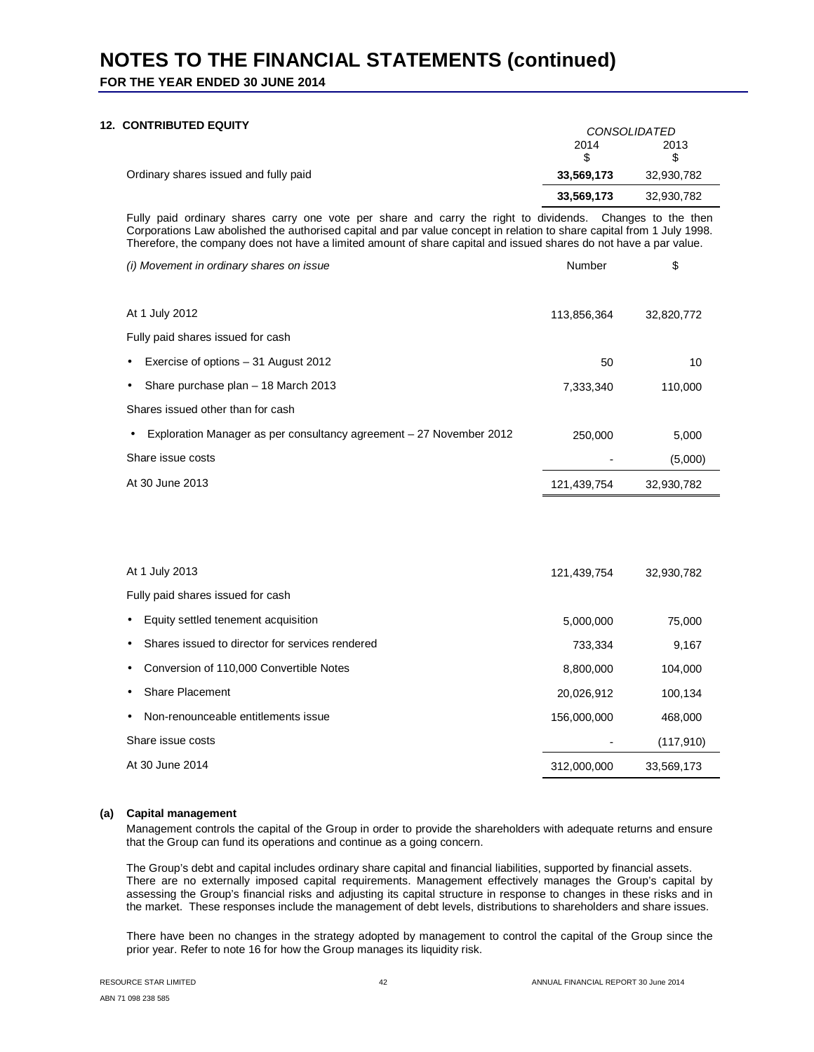# NOTES TO THE FINANCIAL STATEMENTS (continued)

**FOR THE YEAR ENDED 30 JUNE 2014**

## 12. CONTRIBUTED EQUITY

| | CONSOLIDATED | |
|---|---|---|
| | 2014 $ | 2013 $ |
| Ordinary shares issued and fully paid | **33,569,173** | 32,930,782 |
| | **33,569,173** | 32,930,782 |

Fully paid ordinary shares carry one vote per share and carry the right to dividends. Changes to the then Corporations Law abolished the authorised capital and par value concept in relation to share capital from 1 July 1998. Therefore, the company does not have a limited amount of share capital and issued shares do not have a par value.

| *(i) Movement in ordinary shares on issue* | Number | $ |
|---|---|---|
| At 1 July 2012 | 113,856,364 | 32,820,772 |
| Fully paid shares issued for cash | | |
| • Exercise of options – 31 August 2012 | 50 | 10 |
| • Share purchase plan – 18 March 2013 | 7,333,340 | 110,000 |
| Shares issued other than for cash | | |
| • Exploration Manager as per consultancy agreement – 27 November 2012 | 250,000 | 5,000 |
| Share issue costs | - | (5,000) |
| At 30 June 2013 | 121,439,754 | 32,930,782 |

| | Number | $ |
|---|---|---|
| At 1 July 2013 | 121,439,754 | 32,930,782 |
| Fully paid shares issued for cash | | |
| • Equity settled tenement acquisition | 5,000,000 | 75,000 |
| • Shares issued to director for services rendered | 733,334 | 9,167 |
| • Conversion of 110,000 Convertible Notes | 8,800,000 | 104,000 |
| • Share Placement | 20,026,912 | 100,134 |
| • Non-renounceable entitlements issue | 156,000,000 | 468,000 |
| Share issue costs | - | (117,910) |
| At 30 June 2014 | 312,000,000 | 33,569,173 |

### (a) Capital management

Management controls the capital of the Group in order to provide the shareholders with adequate returns and ensure that the Group can fund its operations and continue as a going concern.

The Group's debt and capital includes ordinary share capital and financial liabilities, supported by financial assets. There are no externally imposed capital requirements. Management effectively manages the Group's capital by assessing the Group's financial risks and adjusting its capital structure in response to changes in these risks and in the market. These responses include the management of debt levels, distributions to shareholders and share issues.

There have been no changes in the strategy adopted by management to control the capital of the Group since the prior year. Refer to note 16 for how the Group manages its liquidity risk.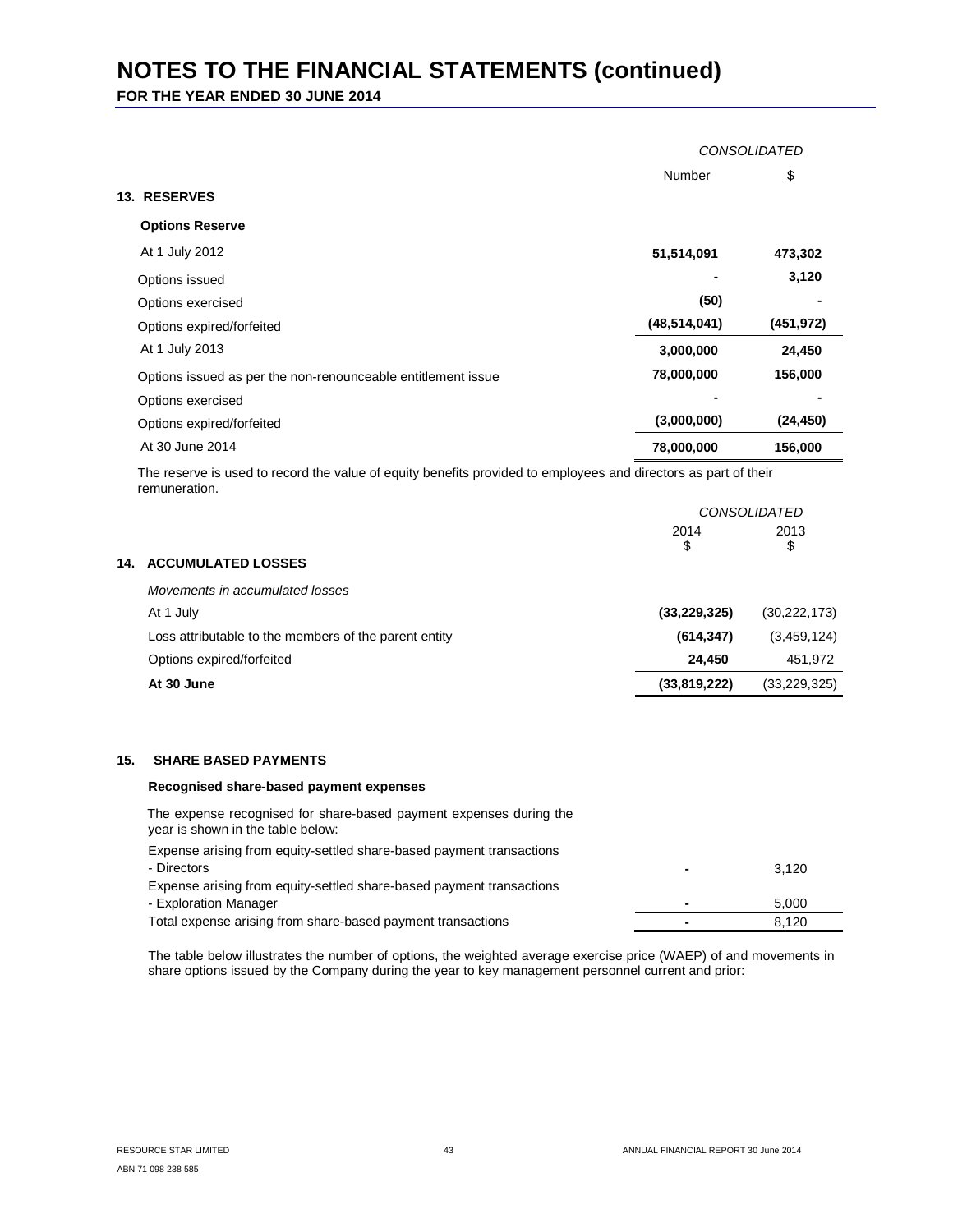# NOTES TO THE FINANCIAL STATEMENTS (continued)

**FOR THE YEAR ENDED 30 JUNE 2014**

## 13. RESERVES

| | CONSOLIDATED | |
|---|---|---|
| | Number | $ |
| **Options Reserve** | | |
| At 1 July 2012 | **51,514,091** | **473,302** |
| Options issued | **-** | **3,120** |
| Options exercised | **(50)** | **-** |
| Options expired/forfeited | **(48,514,041)** | **(451,972)** |
| At 1 July 2013 | **3,000,000** | **24,450** |
| Options issued as per the non-renounceable entitlement issue | **78,000,000** | **156,000** |
| Options exercised | **-** | **-** |
| Options expired/forfeited | **(3,000,000)** | **(24,450)** |
| At 30 June 2014 | **78,000,000** | **156,000** |

The reserve is used to record the value of equity benefits provided to employees and directors as part of their remuneration.

## 14. ACCUMULATED LOSSES

| | CONSOLIDATED | |
|---|---|---|
| | 2014<br>$ | 2013<br>$ |
| *Movements in accumulated losses* | | |
| At 1 July | **(33,229,325)** | (30,222,173) |
| Loss attributable to the members of the parent entity | **(614,347)** | (3,459,124) |
| Options expired/forfeited | **24,450** | 451,972 |
| **At 30 June** | **(33,819,222)** | (33,229,325) |

## 15. SHARE BASED PAYMENTS

**Recognised share-based payment expenses**

The expense recognised for share-based payment expenses during the year is shown in the table below:

| | 2014<br>$ | 2013<br>$ |
|---|---|---|
| Expense arising from equity-settled share-based payment transactions - Directors | **-** | 3,120 |
| Expense arising from equity-settled share-based payment transactions - Exploration Manager | **-** | 5,000 |
| Total expense arising from share-based payment transactions | **-** | 8,120 |

The table below illustrates the number of options, the weighted average exercise price (WAEP) of and movements in share options issued by the Company during the year to key management personnel current and prior: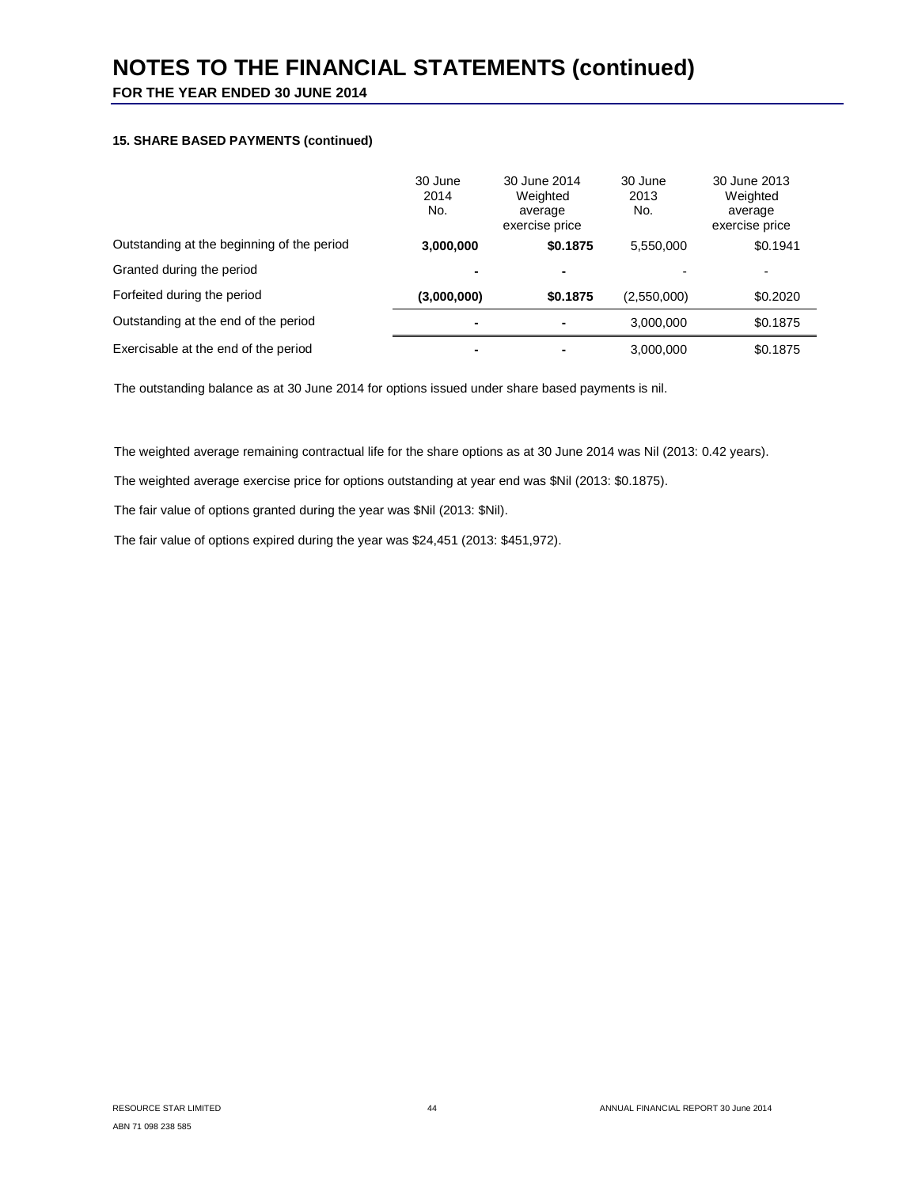# NOTES TO THE FINANCIAL STATEMENTS (continued)

**FOR THE YEAR ENDED 30 JUNE 2014**

**15. SHARE BASED PAYMENTS (continued)**

| | 30 June 2014 No. | 30 June 2014 Weighted average exercise price | 30 June 2013 No. | 30 June 2013 Weighted average exercise price |
|---|---|---|---|---|
| Outstanding at the beginning of the period | **3,000,000** | **$0.1875** | 5,550,000 | $0.1941 |
| Granted during the period | **-** | **-** | - | - |
| Forfeited during the period | **(3,000,000)** | **$0.1875** | (2,550,000) | $0.2020 |
| Outstanding at the end of the period | **-** | **-** | 3,000,000 | $0.1875 |
| Exercisable at the end of the period | **-** | **-** | 3,000,000 | $0.1875 |

The outstanding balance as at 30 June 2014 for options issued under share based payments is nil.

The weighted average remaining contractual life for the share options as at 30 June 2014 was Nil (2013: 0.42 years).

The weighted average exercise price for options outstanding at year end was $Nil (2013: $0.1875).

The fair value of options granted during the year was $Nil (2013: $Nil).

The fair value of options expired during the year was $24,451 (2013: $451,972).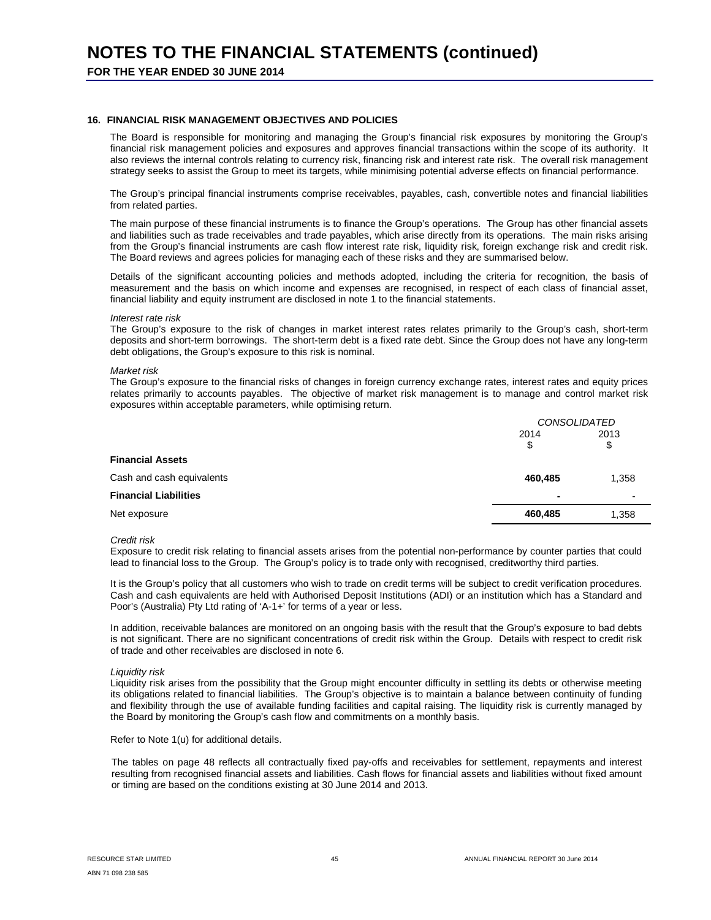# NOTES TO THE FINANCIAL STATEMENTS (continued)

**FOR THE YEAR ENDED 30 JUNE 2014**

## 16. FINANCIAL RISK MANAGEMENT OBJECTIVES AND POLICIES

The Board is responsible for monitoring and managing the Group's financial risk exposures by monitoring the Group's financial risk management policies and exposures and approves financial transactions within the scope of its authority. It also reviews the internal controls relating to currency risk, financing risk and interest rate risk. The overall risk management strategy seeks to assist the Group to meet its targets, while minimising potential adverse effects on financial performance.

The Group's principal financial instruments comprise receivables, payables, cash, convertible notes and financial liabilities from related parties.

The main purpose of these financial instruments is to finance the Group's operations. The Group has other financial assets and liabilities such as trade receivables and trade payables, which arise directly from its operations. The main risks arising from the Group's financial instruments are cash flow interest rate risk, liquidity risk, foreign exchange risk and credit risk. The Board reviews and agrees policies for managing each of these risks and they are summarised below.

Details of the significant accounting policies and methods adopted, including the criteria for recognition, the basis of measurement and the basis on which income and expenses are recognised, in respect of each class of financial asset, financial liability and equity instrument are disclosed in note 1 to the financial statements.

*Interest rate risk*
The Group's exposure to the risk of changes in market interest rates relates primarily to the Group's cash, short-term deposits and short-term borrowings. The short-term debt is a fixed rate debt. Since the Group does not have any long-term debt obligations, the Group's exposure to this risk is nominal.

*Market risk*
The Group's exposure to the financial risks of changes in foreign currency exchange rates, interest rates and equity prices relates primarily to accounts payables. The objective of market risk management is to manage and control market risk exposures within acceptable parameters, while optimising return.

| | *CONSOLIDATED* | |
|---|---|---|
| | 2014<br>$ | 2013<br>$ |
| **Financial Assets** | | |
| Cash and cash equivalents | **460,485** | 1,358 |
| **Financial Liabilities** | **-** | - |
| Net exposure | **460,485** | 1,358 |

*Credit risk*
Exposure to credit risk relating to financial assets arises from the potential non-performance by counter parties that could lead to financial loss to the Group. The Group's policy is to trade only with recognised, creditworthy third parties.

It is the Group's policy that all customers who wish to trade on credit terms will be subject to credit verification procedures. Cash and cash equivalents are held with Authorised Deposit Institutions (ADI) or an institution which has a Standard and Poor's (Australia) Pty Ltd rating of 'A-1+' for terms of a year or less.

In addition, receivable balances are monitored on an ongoing basis with the result that the Group's exposure to bad debts is not significant. There are no significant concentrations of credit risk within the Group. Details with respect to credit risk of trade and other receivables are disclosed in note 6.

*Liquidity risk*
Liquidity risk arises from the possibility that the Group might encounter difficulty in settling its debts or otherwise meeting its obligations related to financial liabilities. The Group's objective is to maintain a balance between continuity of funding and flexibility through the use of available funding facilities and capital raising. The liquidity risk is currently managed by the Board by monitoring the Group's cash flow and commitments on a monthly basis.

Refer to Note 1(u) for additional details.

The tables on page 48 reflects all contractually fixed pay-offs and receivables for settlement, repayments and interest resulting from recognised financial assets and liabilities. Cash flows for financial assets and liabilities without fixed amount or timing are based on the conditions existing at 30 June 2014 and 2013.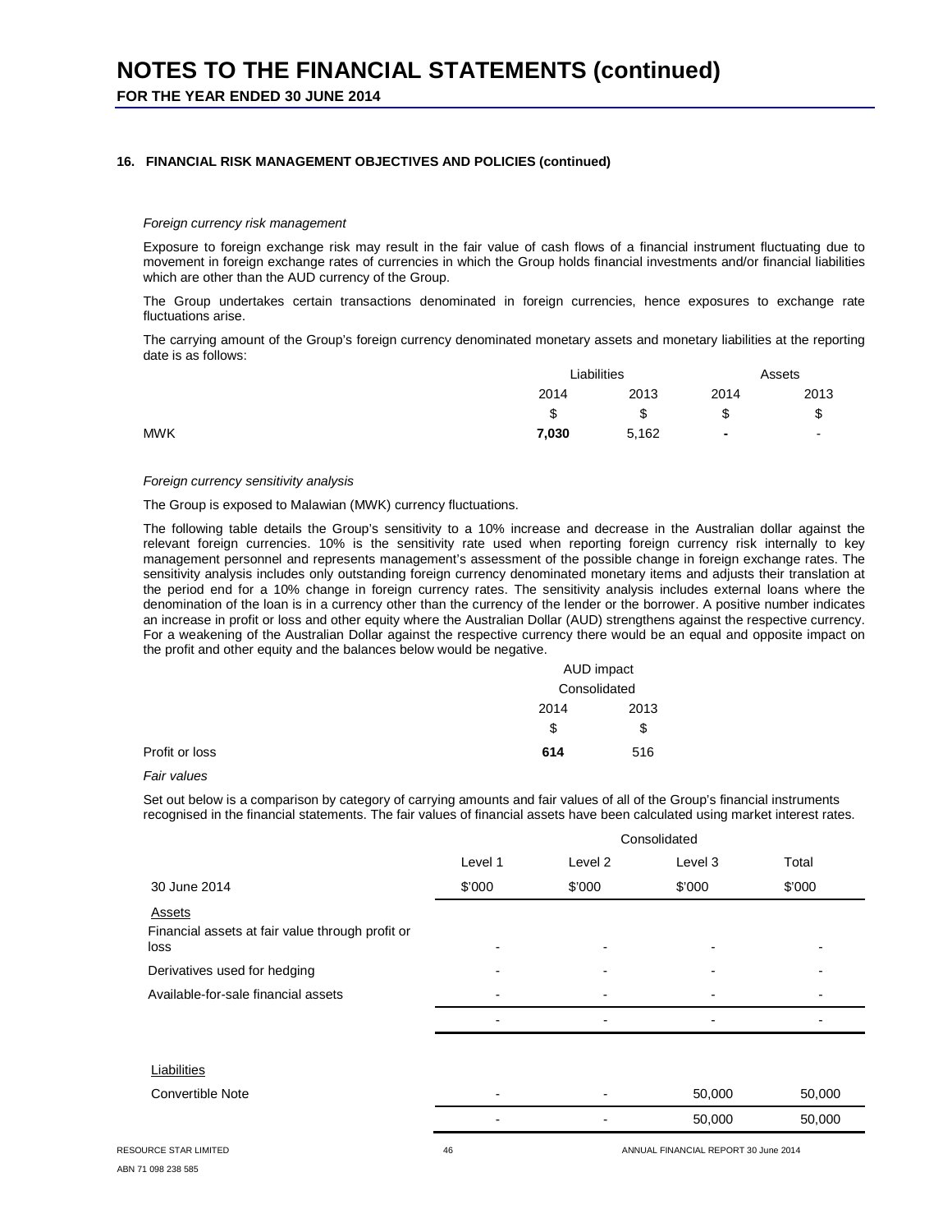# NOTES TO THE FINANCIAL STATEMENTS (continued)

**FOR THE YEAR ENDED 30 JUNE 2014**

## 16. FINANCIAL RISK MANAGEMENT OBJECTIVES AND POLICIES (continued)

*Foreign currency risk management*

Exposure to foreign exchange risk may result in the fair value of cash flows of a financial instrument fluctuating due to movement in foreign exchange rates of currencies in which the Group holds financial investments and/or financial liabilities which are other than the AUD currency of the Group.

The Group undertakes certain transactions denominated in foreign currencies, hence exposures to exchange rate fluctuations arise.

The carrying amount of the Group's foreign currency denominated monetary assets and monetary liabilities at the reporting date is as follows:

| | Liabilities | | Assets | |
|---|---|---|---|---|
| | 2014 | 2013 | 2014 | 2013 |
| | $ | $ | $ | $ |
| MWK | **7,030** | 5,162 | **-** | - |

*Foreign currency sensitivity analysis*

The Group is exposed to Malawian (MWK) currency fluctuations.

The following table details the Group's sensitivity to a 10% increase and decrease in the Australian dollar against the relevant foreign currencies. 10% is the sensitivity rate used when reporting foreign currency risk internally to key management personnel and represents management's assessment of the possible change in foreign exchange rates. The sensitivity analysis includes only outstanding foreign currency denominated monetary items and adjusts their translation at the period end for a 10% change in foreign currency rates. The sensitivity analysis includes external loans where the denomination of the loan is in a currency other than the currency of the lender or the borrower. A positive number indicates an increase in profit or loss and other equity where the Australian Dollar (AUD) strengthens against the respective currency. For a weakening of the Australian Dollar against the respective currency there would be an equal and opposite impact on the profit and other equity and the balances below would be negative.

| | AUD impact | |
|---|---|---|
| | Consolidated | |
| | 2014 | 2013 |
| | $ | $ |
| Profit or loss | **614** | 516 |

*Fair values*

Set out below is a comparison by category of carrying amounts and fair values of all of the Group's financial instruments recognised in the financial statements. The fair values of financial assets have been calculated using market interest rates.

| | Consolidated | | | |
|---|---|---|---|---|
| | Level 1 | Level 2 | Level 3 | Total |
| 30 June 2014 | $'000 | $'000 | $'000 | $'000 |
| Assets | | | | |
| Financial assets at fair value through profit or loss | - | - | - | - |
| Derivatives used for hedging | - | - | - | - |
| Available-for-sale financial assets | - | - | - | - |
| | - | - | - | - |
| Liabilities | | | | |
| Convertible Note | - | - | 50,000 | 50,000 |
| | - | - | 50,000 | 50,000 |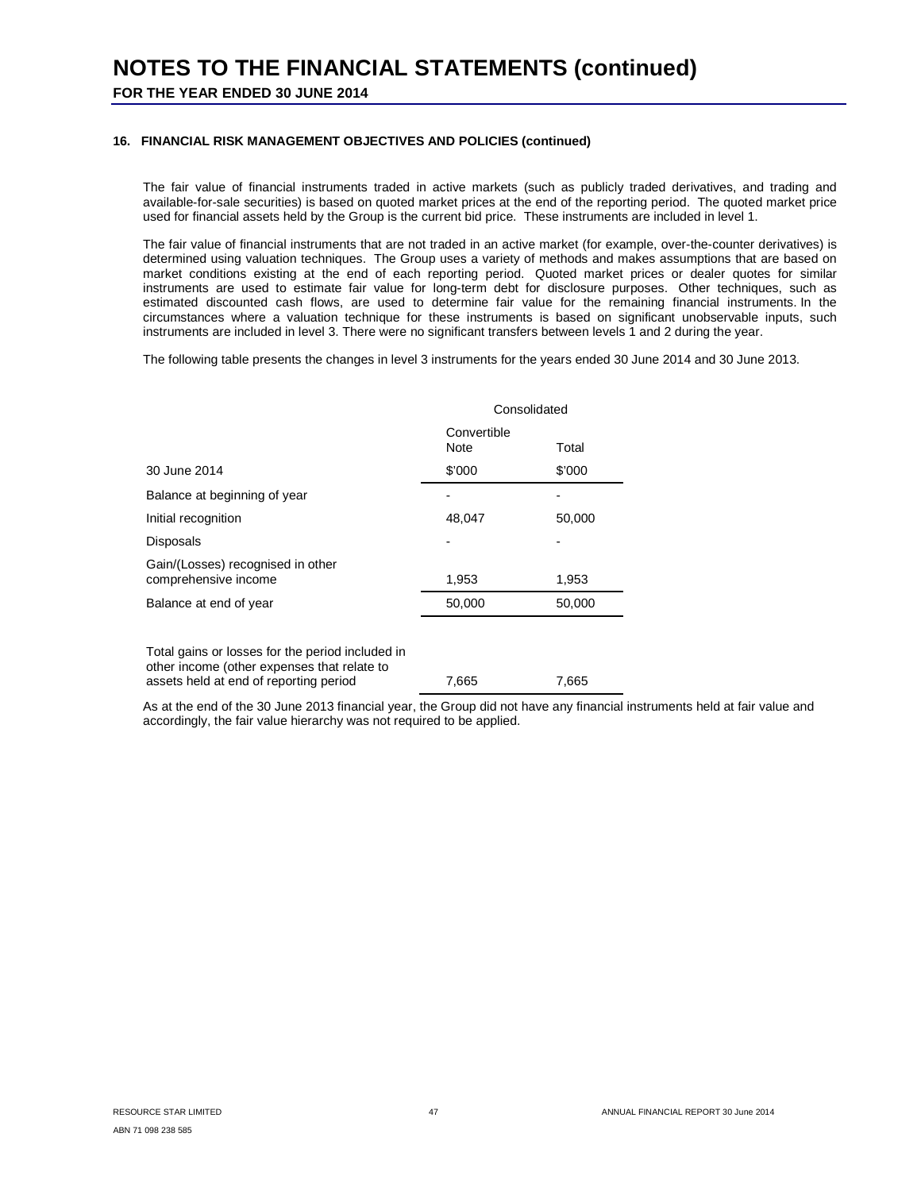# NOTES TO THE FINANCIAL STATEMENTS (continued)

**FOR THE YEAR ENDED 30 JUNE 2014**

**16. FINANCIAL RISK MANAGEMENT OBJECTIVES AND POLICIES (continued)**

The fair value of financial instruments traded in active markets (such as publicly traded derivatives, and trading and available-for-sale securities) is based on quoted market prices at the end of the reporting period. The quoted market price used for financial assets held by the Group is the current bid price. These instruments are included in level 1.

The fair value of financial instruments that are not traded in an active market (for example, over-the-counter derivatives) is determined using valuation techniques. The Group uses a variety of methods and makes assumptions that are based on market conditions existing at the end of each reporting period. Quoted market prices or dealer quotes for similar instruments are used to estimate fair value for long-term debt for disclosure purposes. Other techniques, such as estimated discounted cash flows, are used to determine fair value for the remaining financial instruments. In the circumstances where a valuation technique for these instruments is based on significant unobservable inputs, such instruments are included in level 3. There were no significant transfers between levels 1 and 2 during the year.

The following table presents the changes in level 3 instruments for the years ended 30 June 2014 and 30 June 2013.

| | Consolidated | |
|---|---|---|
| | Convertible Note | Total |
| 30 June 2014 | $'000 | $'000 |
| Balance at beginning of year | - | - |
| Initial recognition | 48,047 | 50,000 |
| Disposals | - | - |
| Gain/(Losses) recognised in other comprehensive income | 1,953 | 1,953 |
| Balance at end of year | 50,000 | 50,000 |
| | | |
| Total gains or losses for the period included in other income (other expenses that relate to assets held at end of reporting period | 7,665 | 7,665 |

As at the end of the 30 June 2013 financial year, the Group did not have any financial instruments held at fair value and accordingly, the fair value hierarchy was not required to be applied.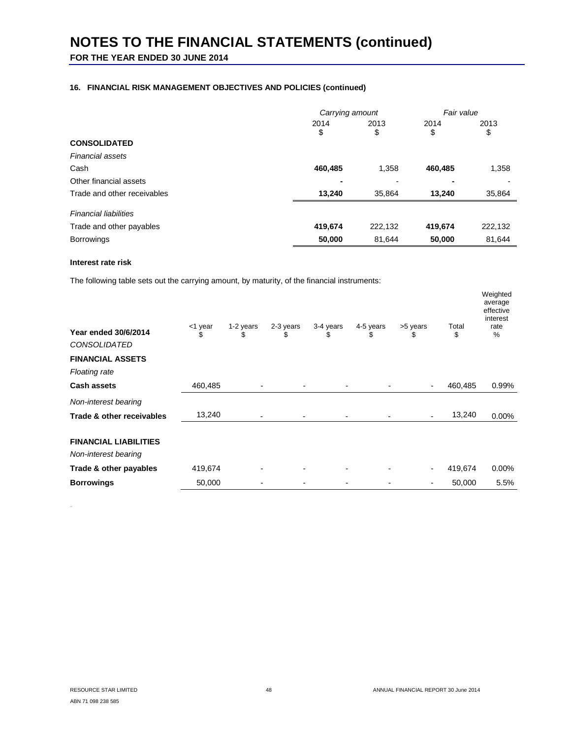# NOTES TO THE FINANCIAL STATEMENTS (continued)

**FOR THE YEAR ENDED 30 JUNE 2014**

### 16. FINANCIAL RISK MANAGEMENT OBJECTIVES AND POLICIES (continued)

| | *Carrying amount* | | *Fair value* | |
|---|---|---|---|---|
| | 2014 $ | 2013 $ | 2014 $ | 2013 $ |
| **CONSOLIDATED** | | | | |
| *Financial assets* | | | | |
| Cash | **460,485** | 1,358 | **460,485** | 1,358 |
| Other financial assets | **-** | - | **-** | - |
| Trade and other receivables | **13,240** | 35,864 | **13,240** | 35,864 |
| *Financial liabilities* | | | | |
| Trade and other payables | **419,674** | 222,132 | **419,674** | 222,132 |
| Borrowings | **50,000** | 81,644 | **50,000** | 81,644 |

**Interest rate risk**

The following table sets out the carrying amount, by maturity, of the financial instruments:

| **Year ended 30/6/2014** | <1 year $ | 1-2 years $ | 2-3 years $ | 3-4 years $ | 4-5 years $ | >5 years $ | Total $ | Weighted average effective interest rate % |
|---|---|---|---|---|---|---|---|---|
| *CONSOLIDATED* | | | | | | | | |
| **FINANCIAL ASSETS** | | | | | | | | |
| *Floating rate* | | | | | | | | |
| **Cash assets** | 460,485 | - | - | - | - | - | 460,485 | 0.99% |
| *Non-interest bearing* | | | | | | | | |
| **Trade & other receivables** | 13,240 | - | - | - | - | - | 13,240 | 0.00% |
| **FINANCIAL LIABILITIES** | | | | | | | | |
| *Non-interest bearing* | | | | | | | | |
| **Trade & other payables** | 419,674 | - | - | - | - | - | 419,674 | 0.00% |
| **Borrowings** | 50,000 | - | - | - | - | - | 50,000 | 5.5% |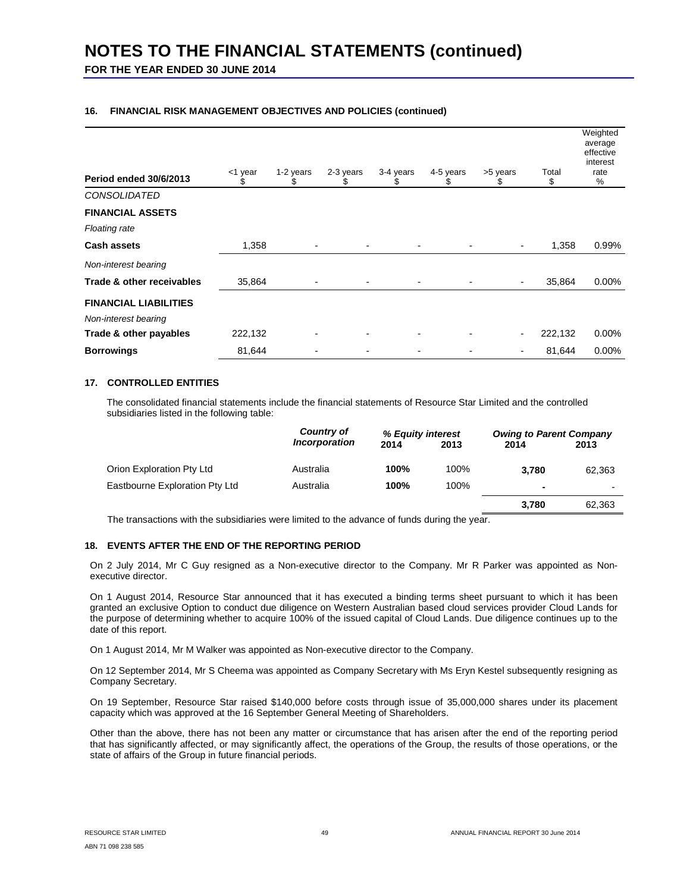# NOTES TO THE FINANCIAL STATEMENTS (continued)

**FOR THE YEAR ENDED 30 JUNE 2014**

### 16. FINANCIAL RISK MANAGEMENT OBJECTIVES AND POLICIES (continued)

| Period ended 30/6/2013 | <1 year $ | 1-2 years $ | 2-3 years $ | 3-4 years $ | 4-5 years $ | >5 years $ | Total $ | Weighted average effective interest rate % |
|---|---|---|---|---|---|---|---|---|
| *CONSOLIDATED* | | | | | | | | |
| **FINANCIAL ASSETS** | | | | | | | | |
| *Floating rate* | | | | | | | | |
| **Cash assets** | 1,358 | - | - | - | - | - | 1,358 | 0.99% |
| *Non-interest bearing* | | | | | | | | |
| **Trade & other receivables** | 35,864 | - | - | - | - | - | 35,864 | 0.00% |
| **FINANCIAL LIABILITIES** | | | | | | | | |
| *Non-interest bearing* | | | | | | | | |
| **Trade & other payables** | 222,132 | - | - | - | - | - | 222,132 | 0.00% |
| **Borrowings** | 81,644 | - | - | - | - | - | 81,644 | 0.00% |

### 17. CONTROLLED ENTITIES

The consolidated financial statements include the financial statements of Resource Star Limited and the controlled subsidiaries listed in the following table:

| | ***Country of Incorporation*** | ***% Equity interest*** | | ***Owing to Parent Company*** | |
|---|---|---|---|---|---|
| | | **2014** | **2013** | **2014** | **2013** |
| Orion Exploration Pty Ltd | Australia | **100%** | 100% | **3,780** | 62,363 |
| Eastbourne Exploration Pty Ltd | Australia | **100%** | 100% | **-** | - |
| | | | | **3,780** | 62,363 |

The transactions with the subsidiaries were limited to the advance of funds during the year.

### 18. EVENTS AFTER THE END OF THE REPORTING PERIOD

On 2 July 2014, Mr C Guy resigned as a Non-executive director to the Company. Mr R Parker was appointed as Non-executive director.

On 1 August 2014, Resource Star announced that it has executed a binding terms sheet pursuant to which it has been granted an exclusive Option to conduct due diligence on Western Australian based cloud services provider Cloud Lands for the purpose of determining whether to acquire 100% of the issued capital of Cloud Lands. Due diligence continues up to the date of this report.

On 1 August 2014, Mr M Walker was appointed as Non-executive director to the Company.

On 12 September 2014, Mr S Cheema was appointed as Company Secretary with Ms Eryn Kestel subsequently resigning as Company Secretary.

On 19 September, Resource Star raised $140,000 before costs through issue of 35,000,000 shares under its placement capacity which was approved at the 16 September General Meeting of Shareholders.

Other than the above, there has not been any matter or circumstance that has arisen after the end of the reporting period that has significantly affected, or may significantly affect, the operations of the Group, the results of those operations, or the state of affairs of the Group in future financial periods.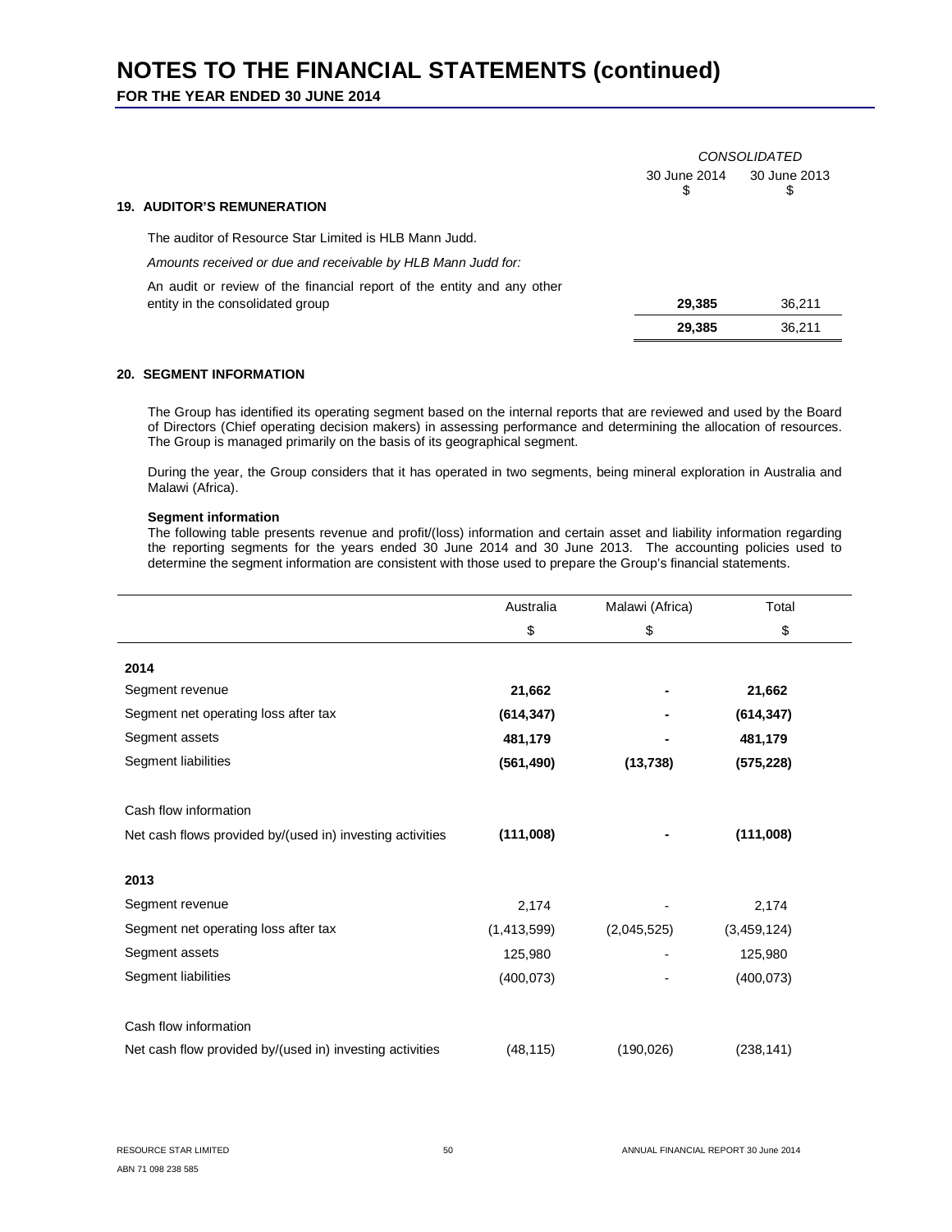# NOTES TO THE FINANCIAL STATEMENTS (continued)

**FOR THE YEAR ENDED 30 JUNE 2014**

| | CONSOLIDATED | |
|---|---|---|
| | 30 June 2014 $ | 30 June 2013 $ |
| **19. AUDITOR'S REMUNERATION** | | |
| The auditor of Resource Star Limited is HLB Mann Judd. | | |
| *Amounts received or due and receivable by HLB Mann Judd for:* | | |
| An audit or review of the financial report of the entity and any other entity in the consolidated group | **29,385** | 36,211 |
| | **29,385** | 36,211 |

### 20. SEGMENT INFORMATION

The Group has identified its operating segment based on the internal reports that are reviewed and used by the Board of Directors (Chief operating decision makers) in assessing performance and determining the allocation of resources. The Group is managed primarily on the basis of its geographical segment.

During the year, the Group considers that it has operated in two segments, being mineral exploration in Australia and Malawi (Africa).

**Segment information**

The following table presents revenue and profit/(loss) information and certain asset and liability information regarding the reporting segments for the years ended 30 June 2014 and 30 June 2013. The accounting policies used to determine the segment information are consistent with those used to prepare the Group's financial statements.

| | Australia | Malawi (Africa) | Total |
|---|---|---|---|
| | $ | $ | $ |
| **2014** | | | |
| Segment revenue | **21,662** | **-** | **21,662** |
| Segment net operating loss after tax | **(614,347)** | **-** | **(614,347)** |
| Segment assets | **481,179** | **-** | **481,179** |
| Segment liabilities | **(561,490)** | **(13,738)** | **(575,228)** |
| Cash flow information | | | |
| Net cash flows provided by/(used in) investing activities | **(111,008)** | **-** | **(111,008)** |
| **2013** | | | |
| Segment revenue | 2,174 | - | 2,174 |
| Segment net operating loss after tax | (1,413,599) | (2,045,525) | (3,459,124) |
| Segment assets | 125,980 | - | 125,980 |
| Segment liabilities | (400,073) | - | (400,073) |
| Cash flow information | | | |
| Net cash flow provided by/(used in) investing activities | (48,115) | (190,026) | (238,141) |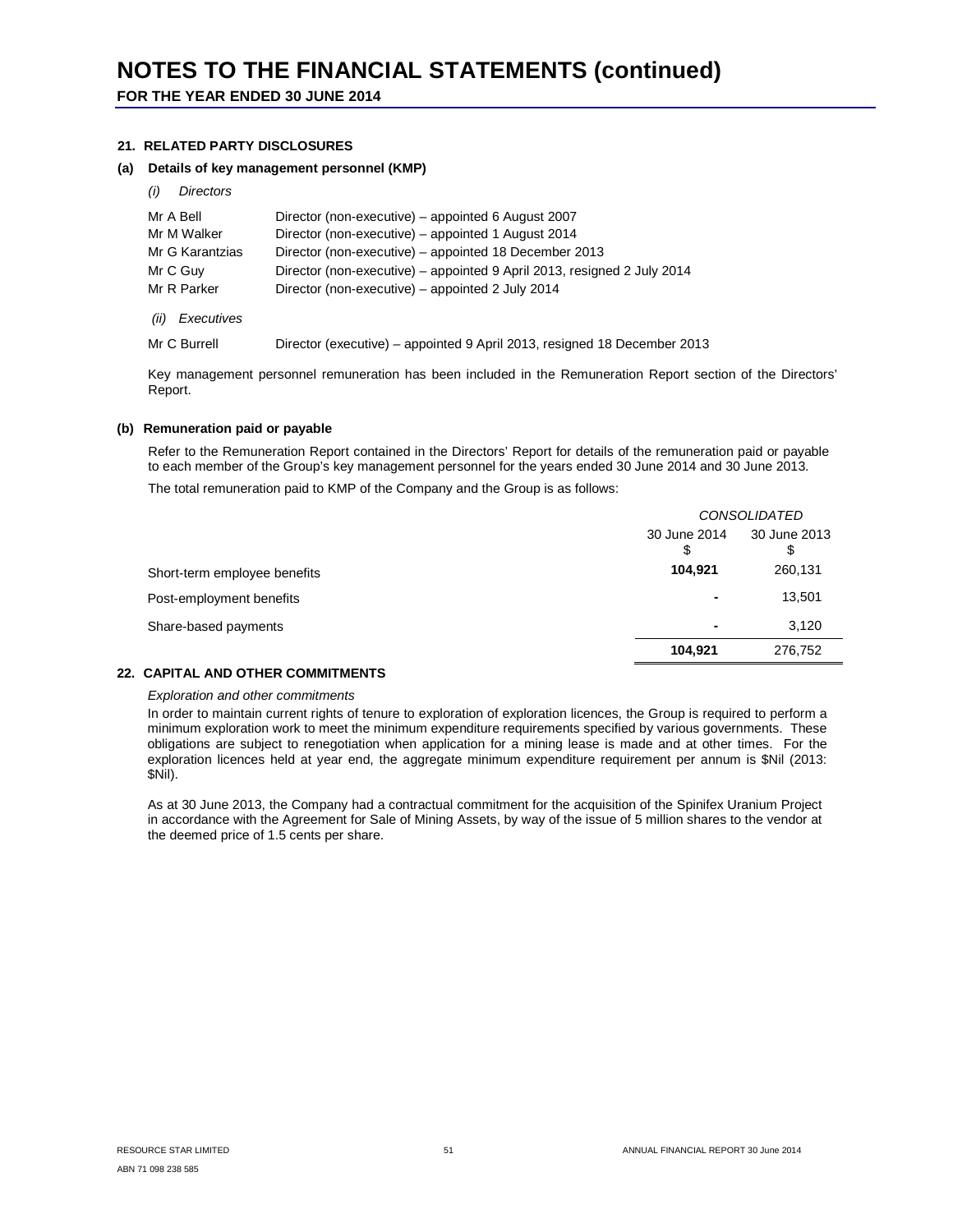# NOTES TO THE FINANCIAL STATEMENTS (continued)

**FOR THE YEAR ENDED 30 JUNE 2014**

### 21. RELATED PARTY DISCLOSURES

#### (a) Details of key management personnel (KMP)

*(i) Directors*

| | |
|---|---|
| Mr A Bell | Director (non-executive) – appointed 6 August 2007 |
| Mr M Walker | Director (non-executive) – appointed 1 August 2014 |
| Mr G Karantzias | Director (non-executive) – appointed 18 December 2013 |
| Mr C Guy | Director (non-executive) – appointed 9 April 2013, resigned 2 July 2014 |
| Mr R Parker | Director (non-executive) – appointed 2 July 2014 |

*(ii) Executives*

| | |
|---|---|
| Mr C Burrell | Director (executive) – appointed 9 April 2013, resigned 18 December 2013 |

Key management personnel remuneration has been included in the Remuneration Report section of the Directors' Report.

#### (b) Remuneration paid or payable

Refer to the Remuneration Report contained in the Directors' Report for details of the remuneration paid or payable to each member of the Group's key management personnel for the years ended 30 June 2014 and 30 June 2013.

The total remuneration paid to KMP of the Company and the Group is as follows:

| | *CONSOLIDATED* | |
|---|---|---|
| | 30 June 2014 $ | 30 June 2013 $ |
| Short-term employee benefits | **104,921** | 260,131 |
| Post-employment benefits | **-** | 13,501 |
| Share-based payments | **-** | 3,120 |
| | **104,921** | 276,752 |

### 22. CAPITAL AND OTHER COMMITMENTS

*Exploration and other commitments*

In order to maintain current rights of tenure to exploration of exploration licences, the Group is required to perform a minimum exploration work to meet the minimum expenditure requirements specified by various governments. These obligations are subject to renegotiation when application for a mining lease is made and at other times. For the exploration licences held at year end, the aggregate minimum expenditure requirement per annum is $Nil (2013: $Nil).

As at 30 June 2013, the Company had a contractual commitment for the acquisition of the Spinifex Uranium Project in accordance with the Agreement for Sale of Mining Assets, by way of the issue of 5 million shares to the vendor at the deemed price of 1.5 cents per share.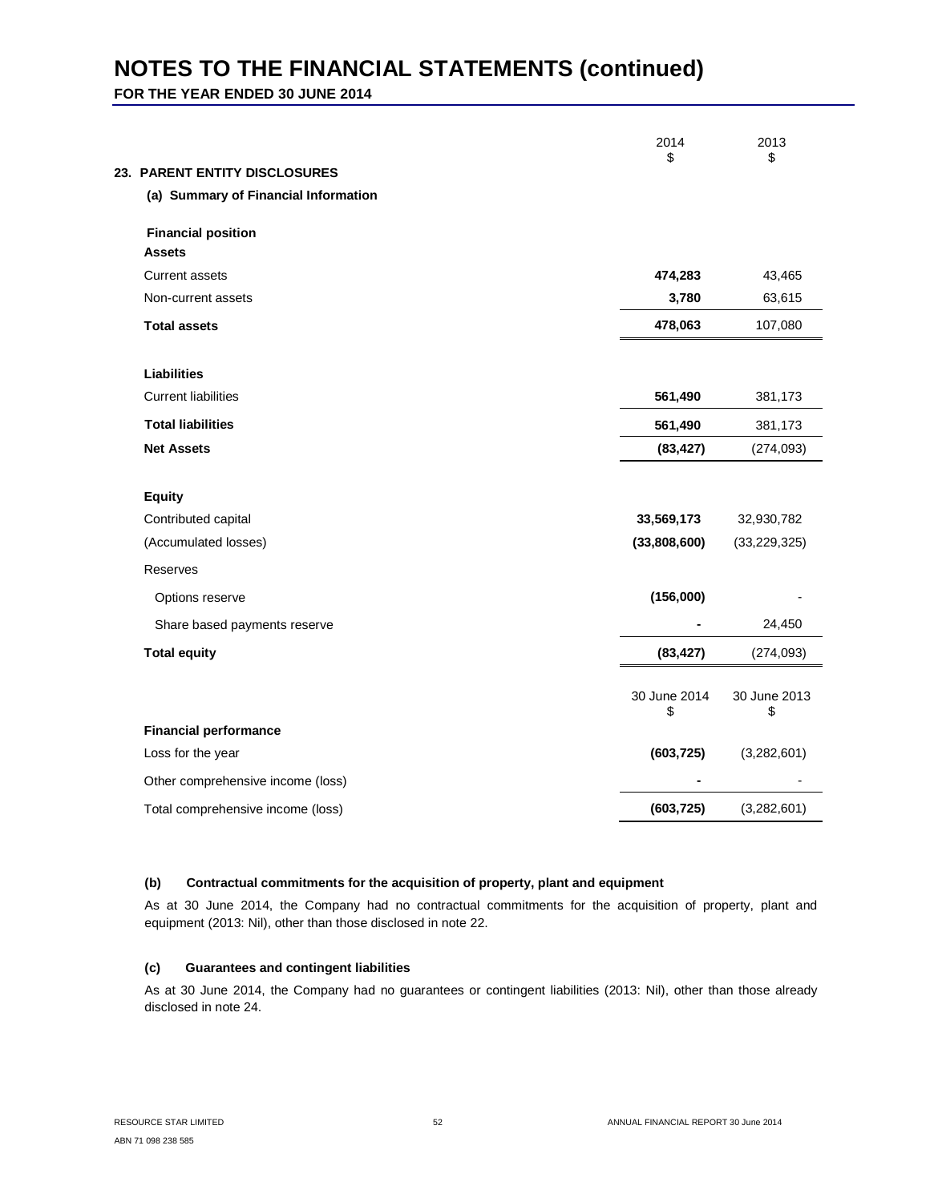# NOTES TO THE FINANCIAL STATEMENTS (continued)

**FOR THE YEAR ENDED 30 JUNE 2014**

## 23. PARENT ENTITY DISCLOSURES

### (a) Summary of Financial Information

| | 2014 $ | 2013 $ |
|---|---|---|
| **Financial position** | | |
| **Assets** | | |
| Current assets | **474,283** | 43,465 |
| Non-current assets | **3,780** | 63,615 |
| **Total assets** | **478,063** | 107,080 |
| **Liabilities** | | |
| Current liabilities | **561,490** | 381,173 |
| **Total liabilities** | **561,490** | 381,173 |
| **Net Assets** | **(83,427)** | (274,093) |
| **Equity** | | |
| Contributed capital | **33,569,173** | 32,930,782 |
| (Accumulated losses) | **(33,808,600)** | (33,229,325) |
| Reserves | | |
| Options reserve | **(156,000)** | - |
| Share based payments reserve | **-** | 24,450 |
| **Total equity** | **(83,427)** | (274,093) |

| | 30 June 2014 $ | 30 June 2013 $ |
|---|---|---|
| **Financial performance** | | |
| Loss for the year | **(603,725)** | (3,282,601) |
| Other comprehensive income (loss) | **-** | - |
| Total comprehensive income (loss) | **(603,725)** | (3,282,601) |

### (b) Contractual commitments for the acquisition of property, plant and equipment

As at 30 June 2014, the Company had no contractual commitments for the acquisition of property, plant and equipment (2013: Nil), other than those disclosed in note 22.

### (c) Guarantees and contingent liabilities

As at 30 June 2014, the Company had no guarantees or contingent liabilities (2013: Nil), other than those already disclosed in note 24.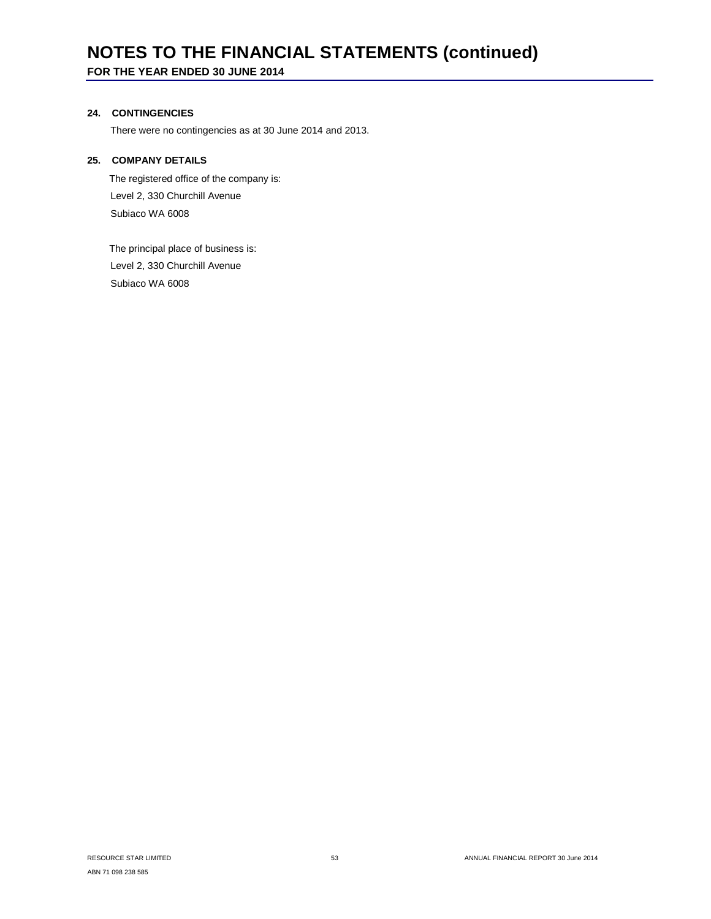# NOTES TO THE FINANCIAL STATEMENTS (continued)

**FOR THE YEAR ENDED 30 JUNE 2014**

**24. CONTINGENCIES**

There were no contingencies as at 30 June 2014 and 2013.

**25. COMPANY DETAILS**

The registered office of the company is:

Level 2, 330 Churchill Avenue
Subiaco WA 6008

The principal place of business is:

Level 2, 330 Churchill Avenue
Subiaco WA 6008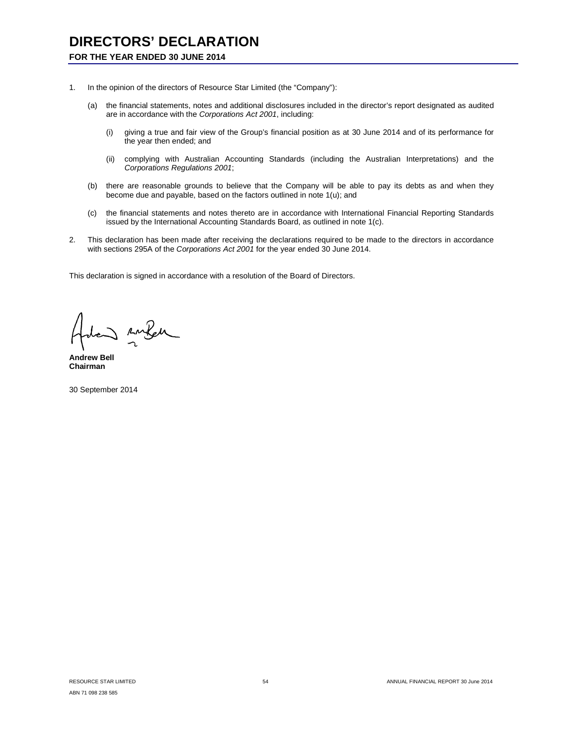# DIRECTORS' DECLARATION

**FOR THE YEAR ENDED 30 JUNE 2014**

1. In the opinion of the directors of Resource Star Limited (the "Company"):

   (a) the financial statements, notes and additional disclosures included in the director's report designated as audited are in accordance with the *Corporations Act 2001*, including:

      (i) giving a true and fair view of the Group's financial position as at 30 June 2014 and of its performance for the year then ended; and

      (ii) complying with Australian Accounting Standards (including the Australian Interpretations) and the *Corporations Regulations 2001*;

   (b) there are reasonable grounds to believe that the Company will be able to pay its debts as and when they become due and payable, based on the factors outlined in note 1(u); and

   (c) the financial statements and notes thereto are in accordance with International Financial Reporting Standards issued by the International Accounting Standards Board, as outlined in note 1(c).

2. This declaration has been made after receiving the declarations required to be made to the directors in accordance with sections 295A of the *Corporations Act 2001* for the year ended 30 June 2014.

This declaration is signed in accordance with a resolution of the Board of Directors.

**Andrew Bell**
**Chairman**

30 September 2014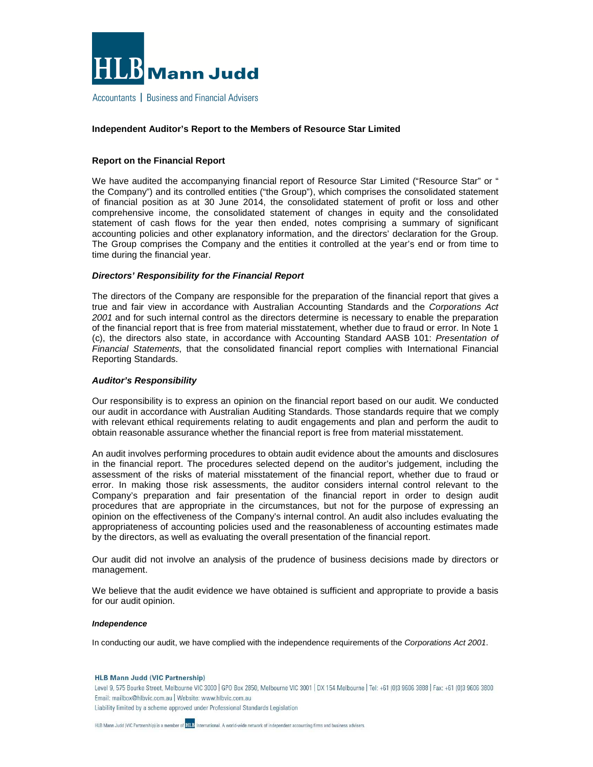# HLB Mann Judd

Accountants | Business and Financial Advisers

## Independent Auditor's Report to the Members of Resource Star Limited

### Report on the Financial Report

We have audited the accompanying financial report of Resource Star Limited ("Resource Star" or " the Company") and its controlled entities ("the Group"), which comprises the consolidated statement of financial position as at 30 June 2014, the consolidated statement of profit or loss and other comprehensive income, the consolidated statement of changes in equity and the consolidated statement of cash flows for the year then ended, notes comprising a summary of significant accounting policies and other explanatory information, and the directors' declaration for the Group. The Group comprises the Company and the entities it controlled at the year's end or from time to time during the financial year.

### *Directors' Responsibility for the Financial Report*

The directors of the Company are responsible for the preparation of the financial report that gives a true and fair view in accordance with Australian Accounting Standards and the *Corporations Act 2001* and for such internal control as the directors determine is necessary to enable the preparation of the financial report that is free from material misstatement, whether due to fraud or error. In Note 1 (c), the directors also state, in accordance with Accounting Standard AASB 101: *Presentation of Financial Statements*, that the consolidated financial report complies with International Financial Reporting Standards.

### *Auditor's Responsibility*

Our responsibility is to express an opinion on the financial report based on our audit. We conducted our audit in accordance with Australian Auditing Standards. Those standards require that we comply with relevant ethical requirements relating to audit engagements and plan and perform the audit to obtain reasonable assurance whether the financial report is free from material misstatement.

An audit involves performing procedures to obtain audit evidence about the amounts and disclosures in the financial report. The procedures selected depend on the auditor's judgement, including the assessment of the risks of material misstatement of the financial report, whether due to fraud or error. In making those risk assessments, the auditor considers internal control relevant to the Company's preparation and fair presentation of the financial report in order to design audit procedures that are appropriate in the circumstances, but not for the purpose of expressing an opinion on the effectiveness of the Company's internal control. An audit also includes evaluating the appropriateness of accounting policies used and the reasonableness of accounting estimates made by the directors, as well as evaluating the overall presentation of the financial report.

Our audit did not involve an analysis of the prudence of business decisions made by directors or management.

We believe that the audit evidence we have obtained is sufficient and appropriate to provide a basis for our audit opinion.

#### *Independence*

In conducting our audit, we have complied with the independence requirements of the *Corporations Act 2001*.

**HLB Mann Judd (VIC Partnership)**
Level 9, 575 Bourke Street, Melbourne VIC 3000 | GPO Box 2850, Melbourne VIC 3001 | DX 154 Melbourne | Tel: +61 (0)3 9606 3888 | Fax: +61 (0)3 9606 3800
Email: mailbox@hlbvic.com.au | Website: www.hlbvic.com.au
Liability limited by a scheme approved under Professional Standards Legislation

HLB Mann Judd (VIC Partnership) is a member of HLB International. A world-wide network of independent accounting firms and business advisers.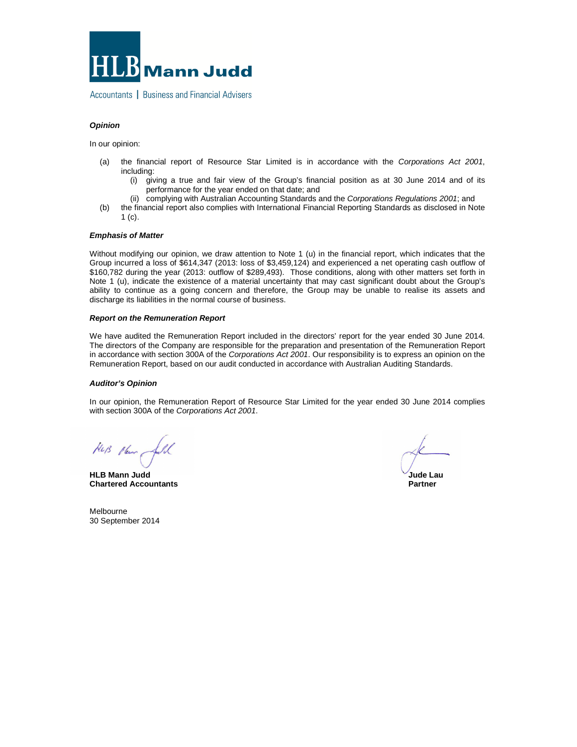HLB Mann Judd

Accountants | Business and Financial Advisers

***Opinion***

In our opinion:

(a) the financial report of Resource Star Limited is in accordance with the *Corporations Act 2001*, including:
   (i) giving a true and fair view of the Group's financial position as at 30 June 2014 and of its performance for the year ended on that date; and
   (ii) complying with Australian Accounting Standards and the *Corporations Regulations 2001*; and

(b) the financial report also complies with International Financial Reporting Standards as disclosed in Note 1 (c).

***Emphasis of Matter***

Without modifying our opinion, we draw attention to Note 1 (u) in the financial report, which indicates that the Group incurred a loss of $614,347 (2013: loss of $3,459,124) and experienced a net operating cash outflow of $160,782 during the year (2013: outflow of $289,493). Those conditions, along with other matters set forth in Note 1 (u), indicate the existence of a material uncertainty that may cast significant doubt about the Group's ability to continue as a going concern and therefore, the Group may be unable to realise its assets and discharge its liabilities in the normal course of business.

***Report on the Remuneration Report***

We have audited the Remuneration Report included in the directors' report for the year ended 30 June 2014. The directors of the Company are responsible for the preparation and presentation of the Remuneration Report in accordance with section 300A of the *Corporations Act 2001*. Our responsibility is to express an opinion on the Remuneration Report, based on our audit conducted in accordance with Australian Auditing Standards.

***Auditor's Opinion***

In our opinion, the Remuneration Report of Resource Star Limited for the year ended 30 June 2014 complies with section 300A of the *Corporations Act 2001*.

**HLB Mann Judd**
**Chartered Accountants**

**Jude Lau**
**Partner**

Melbourne
30 September 2014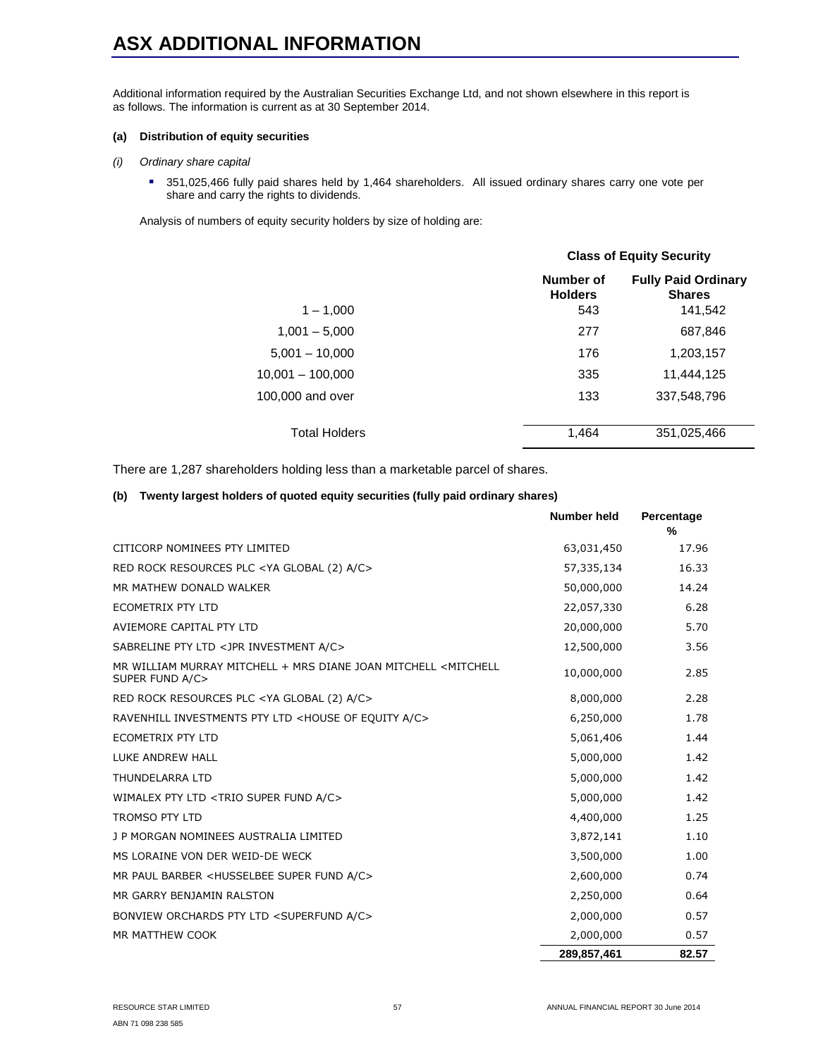# ASX ADDITIONAL INFORMATION

Additional information required by the Australian Securities Exchange Ltd, and not shown elsewhere in this report is as follows. The information is current as at 30 September 2014.

**(a) Distribution of equity securities**

*(i) Ordinary share capital*

- 351,025,466 fully paid shares held by 1,464 shareholders. All issued ordinary shares carry one vote per share and carry the rights to dividends.

Analysis of numbers of equity security holders by size of holding are:

| | Class of Equity Security | |
|---|---|---|
| | Number of Holders | Fully Paid Ordinary Shares |
| 1 – 1,000 | 543 | 141,542 |
| 1,001 – 5,000 | 277 | 687,846 |
| 5,001 – 10,000 | 176 | 1,203,157 |
| 10,001 – 100,000 | 335 | 11,444,125 |
| 100,000 and over | 133 | 337,548,796 |
| Total Holders | 1,464 | 351,025,466 |

There are 1,287 shareholders holding less than a marketable parcel of shares.

**(b) Twenty largest holders of quoted equity securities (fully paid ordinary shares)**

| | Number held | Percentage % |
|---|---|---|
| CITICORP NOMINEES PTY LIMITED | 63,031,450 | 17.96 |
| RED ROCK RESOURCES PLC <YA GLOBAL (2) A/C> | 57,335,134 | 16.33 |
| MR MATHEW DONALD WALKER | 50,000,000 | 14.24 |
| ECOMETRIX PTY LTD | 22,057,330 | 6.28 |
| AVIEMORE CAPITAL PTY LTD | 20,000,000 | 5.70 |
| SABRELINE PTY LTD <JPR INVESTMENT A/C> | 12,500,000 | 3.56 |
| MR WILLIAM MURRAY MITCHELL + MRS DIANE JOAN MITCHELL <MITCHELL SUPER FUND A/C> | 10,000,000 | 2.85 |
| RED ROCK RESOURCES PLC <YA GLOBAL (2) A/C> | 8,000,000 | 2.28 |
| RAVENHILL INVESTMENTS PTY LTD <HOUSE OF EQUITY A/C> | 6,250,000 | 1.78 |
| ECOMETRIX PTY LTD | 5,061,406 | 1.44 |
| LUKE ANDREW HALL | 5,000,000 | 1.42 |
| THUNDELARRA LTD | 5,000,000 | 1.42 |
| WIMALEX PTY LTD <TRIO SUPER FUND A/C> | 5,000,000 | 1.42 |
| TROMSO PTY LTD | 4,400,000 | 1.25 |
| J P MORGAN NOMINEES AUSTRALIA LIMITED | 3,872,141 | 1.10 |
| MS LORAINE VON DER WEID-DE WECK | 3,500,000 | 1.00 |
| MR PAUL BARBER <HUSSELBEE SUPER FUND A/C> | 2,600,000 | 0.74 |
| MR GARRY BENJAMIN RALSTON | 2,250,000 | 0.64 |
| BONVIEW ORCHARDS PTY LTD <SUPERFUND A/C> | 2,000,000 | 0.57 |
| MR MATTHEW COOK | 2,000,000 | 0.57 |
| | **289,857,461** | **82.57** |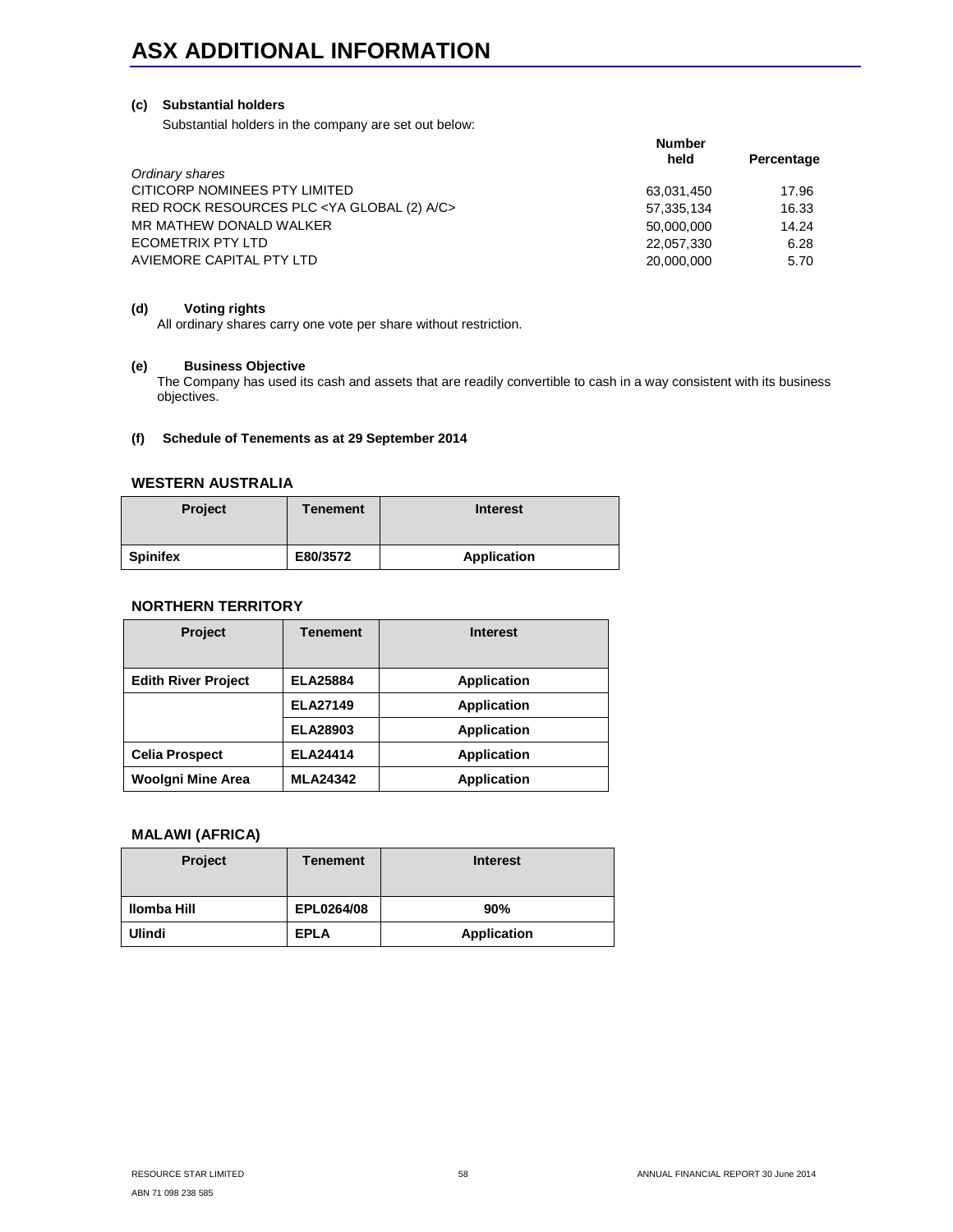# ASX ADDITIONAL INFORMATION

**(c) Substantial holders**

Substantial holders in the company are set out below:

| | Number held | Percentage |
|---|---|---|
| *Ordinary shares* | | |
| CITICORP NOMINEES PTY LIMITED | 63,031,450 | 17.96 |
| RED ROCK RESOURCES PLC <YA GLOBAL (2) A/C> | 57,335,134 | 16.33 |
| MR MATHEW DONALD WALKER | 50,000,000 | 14.24 |
| ECOMETRIX PTY LTD | 22,057,330 | 6.28 |
| AVIEMORE CAPITAL PTY LTD | 20,000,000 | 5.70 |

**(d) Voting rights**

All ordinary shares carry one vote per share without restriction.

**(e) Business Objective**

The Company has used its cash and assets that are readily convertible to cash in a way consistent with its business objectives.

**(f) Schedule of Tenements as at 29 September 2014**

### WESTERN AUSTRALIA

| Project | Tenement | Interest |
|---|---|---|
| **Spinifex** | **E80/3572** | **Application** |

### NORTHERN TERRITORY

| Project | Tenement | Interest |
|---|---|---|
| **Edith River Project** | **ELA25884** | **Application** |
| | **ELA27149** | **Application** |
| | **ELA28903** | **Application** |
| **Celia Prospect** | **ELA24414** | **Application** |
| **Woolgni Mine Area** | **MLA24342** | **Application** |

### MALAWI (AFRICA)

| Project | Tenement | Interest |
|---|---|---|
| **Ilomba Hill** | **EPL0264/08** | **90%** |
| **Ulindi** | **EPLA** | **Application** |